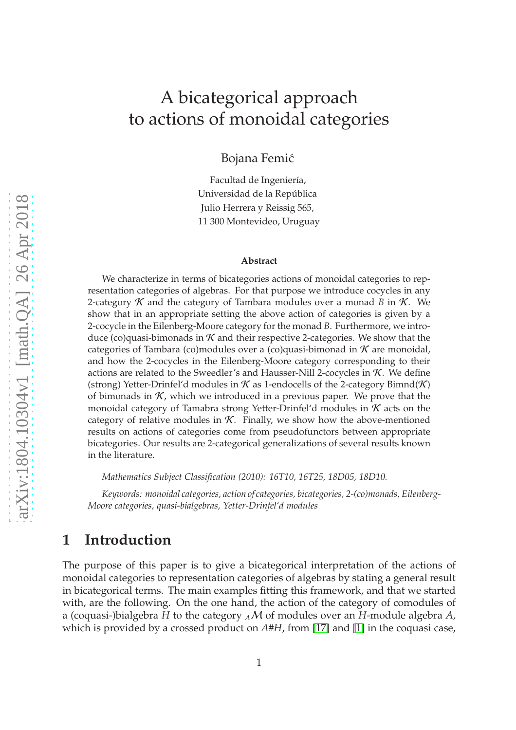# A bicategorical approach to actions of monoidal categories

Bojana Femić

Facultad de Ingeniería,
Universidad de la República
Julio Herrera y Reissig 565,
11 300 Montevideo, Uruguay

**Abstract**

We characterize in terms of bicategories actions of monoidal categories to representation categories of algebras. For that purpose we introduce cocycles in any 2-category $\mathcal{K}$ and the category of Tambara modules over a monad $B$ in $\mathcal{K}$. We show that in an appropriate setting the above action of categories is given by a 2-cocycle in the Eilenberg-Moore category for the monad $B$. Furthermore, we introduce (co)quasi-bimonads in $\mathcal{K}$ and their respective 2-categories. We show that the categories of Tambara (co)modules over a (co)quasi-bimonad in $\mathcal{K}$ are monoidal, and how the 2-cocycles in the Eilenberg-Moore category corresponding to their actions are related to the Sweedler's and Hausser-Nill 2-cocycles in $\mathcal{K}$. We define (strong) Yetter-Drinfel'd modules in $\mathcal{K}$ as 1-endocells of the 2-category Bimnd($\mathcal{K}$) of bimonads in $\mathcal{K}$, which we introduced in a previous paper. We prove that the monoidal category of Tamabra strong Yetter-Drinfel'd modules in $\mathcal{K}$ acts on the category of relative modules in $\mathcal{K}$. Finally, we show how the above-mentioned results on actions of categories come from pseudofunctors between appropriate bicategories. Our results are 2-categorical generalizations of several results known in the literature.

*Mathematics Subject Classification (2010): 16T10, 16T25, 18D05, 18D10.*

*Keywords: monoidal categories, action of categories, bicategories, 2-(co)monads, Eilenberg-Moore categories, quasi-bialgebras, Yetter-Drinfel'd modules*

## 1 Introduction

The purpose of this paper is to give a bicategorical interpretation of the actions of monoidal categories to representation categories of algebras by stating a general result in bicategorical terms. The main examples fitting this framework, and that we started with, are the following. On the one hand, the action of the category of comodules of a (coquasi-)bialgebra $H$ to the category ${}_A\mathcal{M}$ of modules over an $H$-module algebra $A$, which is provided by a crossed product on $A\#H$, from [17] and [1] in the coquasi case,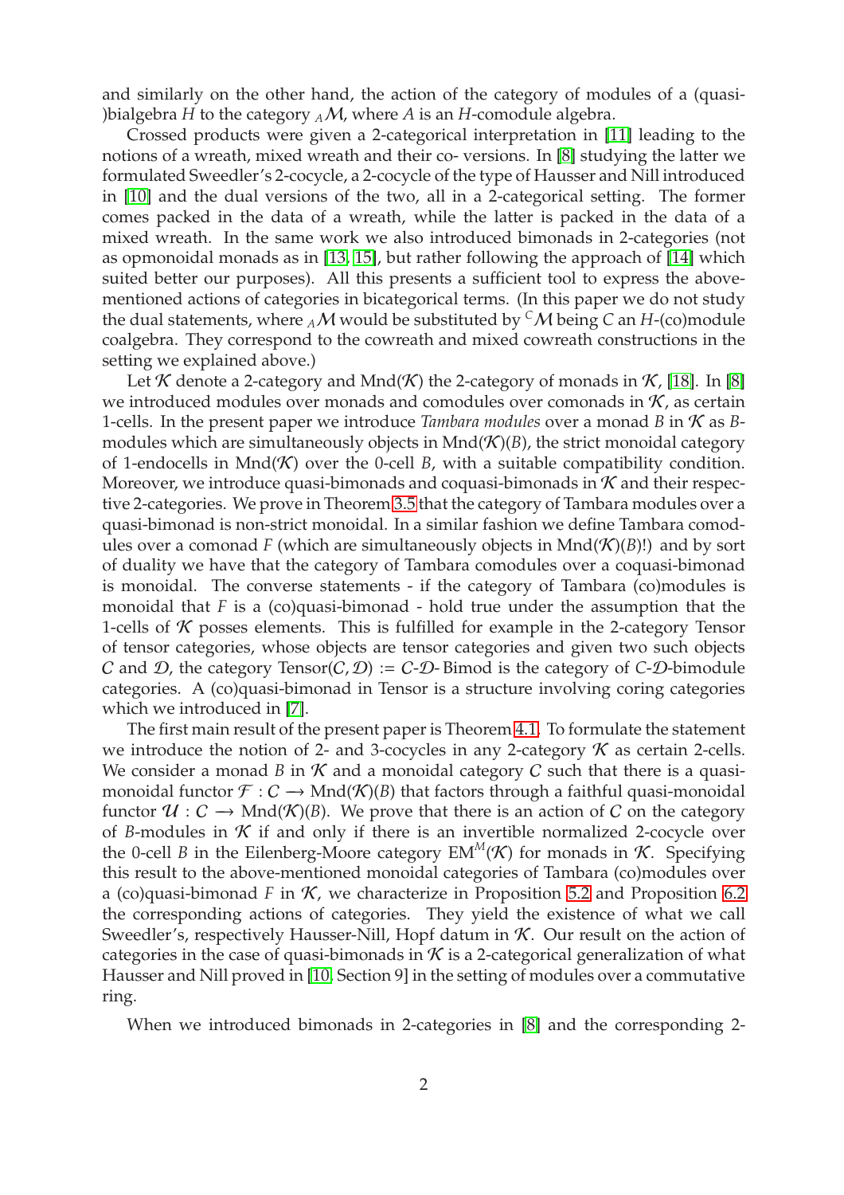and similarly on the other hand, the action of the category of modules of a (quasi-)bialgebra $H$ to the category ${}_A\mathcal{M}$, where $A$ is an $H$-comodule algebra.

Crossed products were given a 2-categorical interpretation in [11] leading to the notions of a wreath, mixed wreath and their co- versions. In [8] studying the latter we formulated Sweedler's 2-cocycle, a 2-cocycle of the type of Hausser and Nill introduced in [10] and the dual versions of the two, all in a 2-categorical setting. The former comes packed in the data of a wreath, while the latter is packed in the data of a mixed wreath. In the same work we also introduced bimonads in 2-categories (not as opmonoidal monads as in [13, 15], but rather following the approach of [14] which suited better our purposes). All this presents a sufficient tool to express the above-mentioned actions of categories in bicategorical terms. (In this paper we do not study the dual statements, where ${}_A\mathcal{M}$ would be substituted by ${}^C\mathcal{M}$ being $C$ an $H$-(co)module coalgebra. They correspond to the cowreath and mixed cowreath constructions in the setting we explained above.)

Let $\mathcal{K}$ denote a 2-category and $\operatorname{Mnd}(\mathcal{K})$ the 2-category of monads in $\mathcal{K}$, [18]. In [8] we introduced modules over monads and comodules over comonads in $\mathcal{K}$, as certain 1-cells. In the present paper we introduce *Tambara modules* over a monad $B$ in $\mathcal{K}$ as $B$-modules which are simultaneously objects in $\operatorname{Mnd}(\mathcal{K})(B)$, the strict monoidal category of 1-endocells in $\operatorname{Mnd}(\mathcal{K})$ over the 0-cell $B$, with a suitable compatibility condition. Moreover, we introduce quasi-bimonads and coquasi-bimonads in $\mathcal{K}$ and their respective 2-categories. We prove in Theorem 3.5 that the category of Tambara modules over a quasi-bimonad is non-strict monoidal. In a similar fashion we define Tambara comodules over a comonad $F$ (which are simultaneously objects in $\operatorname{Mnd}(\mathcal{K})(B)$!) and by sort of duality we have that the category of Tambara comodules over a coquasi-bimonad is monoidal. The converse statements - if the category of Tambara (co)modules is monoidal that $F$ is a (co)quasi-bimonad - hold true under the assumption that the 1-cells of $\mathcal{K}$ posses elements. This is fulfilled for example in the 2-category Tensor of tensor categories, whose objects are tensor categories and given two such objects $\mathcal{C}$ and $\mathcal{D}$, the category $\operatorname{Tensor}(\mathcal{C}, \mathcal{D}) := \mathcal{C}$-$\mathcal{D}$-Bimod is the category of $\mathcal{C}$-$\mathcal{D}$-bimodule categories. A (co)quasi-bimonad in Tensor is a structure involving coring categories which we introduced in [7].

The first main result of the present paper is Theorem 4.1. To formulate the statement we introduce the notion of 2- and 3-cocycles in any 2-category $\mathcal{K}$ as certain 2-cells. We consider a monad $B$ in $\mathcal{K}$ and a monoidal category $\mathcal{C}$ such that there is a quasi-monoidal functor $\mathcal{F} : \mathcal{C} \longrightarrow \operatorname{Mnd}(\mathcal{K})(B)$ that factors through a faithful quasi-monoidal functor $\mathcal{U} : \mathcal{C} \longrightarrow \operatorname{Mnd}(\mathcal{K})(B)$. We prove that there is an action of $\mathcal{C}$ on the category of $B$-modules in $\mathcal{K}$ if and only if there is an invertible normalized 2-cocycle over the 0-cell $B$ in the Eilenberg-Moore category $\operatorname{EM}^M(\mathcal{K})$ for monads in $\mathcal{K}$. Specifying this result to the above-mentioned monoidal categories of Tambara (co)modules over a (co)quasi-bimonad $F$ in $\mathcal{K}$, we characterize in Proposition 5.2 and Proposition 6.2 the corresponding actions of categories. They yield the existence of what we call Sweedler's, respectively Hausser-Nill, Hopf datum in $\mathcal{K}$. Our result on the action of categories in the case of quasi-bimonads in $\mathcal{K}$ is a 2-categorical generalization of what Hausser and Nill proved in [10, Section 9] in the setting of modules over a commutative ring.

When we introduced bimonads in 2-categories in [8] and the corresponding 2-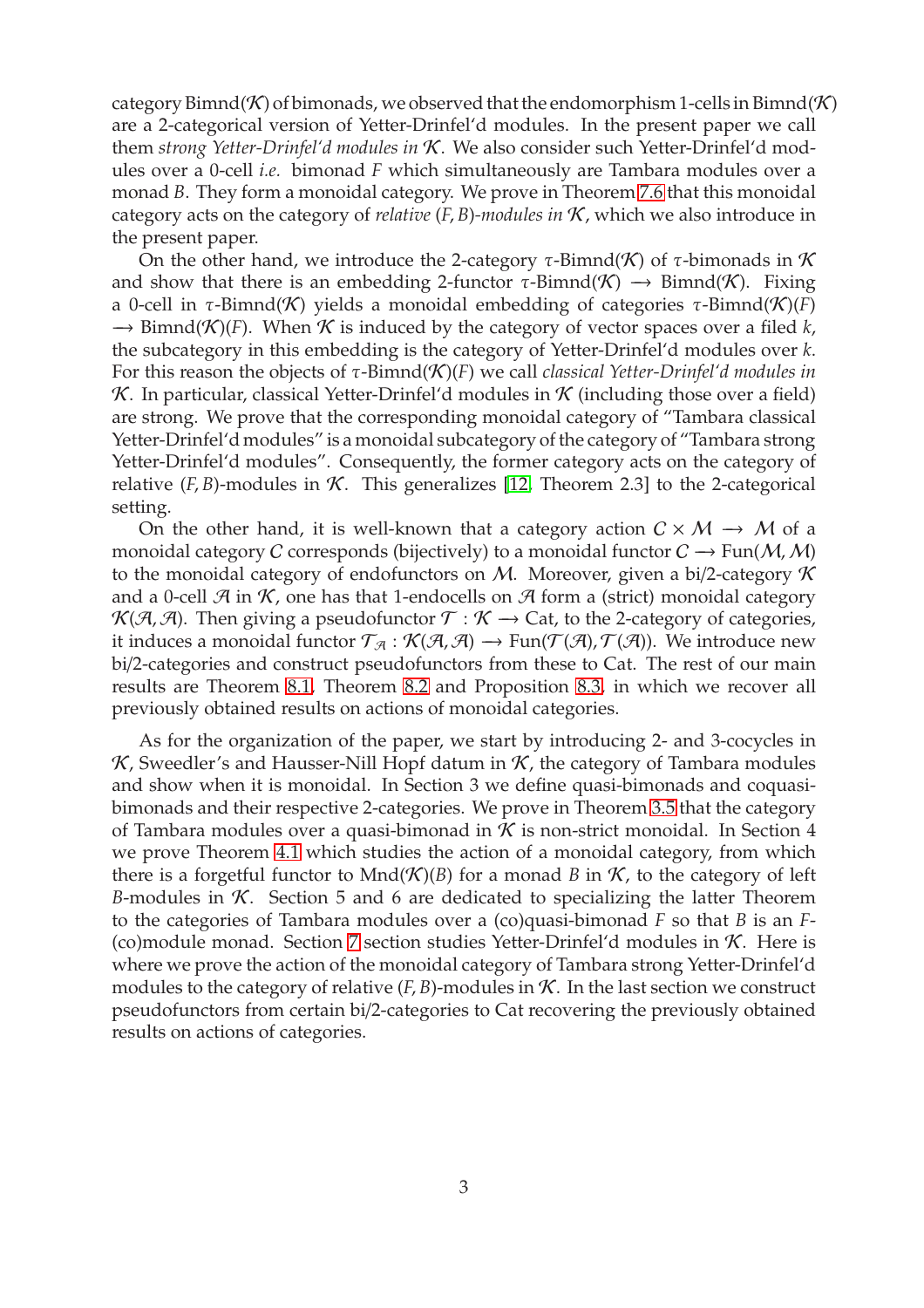category Bimnd($\mathcal{K}$) of bimonads, we observed that the endomorphism 1-cells in Bimnd($\mathcal{K}$) are a 2-categorical version of Yetter-Drinfel'd modules. In the present paper we call them *strong Yetter-Drinfel'd modules in* $\mathcal{K}$. We also consider such Yetter-Drinfel'd modules over a 0-cell *i.e.* bimonad $F$ which simultaneously are Tambara modules over a monad $B$. They form a monoidal category. We prove in Theorem 7.6 that this monoidal category acts on the category of *relative* $(F, B)$*-modules in* $\mathcal{K}$, which we also introduce in the present paper.

On the other hand, we introduce the 2-category $\tau$-Bimnd($\mathcal{K}$) of $\tau$-bimonads in $\mathcal{K}$ and show that there is an embedding 2-functor $\tau\text{-Bimnd}(\mathcal{K}) \longrightarrow \text{Bimnd}(\mathcal{K})$. Fixing a 0-cell in $\tau$-Bimnd($\mathcal{K}$) yields a monoidal embedding of categories $\tau\text{-Bimnd}(\mathcal{K})(F) \longrightarrow \text{Bimnd}(\mathcal{K})(F)$. When $\mathcal{K}$ is induced by the category of vector spaces over a filed $k$, the subcategory in this embedding is the category of Yetter-Drinfel'd modules over $k$. For this reason the objects of $\tau\text{-Bimnd}(\mathcal{K})(F)$ we call *classical Yetter-Drinfel'd modules in* $\mathcal{K}$. In particular, classical Yetter-Drinfel'd modules in $\mathcal{K}$ (including those over a field) are strong. We prove that the corresponding monoidal category of "Tambara classical Yetter-Drinfel'd modules" is a monoidal subcategory of the category of "Tambara strong Yetter-Drinfel'd modules". Consequently, the former category acts on the category of relative $(F, B)$-modules in $\mathcal{K}$. This generalizes [12, Theorem 2.3] to the 2-categorical setting.

On the other hand, it is well-known that a category action $\mathcal{C} \times \mathcal{M} \longrightarrow \mathcal{M}$ of a monoidal category $\mathcal{C}$ corresponds (bijectively) to a monoidal functor $\mathcal{C} \longrightarrow \text{Fun}(\mathcal{M}, \mathcal{M})$ to the monoidal category of endofunctors on $\mathcal{M}$. Moreover, given a bi/2-category $\mathcal{K}$ and a 0-cell $\mathcal{A}$ in $\mathcal{K}$, one has that 1-endocells on $\mathcal{A}$ form a (strict) monoidal category $\mathcal{K}(\mathcal{A}, \mathcal{A})$. Then giving a pseudofunctor $\mathcal{T} : \mathcal{K} \longrightarrow \text{Cat}$, to the 2-category of categories, it induces a monoidal functor $\mathcal{T}_{\mathcal{A}} : \mathcal{K}(\mathcal{A}, \mathcal{A}) \longrightarrow \text{Fun}(\mathcal{T}(\mathcal{A}), \mathcal{T}(\mathcal{A}))$. We introduce new bi/2-categories and construct pseudofunctors from these to Cat. The rest of our main results are Theorem 8.1, Theorem 8.2 and Proposition 8.3, in which we recover all previously obtained results on actions of monoidal categories.

As for the organization of the paper, we start by introducing 2- and 3-cocycles in $\mathcal{K}$, Sweedler's and Hausser-Nill Hopf datum in $\mathcal{K}$, the category of Tambara modules and show when it is monoidal. In Section 3 we define quasi-bimonads and coquasi-bimonads and their respective 2-categories. We prove in Theorem 3.5 that the category of Tambara modules over a quasi-bimonad in $\mathcal{K}$ is non-strict monoidal. In Section 4 we prove Theorem 4.1 which studies the action of a monoidal category, from which there is a forgetful functor to $\text{Mnd}(\mathcal{K})(B)$ for a monad $B$ in $\mathcal{K}$, to the category of left $B$-modules in $\mathcal{K}$. Section 5 and 6 are dedicated to specializing the latter Theorem to the categories of Tambara modules over a (co)quasi-bimonad $F$ so that $B$ is an $F$-(co)module monad. Section 7 section studies Yetter-Drinfel'd modules in $\mathcal{K}$. Here is where we prove the action of the monoidal category of Tambara strong Yetter-Drinfel'd modules to the category of relative $(F, B)$-modules in $\mathcal{K}$. In the last section we construct pseudofunctors from certain bi/2-categories to Cat recovering the previously obtained results on actions of categories.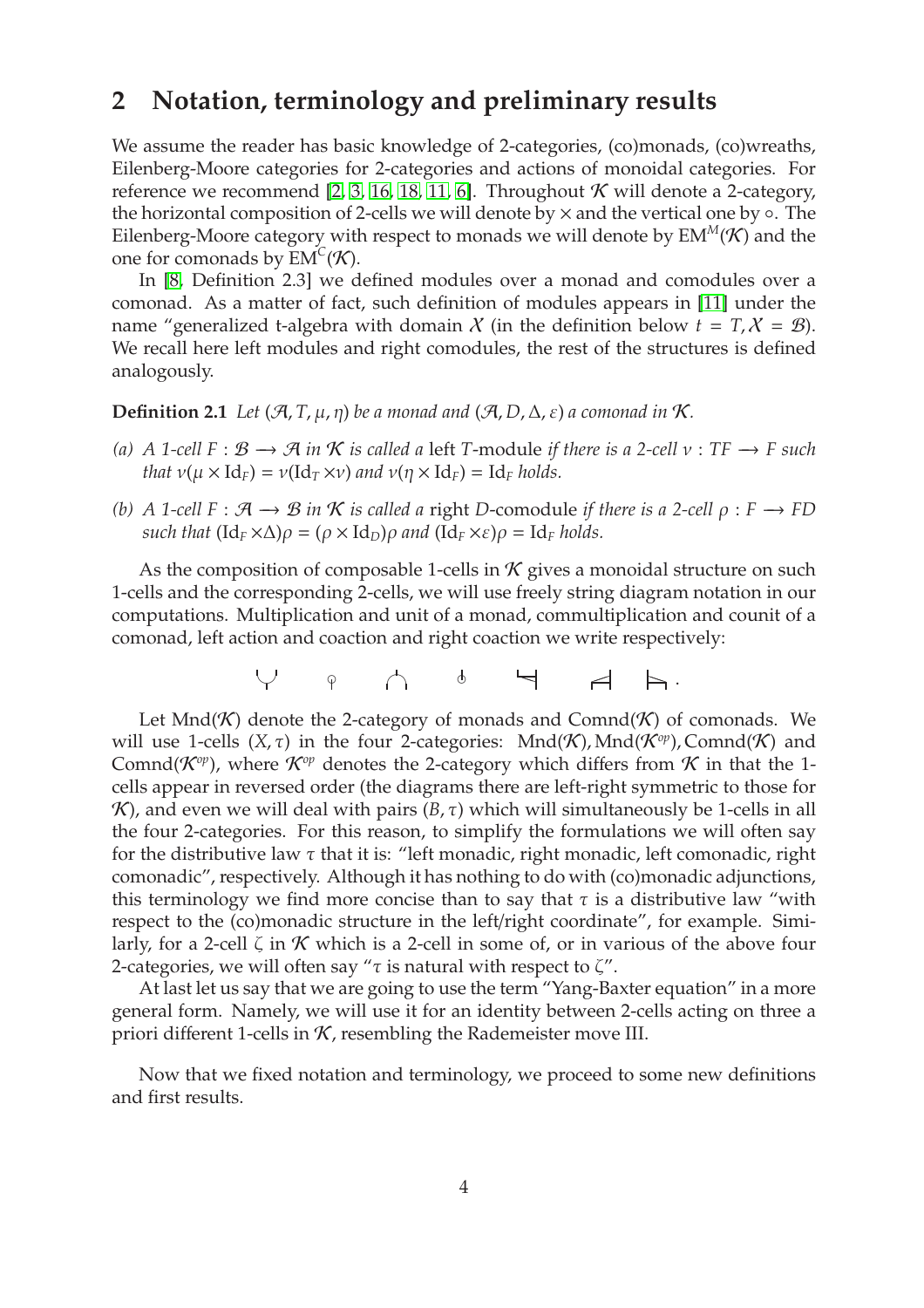## 2 Notation, terminology and preliminary results

We assume the reader has basic knowledge of 2-categories, (co)monads, (co)wreaths, Eilenberg-Moore categories for 2-categories and actions of monoidal categories. For reference we recommend [2, 3, 16, 18, 11, 6]. Throughout $\mathcal{K}$ will denote a 2-category, the horizontal composition of 2-cells we will denote by $\times$ and the vertical one by $\circ$. The Eilenberg-Moore category with respect to monads we will denote by $\mathrm{EM}^M(\mathcal{K})$ and the one for comonads by $\mathrm{EM}^C(\mathcal{K})$.

In [8, Definition 2.3] we defined modules over a monad and comodules over a comonad. As a matter of fact, such definition of modules appears in [11] under the name "generalized t-algebra with domain $\mathcal{X}$ (in the definition below $t = T, \mathcal{X} = \mathcal{B}$). We recall here left modules and right comodules, the rest of the structures is defined analogously.

**Definition 2.1** *Let $(\mathcal{A}, T, \mu, \eta)$ be a monad and $(\mathcal{A}, D, \Delta, \varepsilon)$ a comonad in $\mathcal{K}$.*

*(a) A 1-cell $F : \mathcal{B} \longrightarrow \mathcal{A}$ in $\mathcal{K}$ is called a* left $T$-module *if there is a 2-cell $\nu : TF \longrightarrow F$ such that $\nu(\mu \times \mathrm{Id}_F) = \nu(\mathrm{Id}_T \times \nu)$ and $\nu(\eta \times \mathrm{Id}_F) = \mathrm{Id}_F$ holds.*

*(b) A 1-cell $F : \mathcal{A} \longrightarrow \mathcal{B}$ in $\mathcal{K}$ is called a* right $D$-comodule *if there is a 2-cell $\rho : F \longrightarrow FD$ such that $(\mathrm{Id}_F \times \Delta)\rho = (\rho \times \mathrm{Id}_D)\rho$ and $(\mathrm{Id}_F \times \varepsilon)\rho = \mathrm{Id}_F$ holds.*

As the composition of composable 1-cells in $\mathcal{K}$ gives a monoidal structure on such 1-cells and the corresponding 2-cells, we will use freely string diagram notation in our computations. Multiplication and unit of a monad, commultiplication and counit of a comonad, left action and coaction and right coaction we write respectively:

[string diagrams]

Let $\mathrm{Mnd}(\mathcal{K})$ denote the 2-category of monads and $\mathrm{Comnd}(\mathcal{K})$ of comonads. We will use 1-cells $(X, \tau)$ in the four 2-categories: $\mathrm{Mnd}(\mathcal{K}), \mathrm{Mnd}(\mathcal{K}^{op}), \mathrm{Comnd}(\mathcal{K})$ and $\mathrm{Comnd}(\mathcal{K}^{op})$, where $\mathcal{K}^{op}$ denotes the 2-category which differs from $\mathcal{K}$ in that the 1-cells appear in reversed order (the diagrams there are left-right symmetric to those for $\mathcal{K}$), and even we will deal with pairs $(B, \tau)$ which will simultaneously be 1-cells in all the four 2-categories. For this reason, to simplify the formulations we will often say for the distributive law $\tau$ that it is: "left monadic, right monadic, left comonadic, right comonadic", respectively. Although it has nothing to do with (co)monadic adjunctions, this terminology we find more concise than to say that $\tau$ is a distributive law "with respect to the (co)monadic structure in the left/right coordinate", for example. Similarly, for a 2-cell $\zeta$ in $\mathcal{K}$ which is a 2-cell in some of, or in various of the above four 2-categories, we will often say "$\tau$ is natural with respect to $\zeta$".

At last let us say that we are going to use the term "Yang-Baxter equation" in a more general form. Namely, we will use it for an identity between 2-cells acting on three a priori different 1-cells in $\mathcal{K}$, resembling the Rademeister move III.

Now that we fixed notation and terminology, we proceed to some new definitions and first results.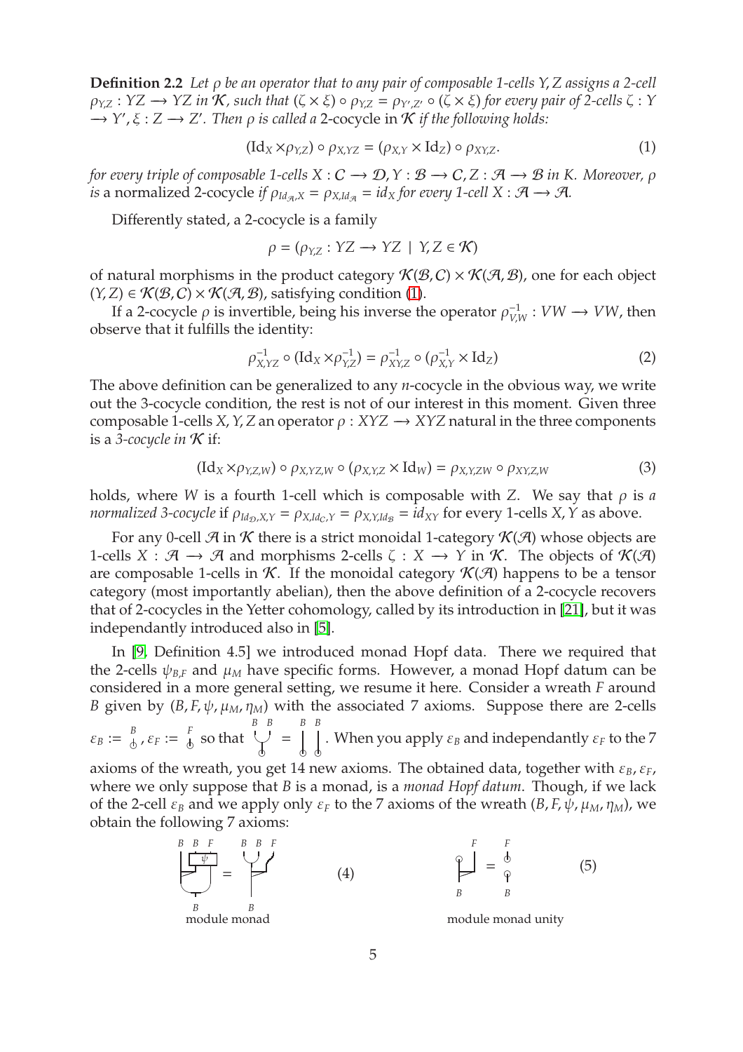**Definition 2.2** *Let $\rho$ be an operator that to any pair of composable 1-cells $Y, Z$ assigns a 2-cell $\rho_{Y,Z} : YZ \longrightarrow YZ$ in $\mathcal{K}$, such that $(\zeta \times \xi) \circ \rho_{Y,Z} = \rho_{Y',Z'} \circ (\zeta \times \xi)$ for every pair of 2-cells $\zeta : Y \longrightarrow Y', \xi : Z \longrightarrow Z'$. Then $\rho$ is called a* 2-cocycle in $\mathcal{K}$ *if the following holds:*

$$(\mathrm{Id}_X \times \rho_{Y,Z}) \circ \rho_{X,YZ} = (\rho_{X,Y} \times \mathrm{Id}_Z) \circ \rho_{XY,Z}. \tag{1}$$

*for every triple of composable 1-cells $X : \mathcal{C} \longrightarrow \mathcal{D}, Y : \mathcal{B} \longrightarrow \mathcal{C}, Z : \mathcal{A} \longrightarrow \mathcal{B}$ in K. Moreover, $\rho$ is* a normalized 2-cocycle *if $\rho_{Id_{\mathcal{A}},X} = \rho_{X,Id_{\mathcal{A}}} = id_X$ for every 1-cell $X : \mathcal{A} \longrightarrow \mathcal{A}$.*

Differently stated, a 2-cocycle is a family

$$\rho = (\rho_{Y,Z} : YZ \longrightarrow YZ \mid Y, Z \in \mathcal{K})$$

of natural morphisms in the product category $\mathcal{K}(\mathcal{B}, \mathcal{C}) \times \mathcal{K}(\mathcal{A}, \mathcal{B})$, one for each object $(Y, Z) \in \mathcal{K}(\mathcal{B}, \mathcal{C}) \times \mathcal{K}(\mathcal{A}, \mathcal{B})$, satisfying condition (1).

If a 2-cocycle $\rho$ is invertible, being his inverse the operator $\rho^{-1}_{V,W} : VW \longrightarrow VW$, then observe that it fulfills the identity:

$$\rho^{-1}_{X,YZ} \circ (\mathrm{Id}_X \times \rho^{-1}_{Y,Z}) = \rho^{-1}_{XY,Z} \circ (\rho^{-1}_{X,Y} \times \mathrm{Id}_Z) \tag{2}$$

The above definition can be generalized to any $n$-cocycle in the obvious way, we write out the 3-cocycle condition, the rest is not of our interest in this moment. Given three composable 1-cells $X, Y, Z$ an operator $\rho : XYZ \longrightarrow XYZ$ natural in the three components is a *3-cocycle in* $\mathcal{K}$ if:

$$(\mathrm{Id}_X \times \rho_{Y,Z,W}) \circ \rho_{X,YZ,W} \circ (\rho_{X,Y,Z} \times \mathrm{Id}_W) = \rho_{X,Y,ZW} \circ \rho_{XY,Z,W} \tag{3}$$

holds, where $W$ is a fourth 1-cell which is composable with $Z$. We say that $\rho$ is *a normalized 3-cocycle* if $\rho_{Id_{\mathcal{D}},X,Y} = \rho_{X,Id_{\mathcal{C}},Y} = \rho_{X,Y,Id_{\mathcal{B}}} = id_{XY}$ for every 1-cells $X, Y$ as above.

For any 0-cell $\mathcal{A}$ in $\mathcal{K}$ there is a strict monoidal 1-category $\mathcal{K}(\mathcal{A})$ whose objects are 1-cells $X : \mathcal{A} \longrightarrow \mathcal{A}$ and morphisms 2-cells $\zeta : X \longrightarrow Y$ in $\mathcal{K}$. The objects of $\mathcal{K}(\mathcal{A})$ are composable 1-cells in $\mathcal{K}$. If the monoidal category $\mathcal{K}(\mathcal{A})$ happens to be a tensor category (most importantly abelian), then the above definition of a 2-cocycle recovers that of 2-cocycles in the Yetter cohomology, called by its introduction in [21], but it was independantly introduced also in [5].

In [9, Definition 4.5] we introduced monad Hopf data. There we required that the 2-cells $\psi_{B,F}$ and $\mu_M$ have specific forms. However, a monad Hopf datum can be considered in a more general setting, we resume it here. Consider a wreath $F$ around $B$ given by $(B, F, \psi, \mu_M, \eta_M)$ with the associated 7 axioms. Suppose there are 2-cells $\varepsilon_B :=$ [diagram], $\varepsilon_F :=$ [diagram] so that [diagram] $=$ [diagram]. When you apply $\varepsilon_B$ and independantly $\varepsilon_F$ to the 7 axioms of the wreath, you get 14 new axioms. The obtained data, together with $\varepsilon_B, \varepsilon_F$, where we only suppose that $B$ is a monad, is a *monad Hopf datum*. Though, if we lack of the 2-cell $\varepsilon_B$ and we apply only $\varepsilon_F$ to the 7 axioms of the wreath $(B, F, \psi, \mu_M, \eta_M)$, we obtain the following 7 axioms:

[diagram] $=$ [diagram] (4)

module monad

[diagram] $=$ [diagram] (5)

module monad unity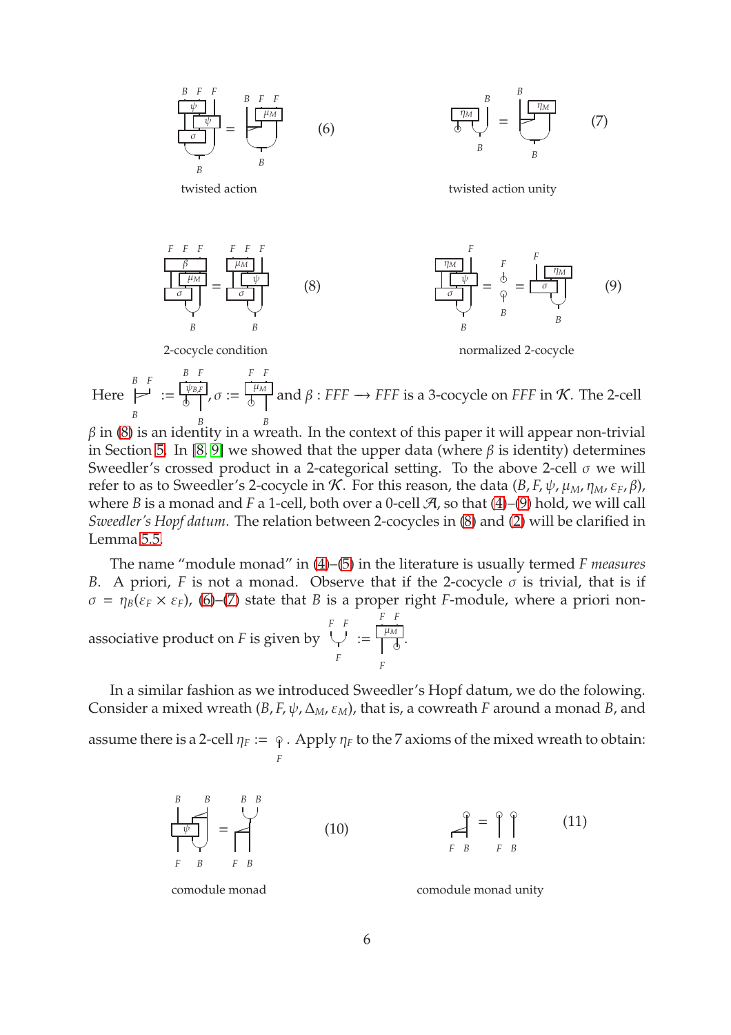(6) twisted action

(7) twisted action unity

(8) 2-cocycle condition

(9) normalized 2-cocycle

Here [diagram] := [diagram $\psi_{B,F}$], $\sigma :=$ [diagram $\mu_M$] and $\beta : FFF \longrightarrow FFF$ is a 3-cocycle on $FFF$ in $\mathcal{K}$. The 2-cell $\beta$ in (8) is an identity in a wreath. In the context of this paper it will appear non-trivial in Section 5. In [8, 9] we showed that the upper data (where $\beta$ is identity) determines Sweedler's crossed product in a 2-categorical setting. To the above 2-cell $\sigma$ we will refer to as to Sweedler's 2-cocycle in $\mathcal{K}$. For this reason, the data $(B, F, \psi, \mu_M, \eta_M, \varepsilon_F, \beta)$, where $B$ is a monad and $F$ a 1-cell, both over a 0-cell $\mathcal{A}$, so that (4)–(9) hold, we will call *Sweedler's Hopf datum*. The relation between 2-cocycles in (8) and (2) will be clarified in Lemma 5.5.

The name "module monad" in (4)–(5) in the literature is usually termed $F$ *measures* $B$. A priori, $F$ is not a monad. Observe that if the 2-cocycle $\sigma$ is trivial, that is if $\sigma = \eta_B(\varepsilon_F \times \varepsilon_F)$, (6)–(7) state that $B$ is a proper right $F$-module, where a priori non-associative product on $F$ is given by [diagram] := [diagram $\mu_M$].

In a similar fashion as we introduced Sweedler's Hopf datum, we do the folowing. Consider a mixed wreath $(B, F, \psi, \Delta_M, \varepsilon_M)$, that is, a cowreath $F$ around a monad $B$, and assume there is a 2-cell $\eta_F :=$ [diagram]. Apply $\eta_F$ to the 7 axioms of the mixed wreath to obtain:

(10) comodule monad

(11) comodule monad unity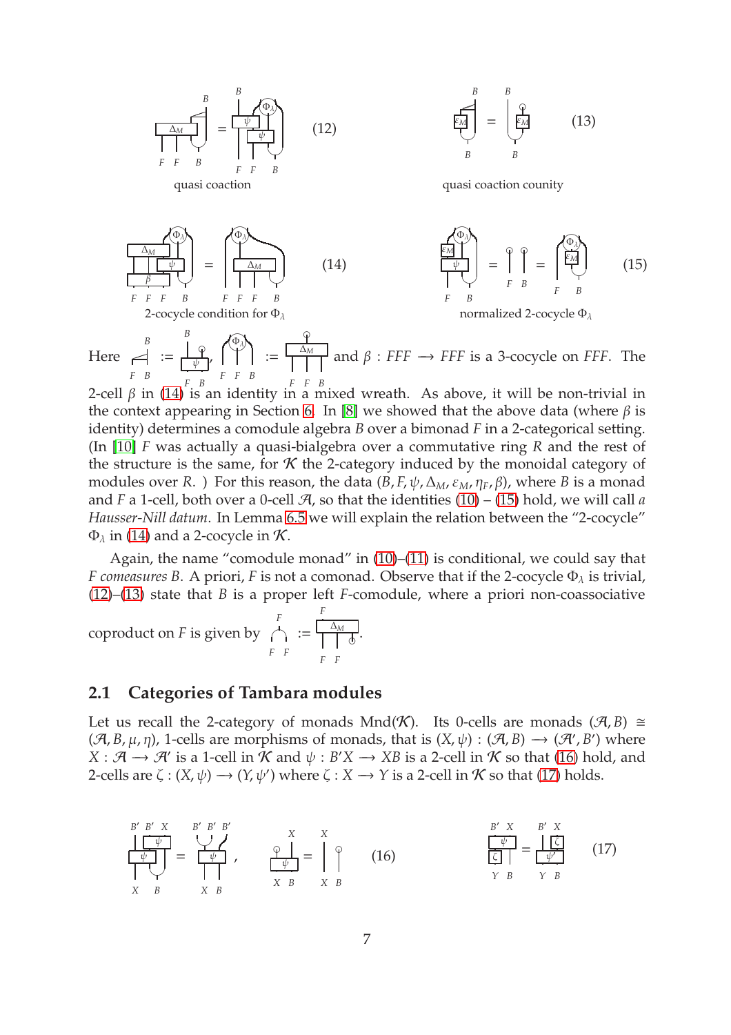(12)

quasi coaction

(13)

quasi coaction counity

(14)

2-cocycle condition for $\Phi_\lambda$

(15)

normalized 2-cocycle $\Phi_\lambda$

Here $:=$ , $:=$ and $\beta : FFF \longrightarrow FFF$ is a 3-cocycle on $FFF$. The 2-cell $\beta$ in (14) is an identity in a mixed wreath. As above, it will be non-trivial in the context appearing in Section 6. In [8] we showed that the above data (where $\beta$ is identity) determines a comodule algebra $B$ over a bimonad $F$ in a 2-categorical setting. (In [10] $F$ was actually a quasi-bialgebra over a commutative ring $R$ and the rest of the structure is the same, for $\mathcal{K}$ the 2-category induced by the monoidal category of modules over $R$. ) For this reason, the data $(B, F, \psi, \Delta_M, \varepsilon_M, \eta_F, \beta)$, where $B$ is a monad and $F$ a 1-cell, both over a 0-cell $\mathcal{A}$, so that the identities (10) – (15) hold, we will call *a Hausser-Nill datum*. In Lemma 6.5 we will explain the relation between the "2-cocycle" $\Phi_\lambda$ in (14) and a 2-cocycle in $\mathcal{K}$.

Again, the name "comodule monad" in (10)–(11) is conditional, we could say that *F comeasures B*. A priori, $F$ is not a comonad. Observe that if the 2-cocycle $\Phi_\lambda$ is trivial, (12)–(13) state that $B$ is a proper left $F$-comodule, where a priori non-coassociative coproduct on $F$ is given by $:=$ .

## 2.1 Categories of Tambara modules

Let us recall the 2-category of monads $\mathrm{Mnd}(\mathcal{K})$. Its 0-cells are monads $(\mathcal{A}, B) \cong (\mathcal{A}, B, \mu, \eta)$, 1-cells are morphisms of monads, that is $(X, \psi) : (\mathcal{A}, B) \longrightarrow (\mathcal{A}', B')$ where $X : \mathcal{A} \longrightarrow \mathcal{A}'$ is a 1-cell in $\mathcal{K}$ and $\psi : B'X \longrightarrow XB$ is a 2-cell in $\mathcal{K}$ so that (16) hold, and 2-cells are $\zeta : (X, \psi) \longrightarrow (Y, \psi')$ where $\zeta : X \longrightarrow Y$ is a 2-cell in $\mathcal{K}$ so that (17) holds.

(16)

(17)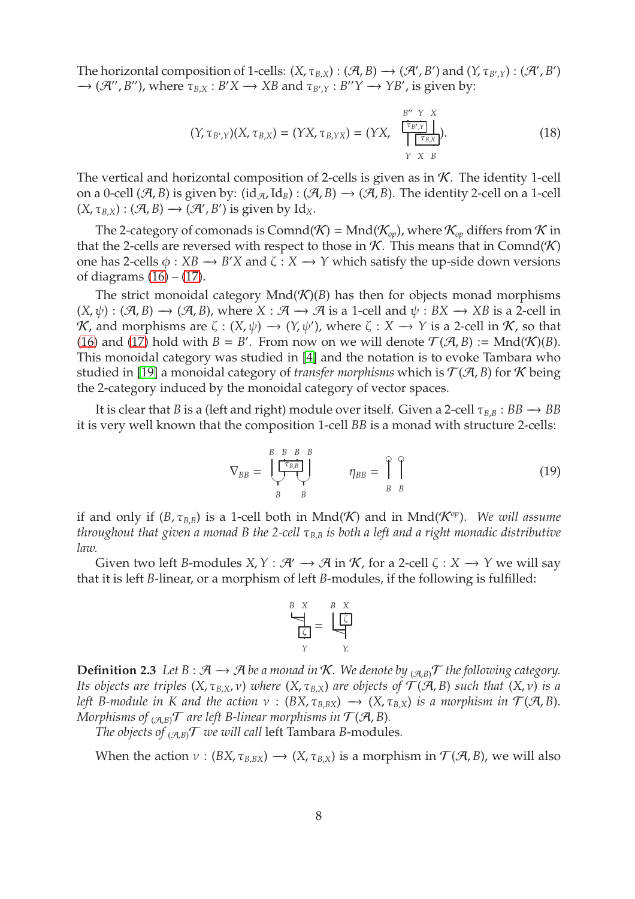The horizontal composition of 1-cells: $(X, \tau_{B,X}) : (\mathcal{A}, B) \longrightarrow (\mathcal{A}', B')$ and $(Y, \tau_{B',Y}) : (\mathcal{A}', B') \longrightarrow (\mathcal{A}'', B'')$, where $\tau_{B,X} : B'X \longrightarrow XB$ and $\tau_{B',Y} : B''Y \longrightarrow YB'$, is given by:

$$(Y, \tau_{B',Y})(X, \tau_{B,X}) = (YX, \tau_{B,YX}) = (YX, \quad \text{[diagram: } \tau_{B',Y} \text{ followed by } \tau_{B,X}\text{; top } B''\ Y\ X\text{, bottom } Y\ X\ B]). \tag{18}$$

The vertical and horizontal composition of 2-cells is given as in $\mathcal{K}$. The identity 1-cell on a 0-cell $(\mathcal{A}, B)$ is given by: $(\mathrm{id}_{\mathcal{A}}, \mathrm{Id}_B) : (\mathcal{A}, B) \longrightarrow (\mathcal{A}, B)$. The identity 2-cell on a 1-cell $(X, \tau_{B,X}) : (\mathcal{A}, B) \longrightarrow (\mathcal{A}', B')$ is given by $\mathrm{Id}_X$.

The 2-category of comonads is $\mathrm{Comnd}(\mathcal{K}) = \mathrm{Mnd}(\mathcal{K}_{op})$, where $\mathcal{K}_{op}$ differs from $\mathcal{K}$ in that the 2-cells are reversed with respect to those in $\mathcal{K}$. This means that in $\mathrm{Comnd}(\mathcal{K})$ one has 2-cells $\phi : XB \longrightarrow B'X$ and $\zeta : X \longrightarrow Y$ which satisfy the up-side down versions of diagrams (16) – (17).

The strict monoidal category $\mathrm{Mnd}(\mathcal{K})(B)$ has then for objects monad morphisms $(X, \psi) : (\mathcal{A}, B) \longrightarrow (\mathcal{A}, B)$, where $X : \mathcal{A} \longrightarrow \mathcal{A}$ is a 1-cell and $\psi : BX \longrightarrow XB$ is a 2-cell in $\mathcal{K}$, and morphisms are $\zeta : (X, \psi) \longrightarrow (Y, \psi')$, where $\zeta : X \longrightarrow Y$ is a 2-cell in $\mathcal{K}$, so that (16) and (17) hold with $B = B'$. From now on we will denote $\mathcal{T}(\mathcal{A}, B) := \mathrm{Mnd}(\mathcal{K})(B)$. This monoidal category was studied in [4] and the notation is to evoke Tambara who studied in [19] a monoidal category of *transfer morphisms* which is $\mathcal{T}(\mathcal{A}, B)$ for $\mathcal{K}$ being the 2-category induced by the monoidal category of vector spaces.

It is clear that $B$ is a (left and right) module over itself. Given a 2-cell $\tau_{B,B} : BB \longrightarrow BB$ it is very well known that the composition 1-cell $BB$ is a monad with structure 2-cells:

$$\nabla_{BB} = \text{[diagram: } B\ B\ B\ B \text{ with } \tau_{B,B} \text{ on middle strands, then multiplications; bottom } B\ B] \qquad \eta_{BB} = \text{[diagram: two units; bottom } B\ B] \tag{19}$$

if and only if $(B, \tau_{B,B})$ is a 1-cell both in $\mathrm{Mnd}(\mathcal{K})$ and in $\mathrm{Mnd}(\mathcal{K}^{op})$. *We will assume throughout that given a monad $B$ the 2-cell $\tau_{B,B}$ is both a left and a right monadic distributive law.*

Given two left $B$-modules $X, Y : \mathcal{A}' \longrightarrow \mathcal{A}$ in $\mathcal{K}$, for a 2-cell $\zeta : X \longrightarrow Y$ we will say that it is left $B$-linear, or a morphism of left $B$-modules, if the following is fulfilled:

$$\text{[diagram: action of } B \text{ on } X \text{ then } \zeta\text{; top } B\ X\text{, bottom } Y] = \text{[diagram: } \zeta \text{ then action of } B \text{ on } Y\text{; top } B\ X\text{, bottom } Y.]$$

**Definition 2.3** *Let $B : \mathcal{A} \longrightarrow \mathcal{A}$ be a monad in $\mathcal{K}$. We denote by ${}_{(\mathcal{A},B)}\mathcal{T}$ the following category. Its objects are triples $(X, \tau_{B,X}, \nu)$ where $(X, \tau_{B,X})$ are objects of $\mathcal{T}(\mathcal{A}, B)$ such that $(X, \nu)$ is a left $B$-module in $K$ and the action $\nu : (BX, \tau_{B,BX}) \longrightarrow (X, \tau_{B,X})$ is a morphism in $\mathcal{T}(\mathcal{A}, B)$. Morphisms of ${}_{(\mathcal{A},B)}\mathcal{T}$ are left $B$-linear morphisms in $\mathcal{T}(\mathcal{A}, B)$.*

*The objects of ${}_{(\mathcal{A},B)}\mathcal{T}$ we will call* left Tambara $B$-modules*.*

When the action $\nu : (BX, \tau_{B,BX}) \longrightarrow (X, \tau_{B,X})$ is a morphism in $\mathcal{T}(\mathcal{A}, B)$, we will also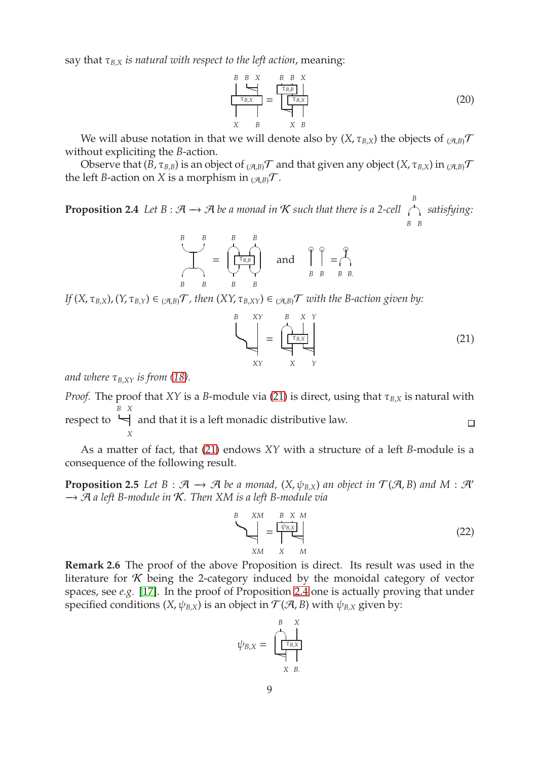say that $\tau_{B,X}$ *is natural with respect to the left action*, meaning:

$$(20)$$

We will abuse notation in that we will denote also by $(X, \tau_{B,X})$ the objects of ${}_{(\mathcal{A},B)}\mathcal{T}$ without expliciting the $B$-action.

Observe that $(B, \tau_{B,B})$ is an object of ${}_{(\mathcal{A},B)}\mathcal{T}$ and that given any object $(X, \tau_{B,X})$ in ${}_{(\mathcal{A},B)}\mathcal{T}$ the left $B$-action on $X$ is a morphism in ${}_{(\mathcal{A},B)}\mathcal{T}$.

**Proposition 2.4** *Let $B : \mathcal{A} \longrightarrow \mathcal{A}$ be a monad in $\mathcal{K}$ such that there is a 2-cell satisfying:*

*and*

*If $(X, \tau_{B,X}), (Y, \tau_{B,Y}) \in {}_{(\mathcal{A},B)}\mathcal{T}$, then $(XY, \tau_{B,XY}) \in {}_{(\mathcal{A},B)}\mathcal{T}$ with the $B$-action given by:*

$$(21)$$

*and where $\tau_{B,XY}$ is from (18).*

*Proof.* The proof that $XY$ is a $B$-module via (21) is direct, using that $\tau_{B,X}$ is natural with respect to the action and that it is a left monadic distributive law. □

As a matter of fact, that (21) endows $XY$ with a structure of a left $B$-module is a consequence of the following result.

**Proposition 2.5** *Let $B : \mathcal{A} \longrightarrow \mathcal{A}$ be a monad, $(X, \psi_{B,X})$ an object in $\mathcal{T}(\mathcal{A}, B)$ and $M : \mathcal{A}' \longrightarrow \mathcal{A}$ a left $B$-module in $\mathcal{K}$. Then $XM$ is a left $B$-module via*

$$(22)$$

**Remark 2.6** The proof of the above Proposition is direct. Its result was used in the literature for $\mathcal{K}$ being the 2-category induced by the monoidal category of vector spaces, see *e.g.* [17]. In the proof of Proposition 2.4 one is actually proving that under specified conditions $(X, \psi_{B,X})$ is an object in $\mathcal{T}(\mathcal{A}, B)$ with $\psi_{B,X}$ given by:

$$\psi_{B,X} =$$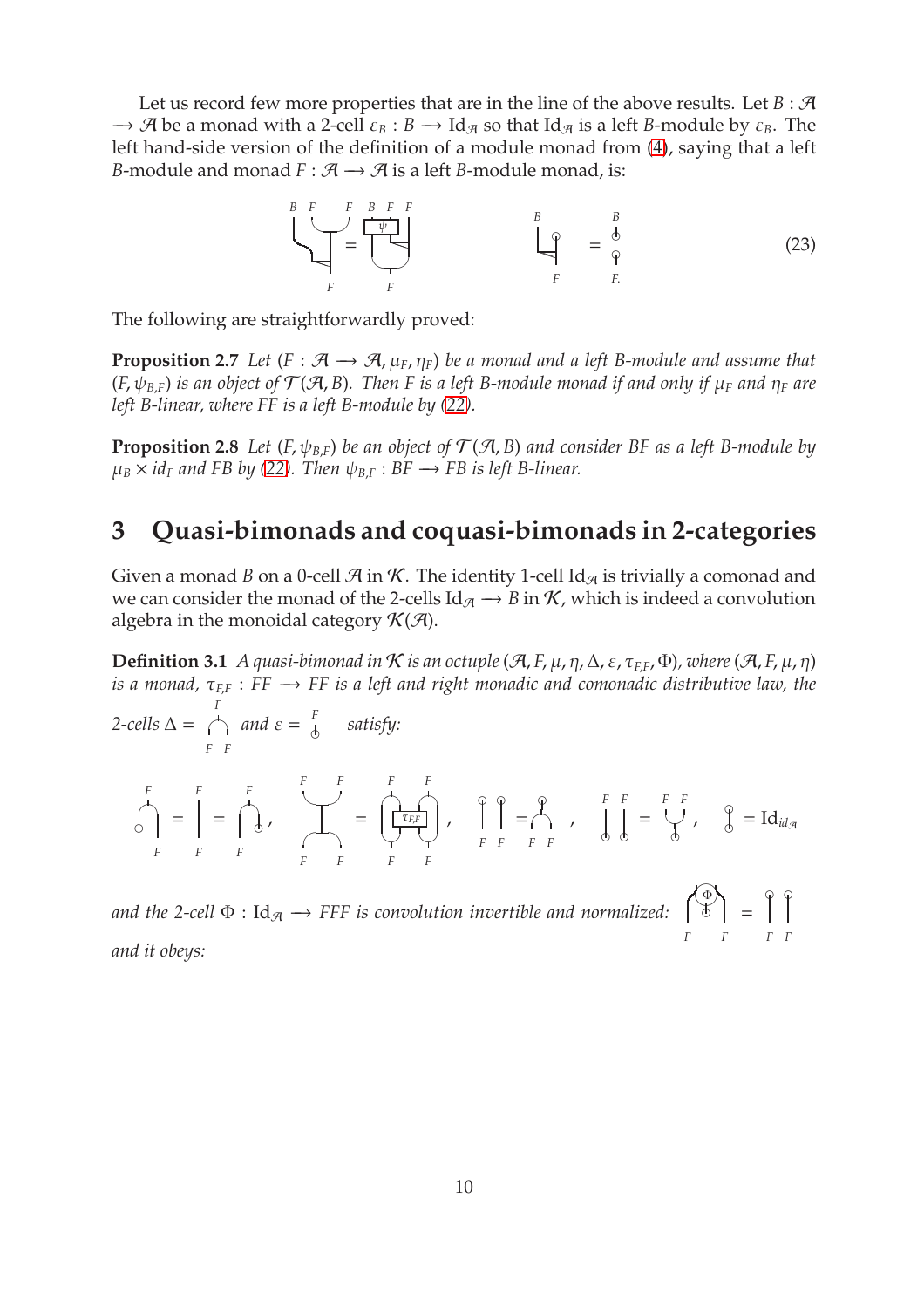Let us record few more properties that are in the line of the above results. Let $B : \mathcal{A} \longrightarrow \mathcal{A}$ be a monad with a 2-cell $\varepsilon_B : B \longrightarrow \mathrm{Id}_{\mathcal{A}}$ so that $\mathrm{Id}_{\mathcal{A}}$ is a left $B$-module by $\varepsilon_B$. The left hand-side version of the definition of a module monad from (4), saying that a left $B$-module and monad $F : \mathcal{A} \longrightarrow \mathcal{A}$ is a left $B$-module monad, is:

$$\text{[string diagram equations]} \qquad (23)$$

The following are straightforwardly proved:

**Proposition 2.7** *Let $(F : \mathcal{A} \longrightarrow \mathcal{A}, \mu_F, \eta_F)$ be a monad and a left $B$-module and assume that $(F, \psi_{B,F})$ is an object of $\mathcal{T}(\mathcal{A}, B)$. Then $F$ is a left $B$-module monad if and only if $\mu_F$ and $\eta_F$ are left $B$-linear, where $FF$ is a left $B$-module by (22).*

**Proposition 2.8** *Let $(F, \psi_{B,F})$ be an object of $\mathcal{T}(\mathcal{A}, B)$ and consider $BF$ as a left $B$-module by $\mu_B \times id_F$ and $FB$ by (22). Then $\psi_{B,F} : BF \longrightarrow FB$ is left $B$-linear.*

## 3 Quasi-bimonads and coquasi-bimonads in 2-categories

Given a monad $B$ on a 0-cell $\mathcal{A}$ in $\mathcal{K}$. The identity 1-cell $\mathrm{Id}_{\mathcal{A}}$ is trivially a comonad and we can consider the monad of the 2-cells $\mathrm{Id}_{\mathcal{A}} \longrightarrow B$ in $\mathcal{K}$, which is indeed a convolution algebra in the monoidal category $\mathcal{K}(\mathcal{A})$.

**Definition 3.1** *A quasi-bimonad in $\mathcal{K}$ is an octuple $(\mathcal{A}, F, \mu, \eta, \Delta, \varepsilon, \tau_{F,F}, \Phi)$, where $(\mathcal{A}, F, \mu, \eta)$ is a monad, $\tau_{F,F} : FF \longrightarrow FF$ is a left and right monadic and comonadic distributive law, the 2-cells $\Delta =$ [diagram] and $\varepsilon =$ [diagram] satisfy:*

$$\text{[string diagram equations]}, \qquad \text{[diagram]} = \mathrm{Id}_{id_{\mathcal{A}}}$$

*and the 2-cell $\Phi : \mathrm{Id}_{\mathcal{A}} \longrightarrow FFF$ is convolution invertible and normalized:* [diagram] $=$ [diagram]

*and it obeys:*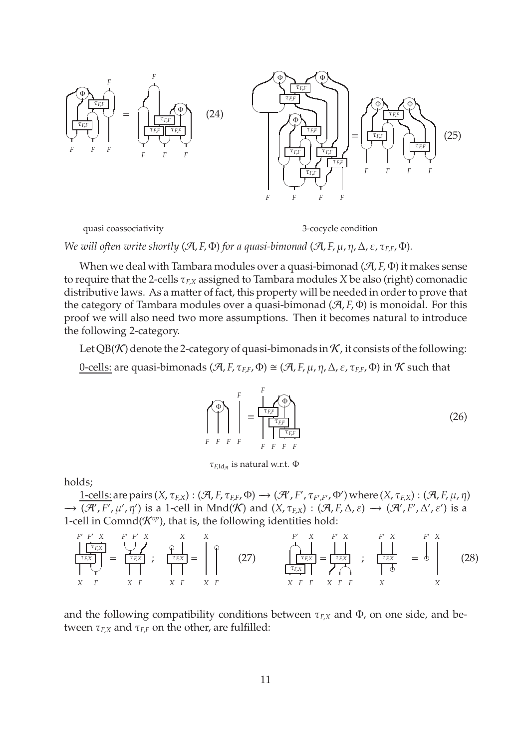(24)

(25)

quasi coassociativity 3-cocycle condition

*We will often write shortly* $(\mathcal{A}, F, \Phi)$ *for a quasi-bimonad* $(\mathcal{A}, F, \mu, \eta, \Delta, \varepsilon, \tau_{F,F}, \Phi)$.

When we deal with Tambara modules over a quasi-bimonad $(\mathcal{A}, F, \Phi)$ it makes sense to require that the 2-cells $\tau_{F,X}$ assigned to Tambara modules $X$ be also (right) comonadic distributive laws. As a matter of fact, this property will be needed in order to prove that the category of Tambara modules over a quasi-bimonad $(\mathcal{A}, F, \Phi)$ is monoidal. For this proof we will also need two more assumptions. Then it becomes natural to introduce the following 2-category.

Let $QB(\mathcal{K})$ denote the 2-category of quasi-bimonads in $\mathcal{K}$, it consists of the following:

0-cells: are quasi-bimonads $(\mathcal{A}, F, \tau_{F,F}, \Phi) \cong (\mathcal{A}, F, \mu, \eta, \Delta, \varepsilon, \tau_{F,F}, \Phi)$ in $\mathcal{K}$ such that

(26)

$\tau_{F,\mathrm{Id}_{\mathcal{A}}}$ is natural w.r.t. $\Phi$

holds;

1-cells: are pairs $(X, \tau_{F,X}) : (\mathcal{A}, F, \tau_{F,F}, \Phi) \longrightarrow (\mathcal{A}', F', \tau_{F',F'}, \Phi')$ where $(X, \tau_{F,X}) : (\mathcal{A}, F, \mu, \eta) \longrightarrow (\mathcal{A}', F', \mu', \eta')$ is a 1-cell in $\mathrm{Mnd}(\mathcal{K})$ and $(X, \tau_{F,X}) : (\mathcal{A}, F, \Delta, \varepsilon) \longrightarrow (\mathcal{A}', F', \Delta', \varepsilon')$ is a 1-cell in $\mathrm{Comnd}(\mathcal{K}^{op})$, that is, the following identities hold:

(27) (28)

and the following compatibility conditions between $\tau_{F,X}$ and $\Phi$, on one side, and between $\tau_{F,X}$ and $\tau_{F,F}$ on the other, are fulfilled: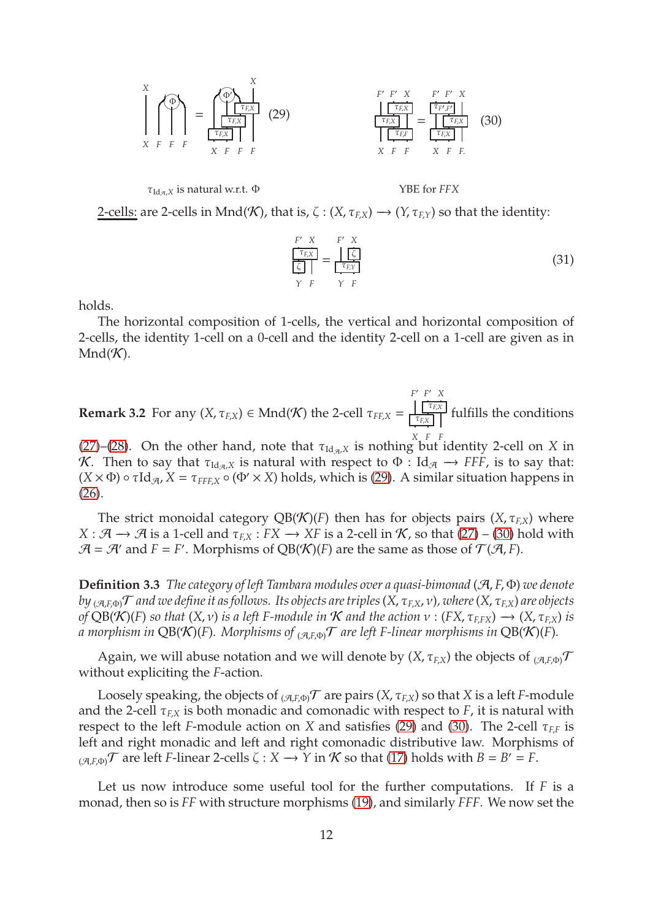$$\tau_{\mathrm{Id}_{\mathcal{A}},X} \text{ is natural w.r.t. } \Phi \qquad (29) \qquad\qquad \text{YBE for } FFX \qquad (30)$$

2-cells: are 2-cells in $\mathrm{Mnd}(\mathcal{K})$, that is, $\zeta : (X, \tau_{F,X}) \longrightarrow (Y, \tau_{F,Y})$ so that the identity:

$$(31)$$

holds.

The horizontal composition of 1-cells, the vertical and horizontal composition of 2-cells, the identity 1-cell on a 0-cell and the identity 2-cell on a 1-cell are given as in $\mathrm{Mnd}(\mathcal{K})$.

**Remark 3.2** For any $(X, \tau_{F,X}) \in \mathrm{Mnd}(\mathcal{K})$ the 2-cell $\tau_{FF,X} =$ fulfills the conditions (27)–(28). On the other hand, note that $\tau_{\mathrm{Id}_{\mathcal{A}},X}$ is nothing but identity 2-cell on $X$ in $\mathcal{K}$. Then to say that $\tau_{\mathrm{Id}_{\mathcal{A}},X}$ is natural with respect to $\Phi : \mathrm{Id}_{\mathcal{A}} \longrightarrow FFF$, is to say that: $(X \times \Phi) \circ \tau\mathrm{Id}_{\mathcal{A}}, X = \tau_{FFF,X} \circ (\Phi' \times X)$ holds, which is (29). A similar situation happens in (26).

The strict monoidal category $\mathrm{QB}(\mathcal{K})(F)$ then has for objects pairs $(X, \tau_{F,X})$ where $X : \mathcal{A} \longrightarrow \mathcal{A}$ is a 1-cell and $\tau_{F,X} : FX \longrightarrow XF$ is a 2-cell in $\mathcal{K}$, so that (27) – (30) hold with $\mathcal{A} = \mathcal{A}'$ and $F = F'$. Morphisms of $\mathrm{QB}(\mathcal{K})(F)$ are the same as those of $\mathcal{T}(\mathcal{A}, F)$.

**Definition 3.3** *The category of left Tambara modules over a quasi-bimonad $(\mathcal{A}, F, \Phi)$ we denote by ${}_{(\mathcal{A},F,\Phi)}\mathcal{T}$ and we define it as follows. Its objects are triples $(X, \tau_{F,X}, \nu)$, where $(X, \tau_{F,X})$ are objects of $\mathrm{QB}(\mathcal{K})(F)$ so that $(X, \nu)$ is a left $F$-module in $\mathcal{K}$ and the action $\nu : (FX, \tau_{F,FX}) \longrightarrow (X, \tau_{F,X})$ is a morphism in $\mathrm{QB}(\mathcal{K})(F)$. Morphisms of ${}_{(\mathcal{A},F,\Phi)}\mathcal{T}$ are left $F$-linear morphisms in $\mathrm{QB}(\mathcal{K})(F)$.*

Again, we will abuse notation and we will denote by $(X, \tau_{F,X})$ the objects of ${}_{(\mathcal{A},F,\Phi)}\mathcal{T}$ without expliciting the $F$-action.

Loosely speaking, the objects of ${}_{(\mathcal{A},F,\Phi)}\mathcal{T}$ are pairs $(X, \tau_{F,X})$ so that $X$ is a left $F$-module and the 2-cell $\tau_{F,X}$ is both monadic and comonadic with respect to $F$, it is natural with respect to the left $F$-module action on $X$ and satisfies (29) and (30). The 2-cell $\tau_{F,F}$ is left and right monadic and left and right comonadic distributive law. Morphisms of ${}_{(\mathcal{A},F,\Phi)}\mathcal{T}$ are left $F$-linear 2-cells $\zeta : X \longrightarrow Y$ in $\mathcal{K}$ so that (17) holds with $B = B' = F$.

Let us now introduce some useful tool for the further computations. If $F$ is a monad, then so is $FF$ with structure morphisms (19), and similarly $FFF$. We now set the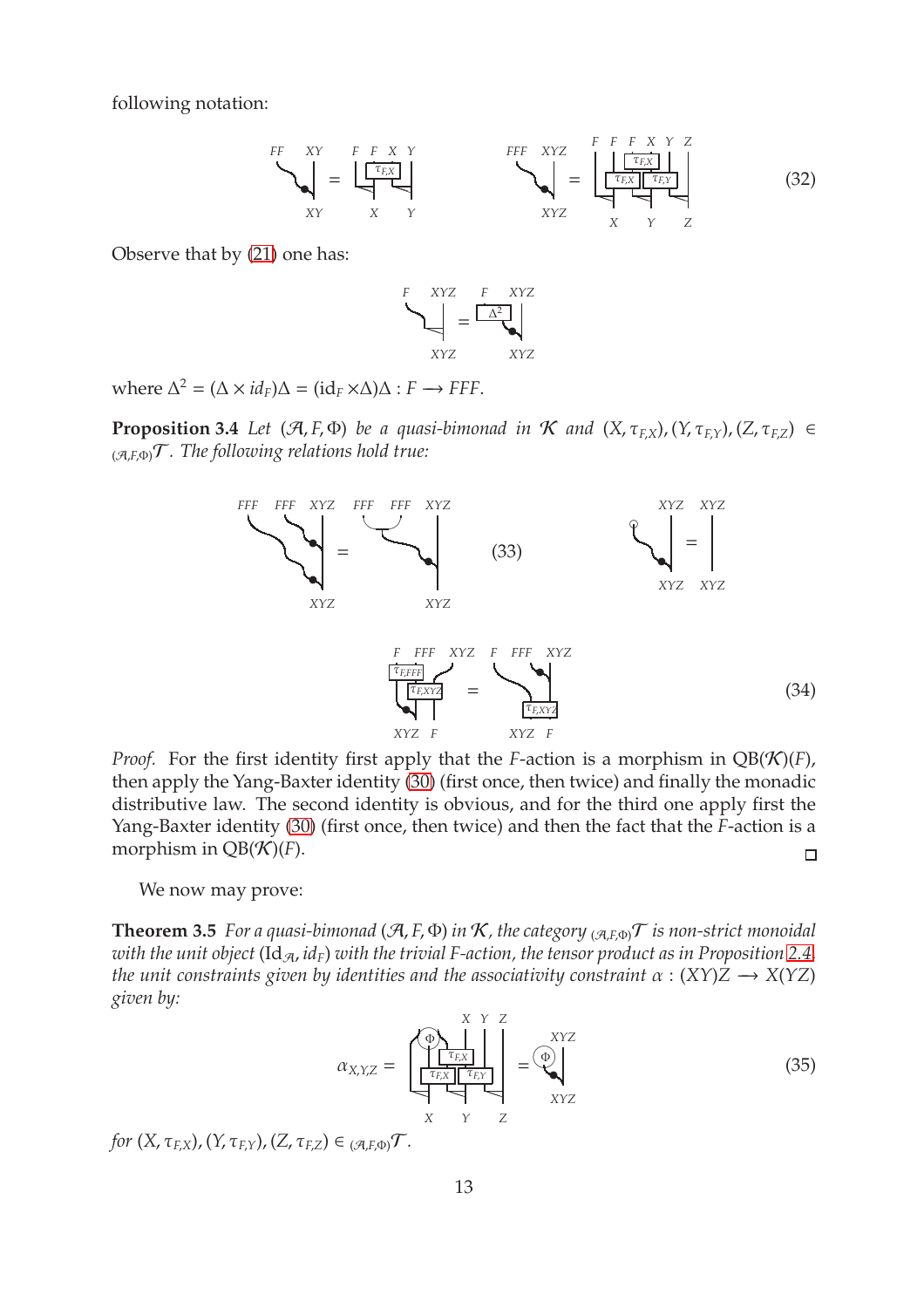following notation:

$$(32)$$

Observe that by (21) one has:

where $\Delta^2 = (\Delta \times id_F)\Delta = (\mathrm{id}_F \times \Delta)\Delta : F \longrightarrow FFF$.

**Proposition 3.4** *Let $(\mathcal{A}, F, \Phi)$ be a quasi-bimonad in $\mathcal{K}$ and $(X, \tau_{F,X}), (Y, \tau_{F,Y}), (Z, \tau_{F,Z}) \in {}_{(\mathcal{A},F,\Phi)}\mathcal{T}$. The following relations hold true:*

$$(33)$$

$$(34)$$

*Proof.* For the first identity first apply that the $F$-action is a morphism in $\mathrm{QB}(\mathcal{K})(F)$, then apply the Yang-Baxter identity (30) (first once, then twice) and finally the monadic distributive law. The second identity is obvious, and for the third one apply first the Yang-Baxter identity (30) (first once, then twice) and then the fact that the $F$-action is a morphism in $\mathrm{QB}(\mathcal{K})(F)$. □

We now may prove:

**Theorem 3.5** *For a quasi-bimonad $(\mathcal{A}, F, \Phi)$ in $\mathcal{K}$, the category ${}_{(\mathcal{A},F,\Phi)}\mathcal{T}$ is non-strict monoidal with the unit object $(\mathrm{Id}_{\mathcal{A}}, id_F)$ with the trivial $F$-action, the tensor product as in Proposition 2.4, the unit constraints given by identities and the associativity constraint $\alpha : (XY)Z \longrightarrow X(YZ)$ given by:*

$$\alpha_{X,Y,Z} = \qquad (35)$$

*for $(X, \tau_{F,X}), (Y, \tau_{F,Y}), (Z, \tau_{F,Z}) \in {}_{(\mathcal{A},F,\Phi)}\mathcal{T}$.*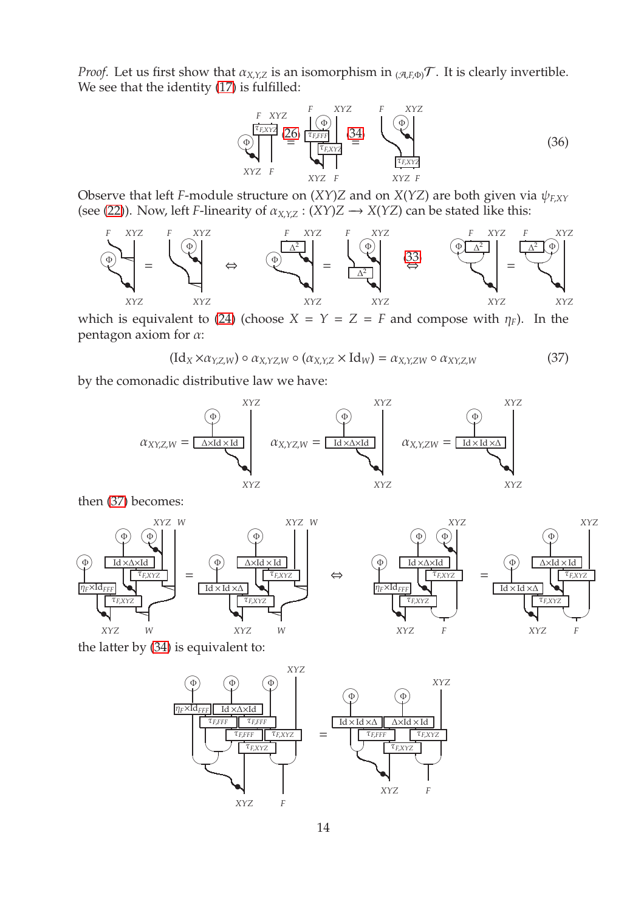*Proof.* Let us first show that $\alpha_{X,Y,Z}$ is an isomorphism in ${}_{(\mathcal{A},F,\Phi)}\mathcal{T}$. It is clearly invertible. We see that the identity (17) is fulfilled:

$$(36)$$

Observe that left $F$-module structure on $(XY)Z$ and on $X(YZ)$ are both given via $\psi_{F,XY}$ (see (22)). Now, left $F$-linearity of $\alpha_{X,Y,Z} : (XY)Z \longrightarrow X(YZ)$ can be stated like this:

which is equivalent to (24) (choose $X = Y = Z = F$ and compose with $\eta_F$). In the pentagon axiom for $\alpha$:

$$(\mathrm{Id}_X \times \alpha_{Y,Z,W}) \circ \alpha_{X,YZ,W} \circ (\alpha_{X,Y,Z} \times \mathrm{Id}_W) = \alpha_{X,Y,ZW} \circ \alpha_{XY,Z,W} \tag{37}$$

by the comonadic distributive law we have:

$\alpha_{XY,Z,W} =$ , $\alpha_{X,YZ,W} =$ , $\alpha_{X,Y,ZW} =$

then (37) becomes:

the latter by (34) is equivalent to: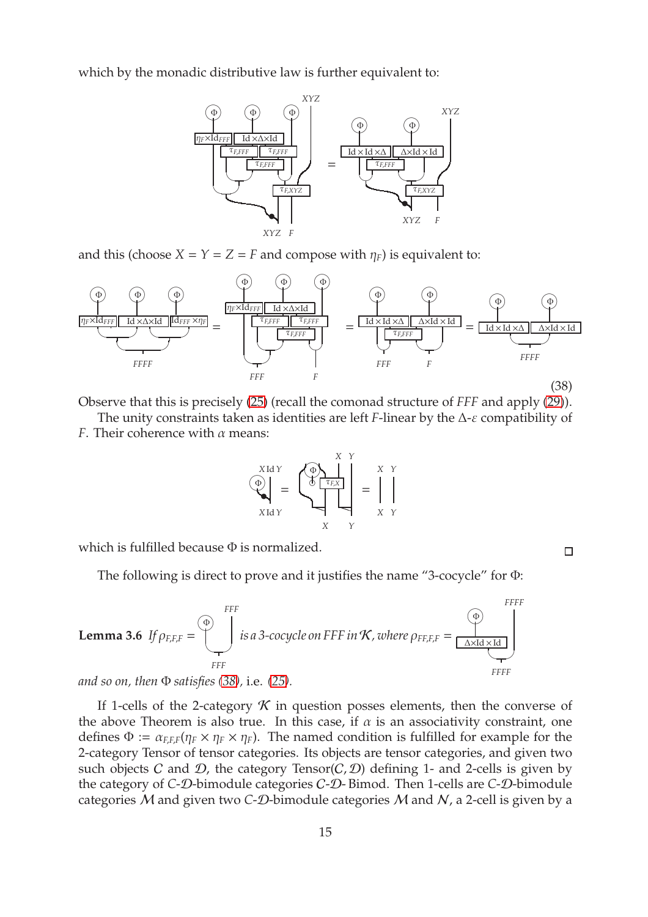which by the monadic distributive law is further equivalent to:

and this (choose $X = Y = Z = F$ and compose with $\eta_F$) is equivalent to:

(38)

Observe that this is precisely (25) (recall the comonad structure of $FFF$ and apply (29)).

The unity constraints taken as identities are left $F$-linear by the $\Delta$-$\varepsilon$ compatibility of $F$. Their coherence with $\alpha$ means:

which is fulfilled because $\Phi$ is normalized. □

The following is direct to prove and it justifies the name "3-cocycle" for $\Phi$:

**Lemma 3.6** *If $\rho_{F,F,F} =$ is a 3-cocycle on $FFF$ in $\mathcal{K}$, where $\rho_{FF,F,F} =$ and so on, then $\Phi$ satisfies (38),* i.e. *(25).*

If 1-cells of the 2-category $\mathcal{K}$ in question posses elements, then the converse of the above Theorem is also true. In this case, if $\alpha$ is an associativity constraint, one defines $\Phi := \alpha_{F,F,F}(\eta_F \times \eta_F \times \eta_F)$. The named condition is fulfilled for example for the 2-category Tensor of tensor categories. Its objects are tensor categories, and given two such objects $\mathcal{C}$ and $\mathcal{D}$, the category Tensor$(\mathcal{C}, \mathcal{D})$ defining 1- and 2-cells is given by the category of $\mathcal{C}$-$\mathcal{D}$-bimodule categories $\mathcal{C}$-$\mathcal{D}$- Bimod. Then 1-cells are $\mathcal{C}$-$\mathcal{D}$-bimodule categories $\mathcal{M}$ and given two $\mathcal{C}$-$\mathcal{D}$-bimodule categories $\mathcal{M}$ and $\mathcal{N}$, a 2-cell is given by a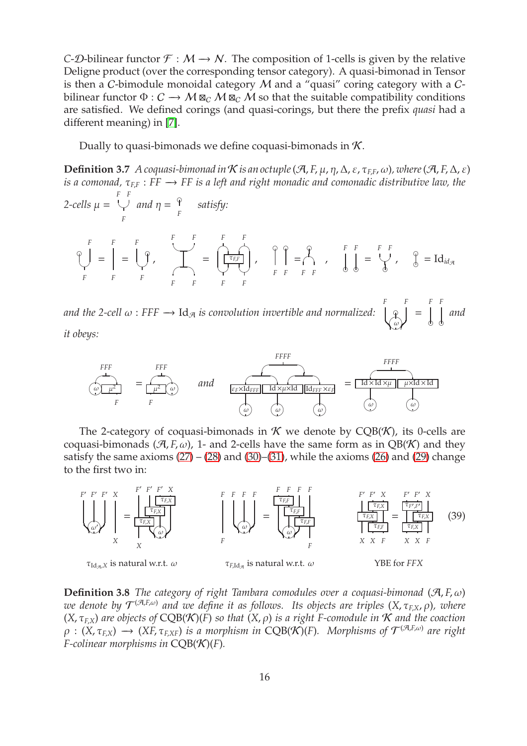$C$-$\mathcal{D}$-bilinear functor $\mathcal{F} : \mathcal{M} \longrightarrow \mathcal{N}$. The composition of 1-cells is given by the relative Deligne product (over the corresponding tensor category). A quasi-bimonad in Tensor is then a $C$-bimodule monoidal category $\mathcal{M}$ and a "quasi" coring category with a $C$-bilinear functor $\Phi : C \longrightarrow \mathcal{M} \boxtimes_C \mathcal{M} \boxtimes_C \mathcal{M}$ so that the suitable compatibility conditions are satisfied. We defined corings (and quasi-corings, but there the prefix *quasi* had a different meaning) in [7].

Dually to quasi-bimonads we define coquasi-bimonads in $\mathcal{K}$.

**Definition 3.7** *A coquasi-bimonad in $\mathcal{K}$ is an octuple $(\mathcal{A}, F, \mu, \eta, \Delta, \varepsilon, \tau_{F,F}, \omega)$, where $(\mathcal{A}, F, \Delta, \varepsilon)$ is a comonad, $\tau_{F,F} : FF \longrightarrow FF$ is a left and right monadic and comonadic distributive law, the 2-cells $\mu =$ [diagram] and $\eta =$ [diagram] satisfy:*

[string diagrams]

*and the 2-cell $\omega : FFF \longrightarrow \mathrm{Id}_{\mathcal{A}}$ is convolution invertible and normalized:* [diagram] *and it obeys:*

[string diagrams]

The 2-category of coquasi-bimonads in $\mathcal{K}$ we denote by $\mathrm{CQB}(\mathcal{K})$, its 0-cells are coquasi-bimonads $(\mathcal{A}, F, \omega)$, 1- and 2-cells have the same form as in $\mathrm{QB}(\mathcal{K})$ and they satisfy the same axioms (27) – (28) and (30)–(31), while the axioms (26) and (29) change to the first two in:

[string diagrams] (39)

$\tau_{\mathrm{Id}_{\mathcal{A}},X}$ is natural w.r.t. $\omega$ $\qquad$ $\tau_{F,\mathrm{Id}_{\mathcal{A}}}$ is natural w.r.t. $\omega$ $\qquad$ YBE for $FFX$

**Definition 3.8** *The category of right Tambara comodules over a coquasi-bimonad $(\mathcal{A}, F, \omega)$ we denote by $\mathcal{T}^{(\mathcal{A},F,\omega)}$ and we define it as follows. Its objects are triples $(X, \tau_{F,X}, \rho)$, where $(X, \tau_{F,X})$ are objects of $\mathrm{CQB}(\mathcal{K})(F)$ so that $(X, \rho)$ is a right $F$-comodule in $\mathcal{K}$ and the coaction $\rho : (X, \tau_{F,X}) \longrightarrow (XF, \tau_{F,XF})$ is a morphism in $\mathrm{CQB}(\mathcal{K})(F)$. Morphisms of $\mathcal{T}^{(\mathcal{A},F,\omega)}$ are right $F$-colinear morphisms in $\mathrm{CQB}(\mathcal{K})(F)$.*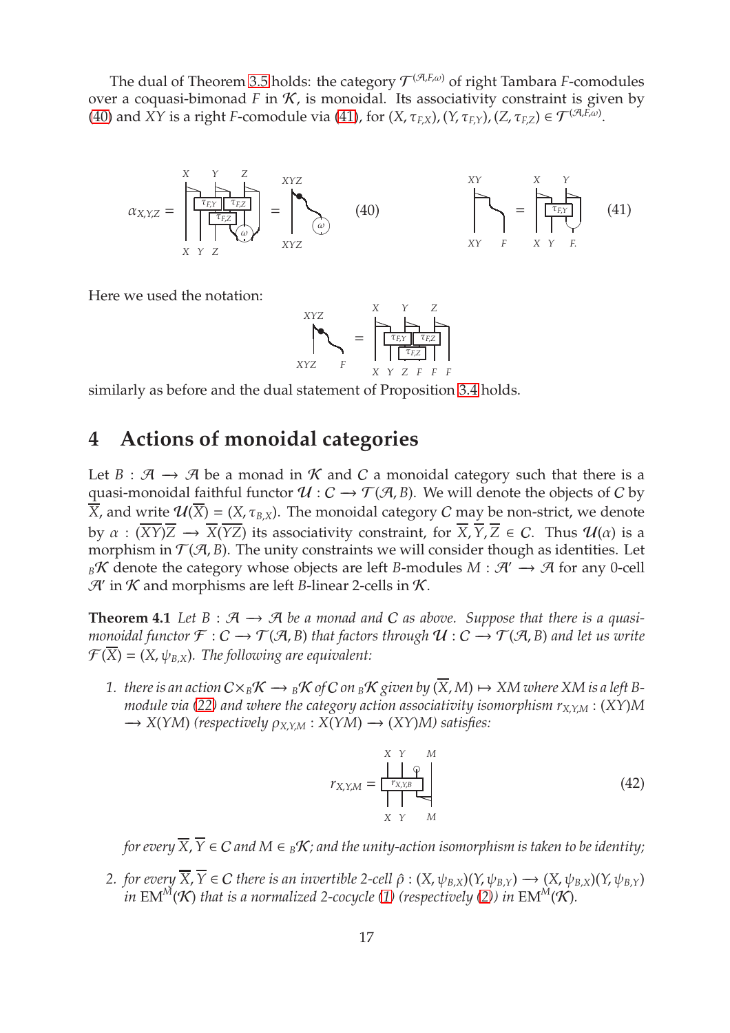The dual of Theorem 3.5 holds: the category $\mathcal{T}^{(\mathcal{A},F,\omega)}$ of right Tambara $F$-comodules over a coquasi-bimonad $F$ in $\mathcal{K}$, is monoidal. Its associativity constraint is given by (40) and $XY$ is a right $F$-comodule via (41), for $(X,\tau_{F,X}),(Y,\tau_{F,Y}),(Z,\tau_{F,Z}) \in \mathcal{T}^{(\mathcal{A},F,\omega)}$.

$$\alpha_{X,Y,Z} = \quad (40) \qquad\qquad (41)$$

Here we used the notation:

similarly as before and the dual statement of Proposition 3.4 holds.

# 4 Actions of monoidal categories

Let $B: \mathcal{A} \longrightarrow \mathcal{A}$ be a monad in $\mathcal{K}$ and $C$ a monoidal category such that there is a quasi-monoidal faithful functor $\mathcal{U}: C \longrightarrow \mathcal{T}(\mathcal{A},B)$. We will denote the objects of $C$ by $\overline{X}$, and write $\mathcal{U}(\overline{X}) = (X,\tau_{B,X})$. The monoidal category $C$ may be non-strict, we denote by $\alpha: (\overline{XY})\overline{Z} \longrightarrow \overline{X}(\overline{YZ})$ its associativity constraint, for $\overline{X},\overline{Y},\overline{Z} \in C$. Thus $\mathcal{U}(\alpha)$ is a morphism in $\mathcal{T}(\mathcal{A},B)$. The unity constraints we will consider though as identities. Let ${}_B\mathcal{K}$ denote the category whose objects are left $B$-modules $M: \mathcal{A}' \longrightarrow \mathcal{A}$ for any 0-cell $\mathcal{A}'$ in $\mathcal{K}$ and morphisms are left $B$-linear 2-cells in $\mathcal{K}$.

**Theorem 4.1** *Let $B: \mathcal{A} \longrightarrow \mathcal{A}$ be a monad and $C$ as above. Suppose that there is a quasi-monoidal functor $\mathcal{F}: C \longrightarrow \mathcal{T}(\mathcal{A},B)$ that factors through $\mathcal{U}: C \longrightarrow \mathcal{T}(\mathcal{A},B)$ and let us write $\mathcal{F}(\overline{X}) = (X,\psi_{B,X})$. The following are equivalent:*

1. *there is an action $C \times {}_B\mathcal{K} \longrightarrow {}_B\mathcal{K}$ of $C$ on ${}_B\mathcal{K}$ given by $(\overline{X},M) \mapsto XM$ where $XM$ is a left $B$-module via (22) and where the category action associativity isomorphism $r_{X,Y,M}: (XY)M \longrightarrow X(YM)$ (respectively $\rho_{X,Y,M}: X(YM) \longrightarrow (XY)M$) satisfies:*

$$r_{X,Y,M} = \quad (42)$$

   *for every $\overline{X},\overline{Y} \in C$ and $M \in {}_B\mathcal{K}$; and the unity-action isomorphism is taken to be identity;*

2. *for every $\overline{X},\overline{Y} \in C$ there is an invertible 2-cell $\hat{\rho}: (X,\psi_{B,X})(Y,\psi_{B,Y}) \longrightarrow (X,\psi_{B,X})(Y,\psi_{B,Y})$ in $\mathrm{EM}^M(\mathcal{K})$ that is a normalized 2-cocycle (1) (respectively (2)) in $\mathrm{EM}^M(\mathcal{K})$.*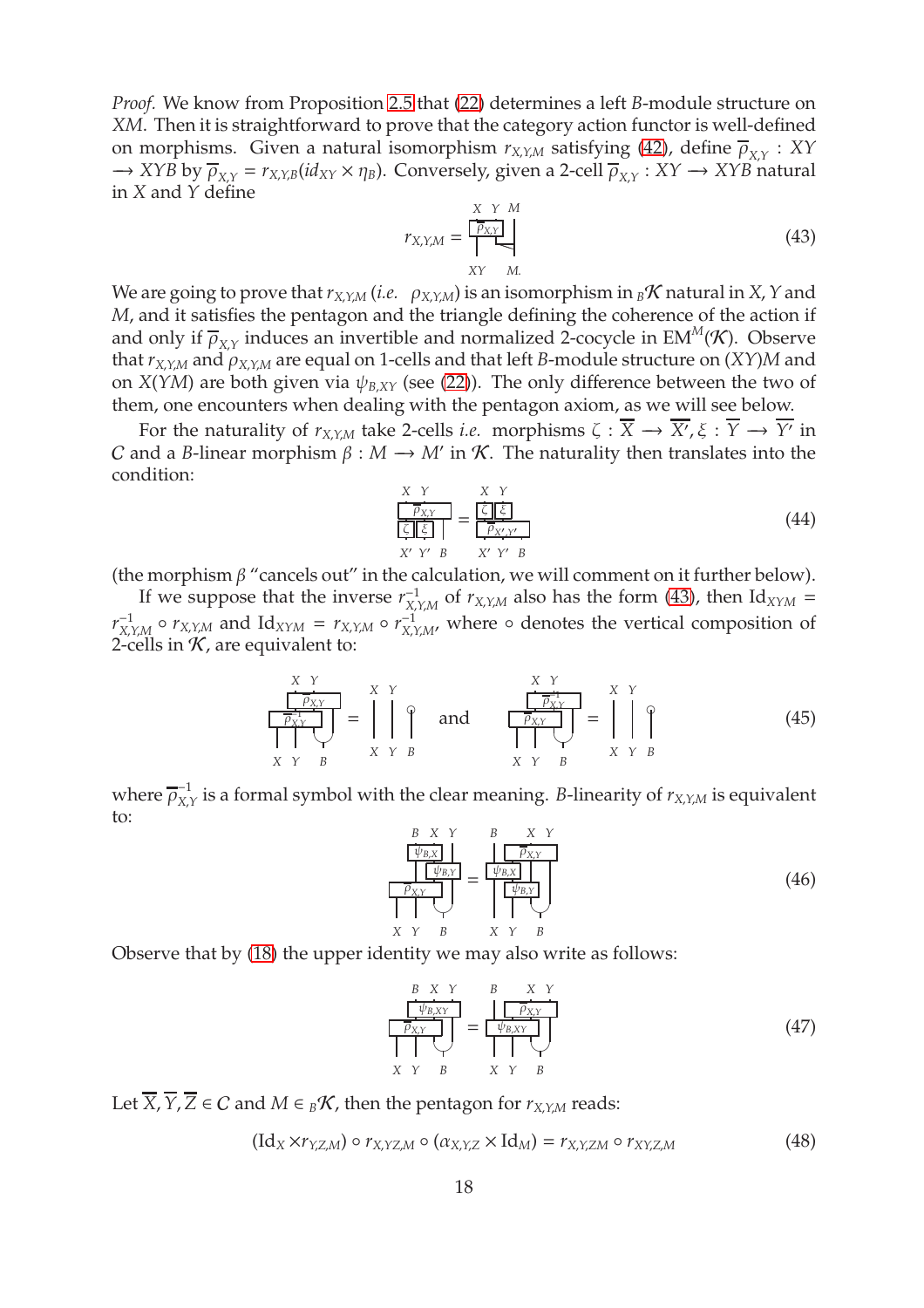*Proof.* We know from Proposition 2.5 that (22) determines a left $B$-module structure on $XM$. Then it is straightforward to prove that the category action functor is well-defined on morphisms. Given a natural isomorphism $r_{X,Y,M}$ satisfying (42), define $\overline{\rho}_{X,Y} : XY \longrightarrow XYB$ by $\overline{\rho}_{X,Y} = r_{X,Y,B}(id_{XY} \times \eta_B)$. Conversely, given a 2-cell $\overline{\rho}_{X,Y} : XY \longrightarrow XYB$ natural in $X$ and $Y$ define

$$r_{X,Y,M} = \text{[diagram]} \tag{43}$$

We are going to prove that $r_{X,Y,M}$ (*i.e.* $\rho_{X,Y,M}$) is an isomorphism in ${}_B\mathcal{K}$ natural in $X$, $Y$ and $M$, and it satisfies the pentagon and the triangle defining the coherence of the action if and only if $\overline{\rho}_{X,Y}$ induces an invertible and normalized 2-cocycle in $\text{EM}^M(\mathcal{K})$. Observe that $r_{X,Y,M}$ and $\rho_{X,Y,M}$ are equal on 1-cells and that left $B$-module structure on $(XY)M$ and on $X(YM)$ are both given via $\psi_{B,XY}$ (see (22)). The only difference between the two of them, one encounters when dealing with the pentagon axiom, as we will see below.

For the naturality of $r_{X,Y,M}$ take 2-cells *i.e.* morphisms $\zeta : \overline{X} \longrightarrow \overline{X'}, \xi : \overline{Y} \longrightarrow \overline{Y'}$ in $\mathcal{C}$ and a $B$-linear morphism $\beta : M \longrightarrow M'$ in $\mathcal{K}$. The naturality then translates into the condition:

$$\text{[diagram]} = \text{[diagram]} \tag{44}$$

(the morphism $\beta$ "cancels out" in the calculation, we will comment on it further below).

If we suppose that the inverse $r^{-1}_{X,Y,M}$ of $r_{X,Y,M}$ also has the form (43), then $\text{Id}_{XYM} = r^{-1}_{X,Y,M} \circ r_{X,Y,M}$ and $\text{Id}_{XYM} = r_{X,Y,M} \circ r^{-1}_{X,Y,M}$, where $\circ$ denotes the vertical composition of 2-cells in $\mathcal{K}$, are equivalent to:

$$\text{[diagram]} = \text{[diagram]} \quad \text{and} \quad \text{[diagram]} = \text{[diagram]} \tag{45}$$

where $\overline{\rho}^{-1}_{X,Y}$ is a formal symbol with the clear meaning. $B$-linearity of $r_{X,Y,M}$ is equivalent to:

$$\text{[diagram]} = \text{[diagram]} \tag{46}$$

Observe that by (18) the upper identity we may also write as follows:

$$\text{[diagram]} = \text{[diagram]} \tag{47}$$

Let $\overline{X}, \overline{Y}, \overline{Z} \in \mathcal{C}$ and $M \in {}_B\mathcal{K}$, then the pentagon for $r_{X,Y,M}$ reads:

$$(\text{Id}_X \times r_{Y,Z,M}) \circ r_{X,YZ,M} \circ (\alpha_{X,Y,Z} \times \text{Id}_M) = r_{X,Y,ZM} \circ r_{XY,Z,M} \tag{48}$$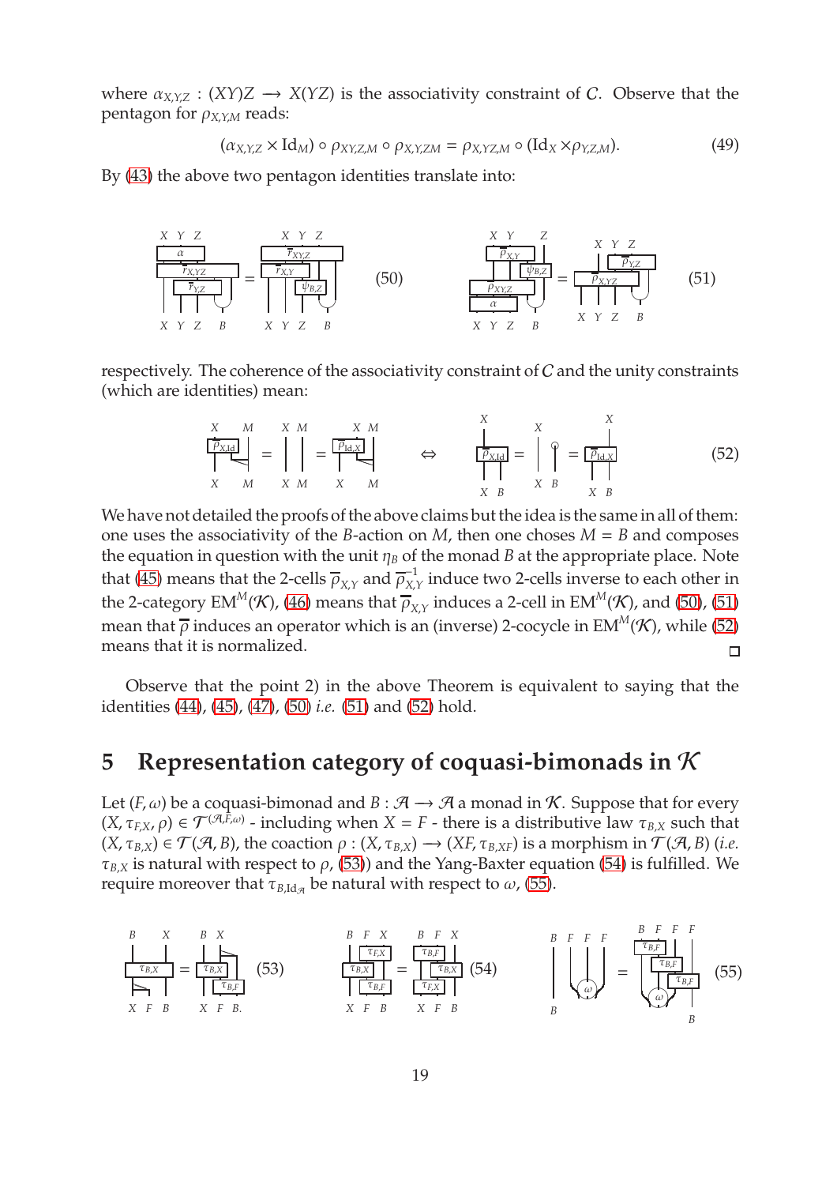where $\alpha_{X,Y,Z} : (XY)Z \longrightarrow X(YZ)$ is the associativity constraint of $C$. Observe that the pentagon for $\rho_{X,Y,M}$ reads:

$$(\alpha_{X,Y,Z} \times \mathrm{Id}_M) \circ \rho_{XY,Z,M} \circ \rho_{X,Y,ZM} = \rho_{X,YZ,M} \circ (\mathrm{Id}_X \times \rho_{Y,Z,M}). \tag{49}$$

By (43) the above two pentagon identities translate into:

(50) (51)

respectively. The coherence of the associativity constraint of $C$ and the unity constraints (which are identities) mean:

(52)

We have not detailed the proofs of the above claims but the idea is the same in all of them: one uses the associativity of the $B$-action on $M$, then one choses $M = B$ and composes the equation in question with the unit $\eta_B$ of the monad $B$ at the appropriate place. Note that (45) means that the 2-cells $\overline{\rho}_{X,Y}$ and $\overline{\rho}^{-1}_{X,Y}$ induce two 2-cells inverse to each other in the 2-category $\mathrm{EM}^M(\mathcal{K})$, (46) means that $\overline{\rho}_{X,Y}$ induces a 2-cell in $\mathrm{EM}^M(\mathcal{K})$, and (50), (51) mean that $\overline{\rho}$ induces an operator which is an (inverse) 2-cocycle in $\mathrm{EM}^M(\mathcal{K})$, while (52) means that it is normalized. □

Observe that the point 2) in the above Theorem is equivalent to saying that the identities (44), (45), (47), (50) *i.e.* (51) and (52) hold.

# 5 Representation category of coquasi-bimonads in $\mathcal{K}$

Let $(F, \omega)$ be a coquasi-bimonad and $B : \mathcal{A} \longrightarrow \mathcal{A}$ a monad in $\mathcal{K}$. Suppose that for every $(X, \tau_{F,X}, \rho) \in \mathcal{T}^{(\mathcal{A},F,\omega)}$ - including when $X = F$ - there is a distributive law $\tau_{B,X}$ such that $(X, \tau_{B,X}) \in \mathcal{T}(\mathcal{A}, B)$, the coaction $\rho : (X, \tau_{B,X}) \longrightarrow (XF, \tau_{B,XF})$ is a morphism in $\mathcal{T}(\mathcal{A}, B)$ (*i.e.* $\tau_{B,X}$ is natural with respect to $\rho$, (53)) and the Yang-Baxter equation (54) is fulfilled. We require moreover that $\tau_{B,\mathrm{Id}_{\mathcal{A}}}$ be natural with respect to $\omega$, (55).

(53) (54) (55)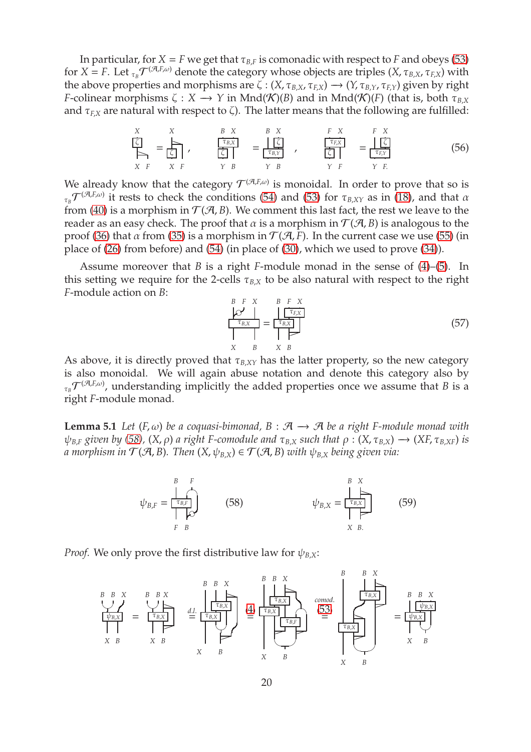In particular, for $X = F$ we get that $\tau_{B,F}$ is comonadic with respect to $F$ and obeys (53) for $X = F$. Let ${}_{\tau_B}\mathcal{T}^{(\mathcal{A},F,\omega)}$ denote the category whose objects are triples $(X, \tau_{B,X}, \tau_{F,X})$ with the above properties and morphisms are $\zeta : (X, \tau_{B,X}, \tau_{F,X}) \longrightarrow (Y, \tau_{B,Y}, \tau_{F,Y})$ given by right $F$-colinear morphisms $\zeta : X \longrightarrow Y$ in $\text{Mnd}(\mathcal{K})(B)$ and in $\text{Mnd}(\mathcal{K})(F)$ (that is, both $\tau_{B,X}$ and $\tau_{F,X}$ are natural with respect to $\zeta$). The latter means that the following are fulfilled:

$$(56)$$

We already know that the category $\mathcal{T}^{(\mathcal{A},F,\omega)}$ is monoidal. In order to prove that so is ${}_{\tau_B}\mathcal{T}^{(\mathcal{A},F,\omega)}$ it rests to check the conditions (54) and (53) for $\tau_{B,XY}$ as in (18), and that $\alpha$ from (40) is a morphism in $\mathcal{T}(\mathcal{A}, B)$. We comment this last fact, the rest we leave to the reader as an easy check. The proof that $\alpha$ is a morphism in $\mathcal{T}(\mathcal{A}, B)$ is analogous to the proof (36) that $\alpha$ from (35) is a morphism in $\mathcal{T}(\mathcal{A}, F)$. In the current case we use (55) (in place of (26) from before) and (54) (in place of (30), which we used to prove (34)).

Assume moreover that $B$ is a right $F$-module monad in the sense of (4)–(5). In this setting we require for the 2-cells $\tau_{B,X}$ to be also natural with respect to the right $F$-module action on $B$:

$$(57)$$

As above, it is directly proved that $\tau_{B,XY}$ has the latter property, so the new category is also monoidal. We will again abuse notation and denote this category also by ${}_{\tau_B}\mathcal{T}^{(\mathcal{A},F,\omega)}$, understanding implicitly the added properties once we assume that $B$ is a right $F$-module monad.

**Lemma 5.1** *Let $(F, \omega)$ be a coquasi-bimonad, $B : \mathcal{A} \longrightarrow \mathcal{A}$ be a right $F$-module monad with $\psi_{B,F}$ given by (58), $(X, \rho)$ a right $F$-comodule and $\tau_{B,X}$ such that $\rho : (X, \tau_{B,X}) \longrightarrow (XF, \tau_{B,XF})$ is a morphism in $\mathcal{T}(\mathcal{A}, B)$. Then $(X, \psi_{B,X}) \in \mathcal{T}(\mathcal{A}, B)$ with $\psi_{B,X}$ being given via:*

$$\psi_{B,F} = \quad (58) \qquad\qquad \psi_{B,X} = \quad (59)$$

*Proof.* We only prove the first distributive law for $\psi_{B,X}$:

$$= \stackrel{d.l.}{=} \stackrel{(4)}{=} \stackrel{\substack{comod.\\(53)}}{=} =$$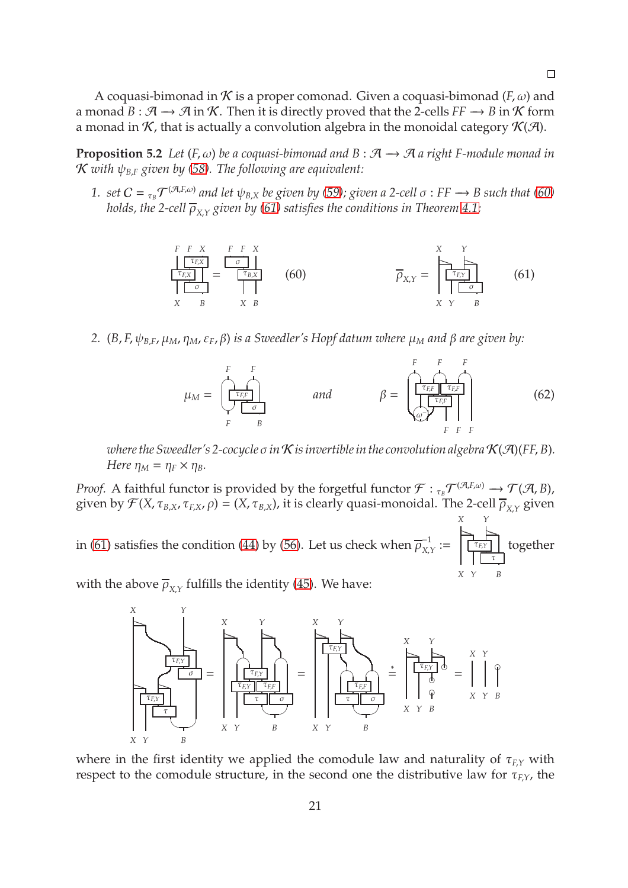□

A coquasi-bimonad in $\mathcal{K}$ is a proper comonad. Given a coquasi-bimonad $(F, \omega)$ and a monad $B : \mathcal{A} \longrightarrow \mathcal{A}$ in $\mathcal{K}$. Then it is directly proved that the 2-cells $FF \longrightarrow B$ in $\mathcal{K}$ form a monad in $\mathcal{K}$, that is actually a convolution algebra in the monoidal category $\mathcal{K}(\mathcal{A})$.

**Proposition 5.2** *Let $(F, \omega)$ be a coquasi-bimonad and $B : \mathcal{A} \longrightarrow \mathcal{A}$ a right $F$-module monad in $\mathcal{K}$ with $\psi_{B,F}$ given by (58). The following are equivalent:*

1. *set $\mathcal{C} = {}_{\tau_B}\mathcal{T}^{(\mathcal{A},F,\omega)}$ and let $\psi_{B,X}$ be given by (59); given a 2-cell $\sigma : FF \longrightarrow B$ such that (60) holds, the 2-cell $\overline{\rho}_{X,Y}$ given by (61) satisfies the conditions in Theorem 4.1;*

$$(60) \qquad\qquad \overline{\rho}_{X,Y} = \qquad (61)$$

2. *$(B, F, \psi_{B,F}, \mu_M, \eta_M, \varepsilon_F, \beta)$ is a Sweedler's Hopf datum where $\mu_M$ and $\beta$ are given by:*

$$\mu_M = \qquad \text{and} \qquad \beta = \qquad (62)$$

*where the Sweedler's 2-cocycle $\sigma$ in $\mathcal{K}$ is invertible in the convolution algebra $\mathcal{K}(\mathcal{A})(FF, B)$. Here $\eta_M = \eta_F \times \eta_B$.*

*Proof.* A faithful functor is provided by the forgetful functor $\mathcal{F} : {}_{\tau_B}\mathcal{T}^{(\mathcal{A},F,\omega)} \longrightarrow \mathcal{T}(\mathcal{A}, B)$, given by $\mathcal{F}(X, \tau_{B,X}, \tau_{F,X}, \rho) = (X, \tau_{B,X})$, it is clearly quasi-monoidal. The 2-cell $\overline{\rho}_{X,Y}$ given in (61) satisfies the condition (44) by (56). Let us check when $\overline{\rho}^{-1}_{X,Y} :=$ together with the above $\overline{\rho}_{X,Y}$ fulfills the identity (45). We have:

$$= \qquad = \qquad \overset{*}{=} \qquad =$$

where in the first identity we applied the comodule law and naturality of $\tau_{F,Y}$ with respect to the comodule structure, in the second one the distributive law for $\tau_{F,Y}$, the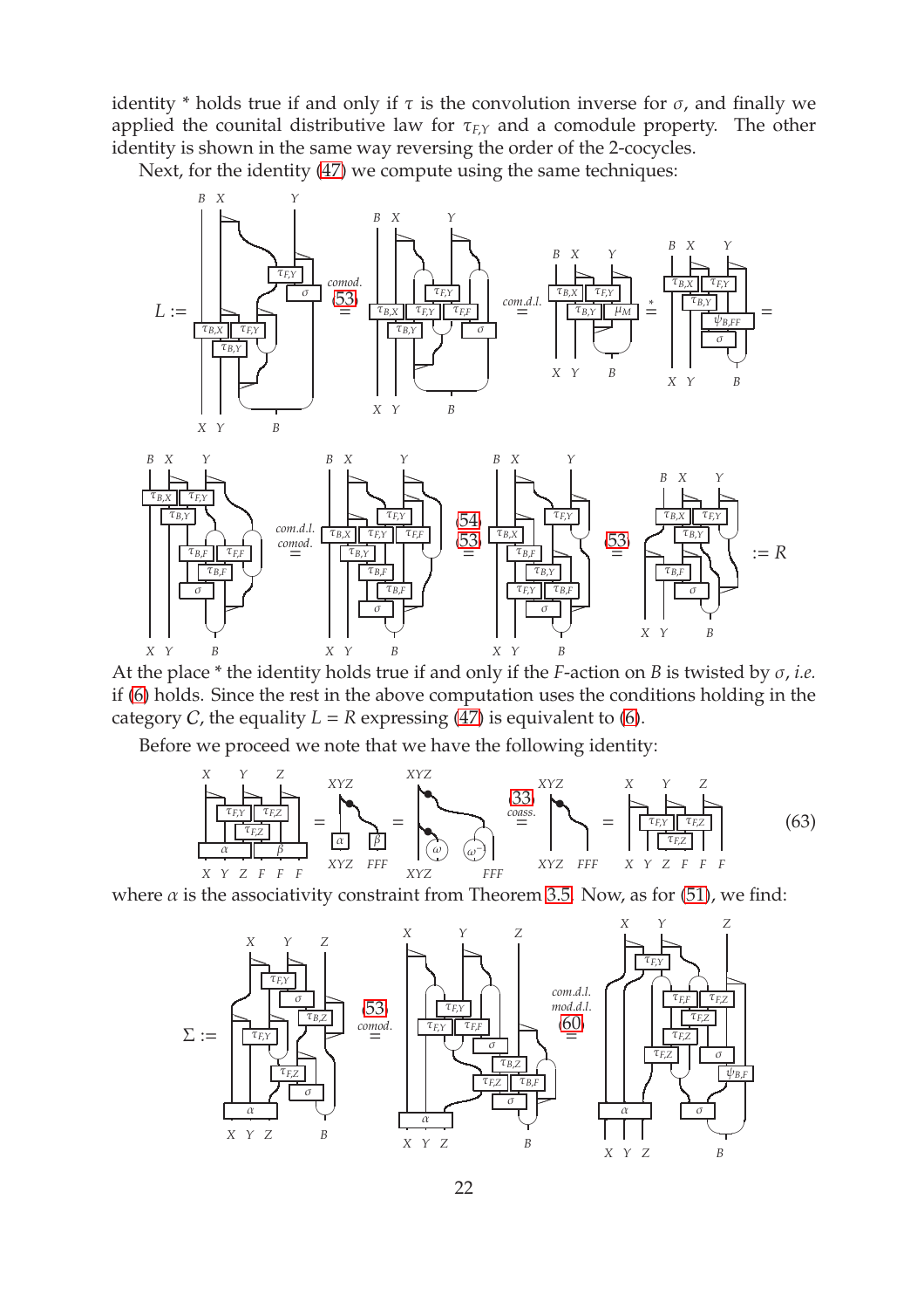identity * holds true if and only if $\tau$ is the convolution inverse for $\sigma$, and finally we applied the counital distributive law for $\tau_{F,Y}$ and a comodule property. The other identity is shown in the same way reversing the order of the 2-cocycles.

Next, for the identity (47) we compute using the same techniques:

At the place * the identity holds true if and only if the $F$-action on $B$ is twisted by $\sigma$, *i.e.* if (6) holds. Since the rest in the above computation uses the conditions holding in the category $\mathcal{C}$, the equality $L = R$ expressing (47) is equivalent to (6).

Before we proceed we note that we have the following identity:

$$(63)$$

where $\alpha$ is the associativity constraint from Theorem 3.5. Now, as for (51), we find: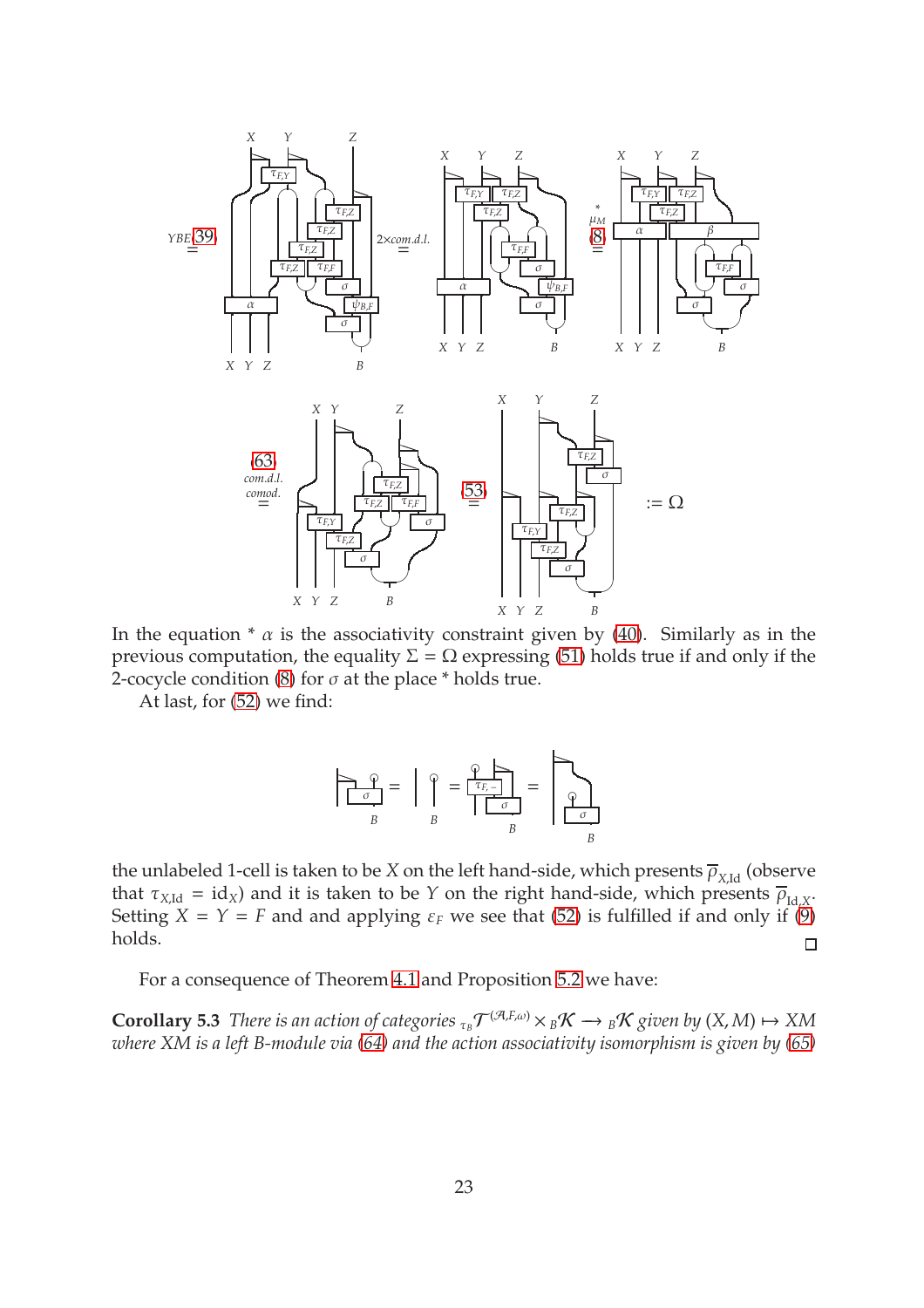In the equation * $\alpha$ is the associativity constraint given by (40). Similarly as in the previous computation, the equality $\Sigma = \Omega$ expressing (51) holds true if and only if the 2-cocycle condition (8) for $\sigma$ at the place * holds true.

At last, for (52) we find:

the unlabeled 1-cell is taken to be $X$ on the left hand-side, which presents $\overline{\rho}_{X,\mathrm{Id}}$ (observe that $\tau_{X,\mathrm{Id}} = \mathrm{id}_X$) and it is taken to be $Y$ on the right hand-side, which presents $\overline{\rho}_{\mathrm{Id},X}$. Setting $X = Y = F$ and and applying $\varepsilon_F$ we see that (52) is fulfilled if and only if (9) holds.

□

For a consequence of Theorem 4.1 and Proposition 5.2 we have:

**Corollary 5.3** *There is an action of categories* ${}_{\tau_B}\mathcal{T}^{(\mathcal{A},F,\omega)} \times {}_B\mathcal{K} \longrightarrow {}_B\mathcal{K}$ *given by* $(X, M) \mapsto XM$ *where* $XM$ *is a left* $B$*-module via (64) and the action associativity isomorphism is given by (65)*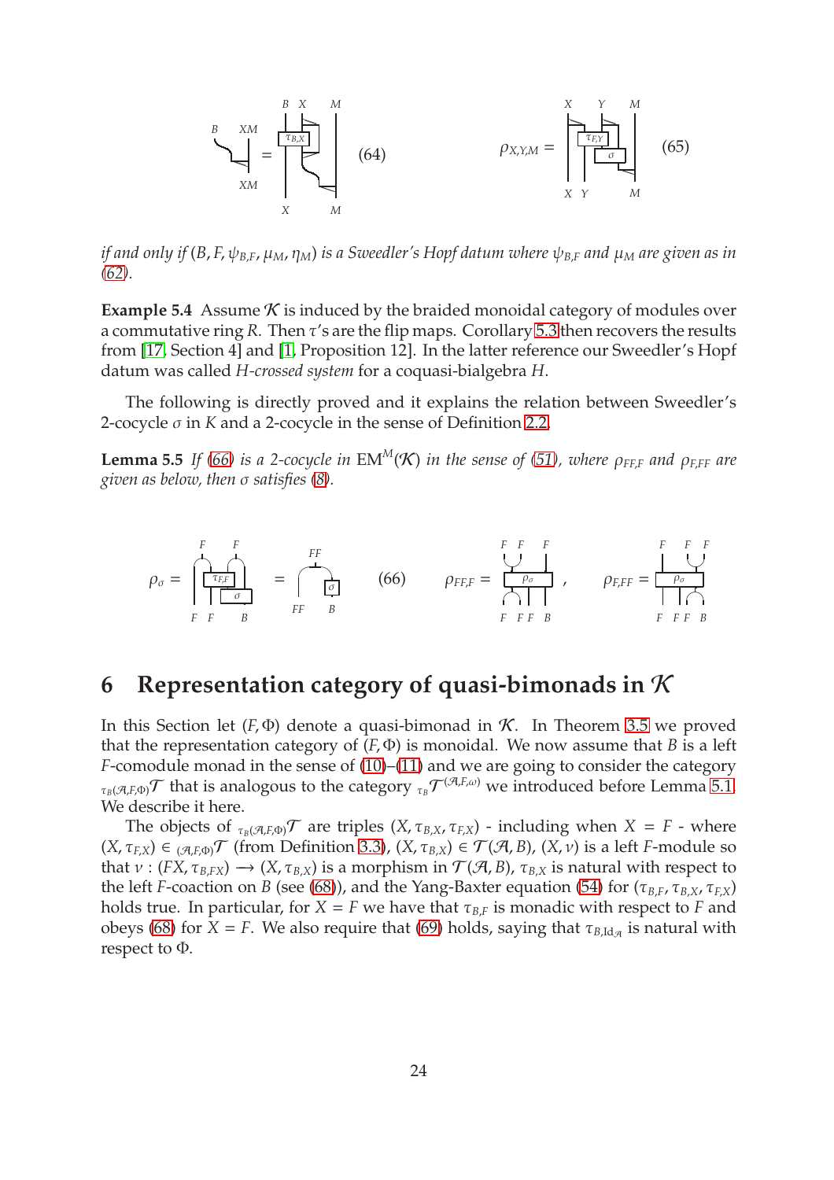(64) (65)

*if and only if $(B, F, \psi_{B,F}, \mu_M, \eta_M)$ is a Sweedler's Hopf datum where $\psi_{B,F}$ and $\mu_M$ are given as in (62).*

**Example 5.4** Assume $\mathcal{K}$ is induced by the braided monoidal category of modules over a commutative ring $R$. Then $\tau$'s are the flip maps. Corollary 5.3 then recovers the results from [17, Section 4] and [1, Proposition 12]. In the latter reference our Sweedler's Hopf datum was called *H-crossed system* for a coquasi-bialgebra $H$.

The following is directly proved and it explains the relation between Sweedler's 2-cocycle $\sigma$ in $K$ and a 2-cocycle in the sense of Definition 2.2.

**Lemma 5.5** *If (66) is a 2-cocycle in $\mathrm{EM}^M(\mathcal{K})$ in the sense of (51), where $\rho_{FF,F}$ and $\rho_{F,FF}$ are given as below, then $\sigma$ satisfies (8).*

(66)

## 6 Representation category of quasi-bimonads in $\mathcal{K}$

In this Section let $(F, \Phi)$ denote a quasi-bimonad in $\mathcal{K}$. In Theorem 3.5 we proved that the representation category of $(F, \Phi)$ is monoidal. We now assume that $B$ is a left $F$-comodule monad in the sense of (10)–(11) and we are going to consider the category ${}_{\tau_B(\mathcal{A},F,\Phi)}\mathcal{T}$ that is analogous to the category ${}_{\tau_B}\mathcal{T}^{(\mathcal{A},F,\omega)}$ we introduced before Lemma 5.1. We describe it here.

The objects of ${}_{\tau_B(\mathcal{A},F,\Phi)}\mathcal{T}$ are triples $(X, \tau_{B,X}, \tau_{F,X})$ - including when $X = F$ - where $(X, \tau_{F,X}) \in {}_{(\mathcal{A},F,\Phi)}\mathcal{T}$ (from Definition 3.3), $(X, \tau_{B,X}) \in \mathcal{T}(\mathcal{A}, B)$, $(X, \nu)$ is a left $F$-module so that $\nu : (FX, \tau_{B,FX}) \longrightarrow (X, \tau_{B,X})$ is a morphism in $\mathcal{T}(\mathcal{A}, B)$, $\tau_{B,X}$ is natural with respect to the left $F$-coaction on $B$ (see (68)), and the Yang-Baxter equation (54) for $(\tau_{B,F}, \tau_{B,X}, \tau_{F,X})$ holds true. In particular, for $X = F$ we have that $\tau_{B,F}$ is monadic with respect to $F$ and obeys (68) for $X = F$. We also require that (69) holds, saying that $\tau_{B,\mathrm{Id}_\mathcal{A}}$ is natural with respect to $\Phi$.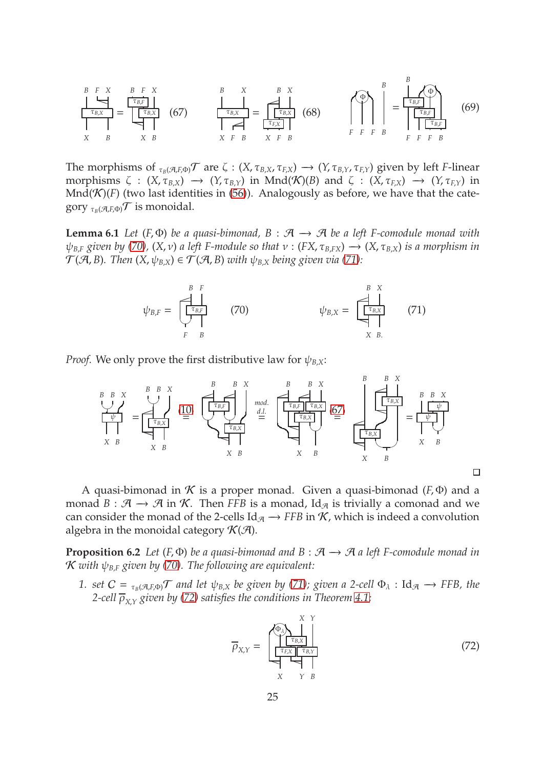(67) (68) (69)

The morphisms of ${}_{\tau_B(\mathcal{A},F,\Phi)}\mathcal{T}$ are $\zeta : (X, \tau_{B,X}, \tau_{F,X}) \longrightarrow (Y, \tau_{B,Y}, \tau_{F,Y})$ given by left $F$-linear morphisms $\zeta : (X, \tau_{B,X}) \longrightarrow (Y, \tau_{B,Y})$ in $\text{Mnd}(\mathcal{K})(B)$ and $\zeta : (X, \tau_{F,X}) \longrightarrow (Y, \tau_{F,Y})$ in $\text{Mnd}(\mathcal{K})(F)$ (two last identities in (56)). Analogously as before, we have that the category ${}_{\tau_B(\mathcal{A},F,\Phi)}\mathcal{T}$ is monoidal.

**Lemma 6.1** *Let $(F, \Phi)$ be a quasi-bimonad, $B : \mathcal{A} \longrightarrow \mathcal{A}$ be a left $F$-comodule monad with $\psi_{B,F}$ given by (70), $(X, \nu)$ a left $F$-module so that $\nu : (FX, \tau_{B,FX}) \longrightarrow (X, \tau_{B,X})$ is a morphism in $\mathcal{T}(\mathcal{A}, B)$. Then $(X, \psi_{B,X}) \in \mathcal{T}(\mathcal{A}, B)$ with $\psi_{B,X}$ being given via (71):*

$$\psi_{B,F} = \quad (70) \qquad\qquad \psi_{B,X} = \quad (71)$$

*Proof.* We only prove the first distributive law for $\psi_{B,X}$:

$$= \overset{(10)}{=} \overset{\text{mod. d.l.}}{=} \overset{(67)}{=} =$$

□

A quasi-bimonad in $\mathcal{K}$ is a proper monad. Given a quasi-bimonad $(F, \Phi)$ and a monad $B : \mathcal{A} \longrightarrow \mathcal{A}$ in $\mathcal{K}$. Then $FFB$ is a monad, $\text{Id}_{\mathcal{A}}$ is trivially a comonad and we can consider the monad of the 2-cells $\text{Id}_{\mathcal{A}} \longrightarrow FFB$ in $\mathcal{K}$, which is indeed a convolution algebra in the monoidal category $\mathcal{K}(\mathcal{A})$.

**Proposition 6.2** *Let $(F, \Phi)$ be a quasi-bimonad and $B : \mathcal{A} \longrightarrow \mathcal{A}$ a left $F$-comodule monad in $\mathcal{K}$ with $\psi_{B,F}$ given by (70). The following are equivalent:*

1. *set $C = {}_{\tau_B(\mathcal{A},F,\Phi)}\mathcal{T}$ and let $\psi_{B,X}$ be given by (71); given a 2-cell $\Phi_\lambda : \text{Id}_{\mathcal{A}} \longrightarrow FFB$, the 2-cell $\overline{\rho}_{X,Y}$ given by (72) satisfies the conditions in Theorem 4.1:*

$$\overline{\rho}_{X,Y} = \qquad (72)$$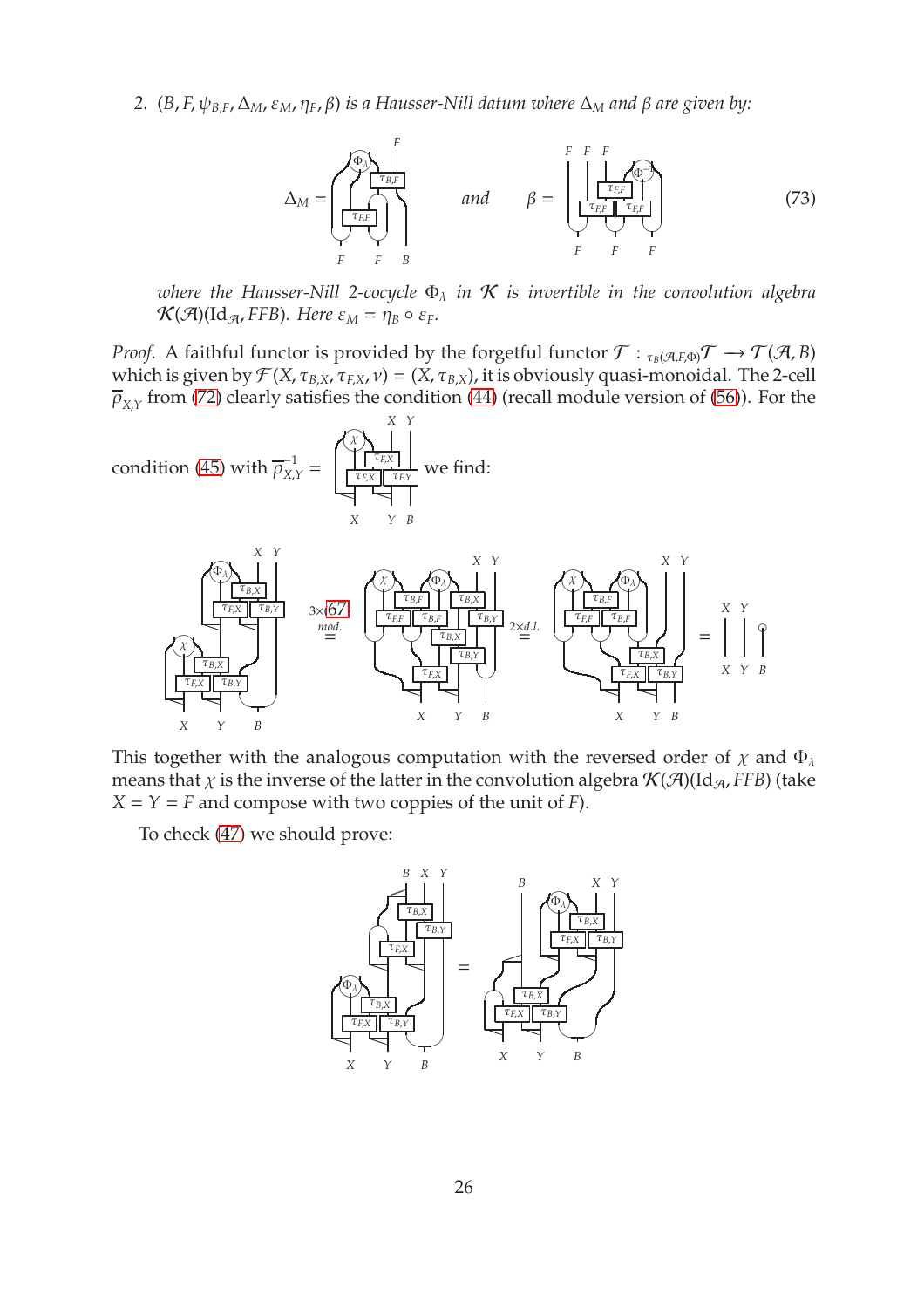2. $(B, F, \psi_{B,F}, \Delta_M, \varepsilon_M, \eta_F, \beta)$ *is a Hausser-Nill datum where* $\Delta_M$ *and* $\beta$ *are given by:*

$$\Delta_M = \quad \text{and} \quad \beta = \tag{73}$$

*where the Hausser-Nill 2-cocycle* $\Phi_\lambda$ *in* $\mathcal{K}$ *is invertible in the convolution algebra* $\mathcal{K}(\mathcal{A})(\mathrm{Id}_{\mathcal{A}}, FFB)$*. Here* $\varepsilon_M = \eta_B \circ \varepsilon_F$*.*

*Proof.* A faithful functor is provided by the forgetful functor $\mathcal{F} : {}_{\tau_B(\mathcal{A},F,\Phi)}\mathcal{T} \longrightarrow \mathcal{T}(\mathcal{A}, B)$ which is given by $\mathcal{F}(X, \tau_{B,X}, \tau_{F,X}, \nu) = (X, \tau_{B,X})$, it is obviously quasi-monoidal. The 2-cell $\overline{\rho}_{X,Y}$ from (72) clearly satisfies the condition (44) (recall module version of (56)). For the condition (45) with $\overline{\rho}^{-1}_{X,Y} =$ we find:

$$\overset{3\times(67)}{\underset{mod.}{=}} \quad \overset{2\times d.l.}{=} \quad =$$

This together with the analogous computation with the reversed order of $\chi$ and $\Phi_\lambda$ means that $\chi$ is the inverse of the latter in the convolution algebra $\mathcal{K}(\mathcal{A})(\mathrm{Id}_{\mathcal{A}}, FFB)$ (take $X = Y = F$ and compose with two coppies of the unit of $F$).

To check (47) we should prove:

$$=$$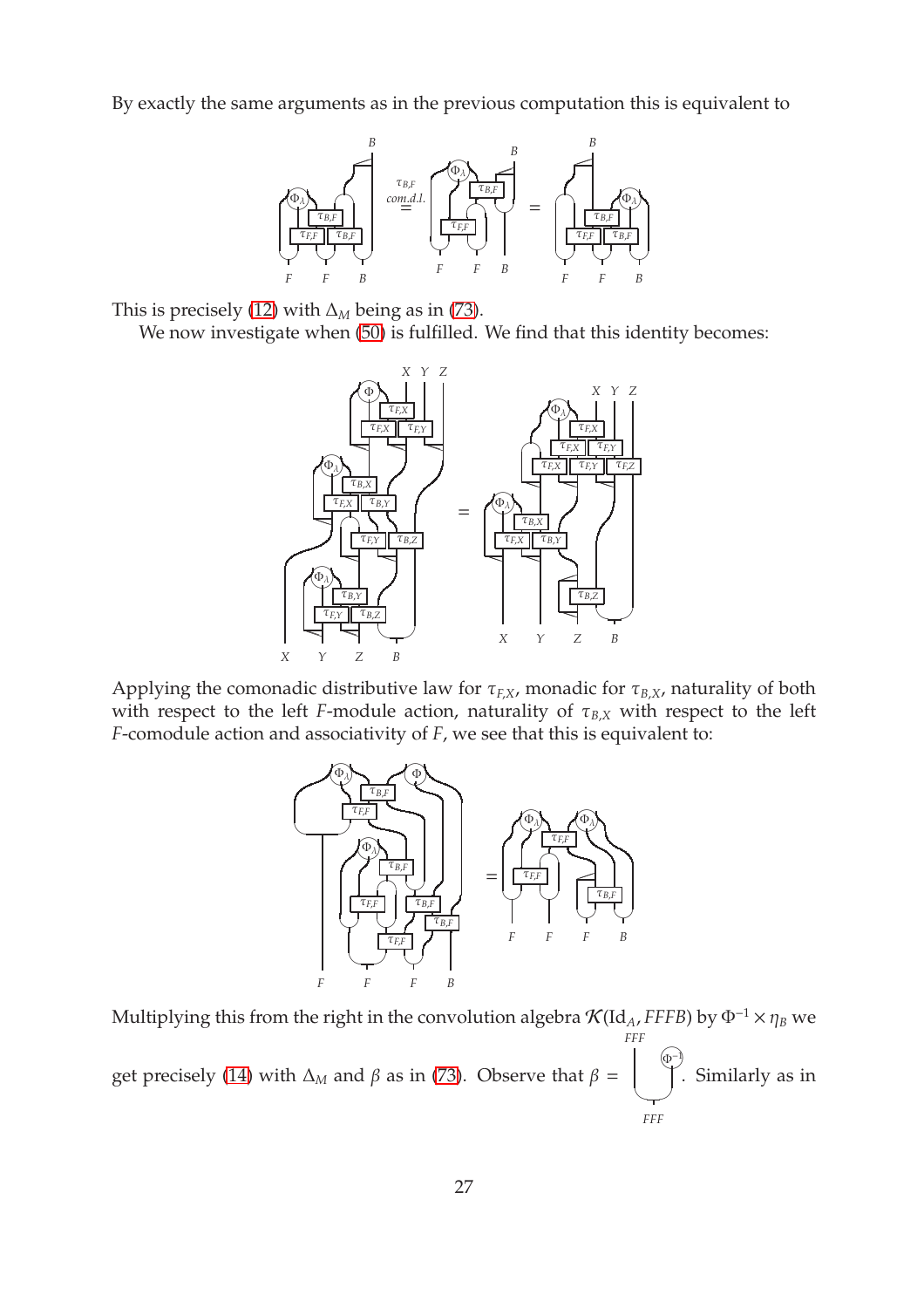By exactly the same arguments as in the previous computation this is equivalent to

This is precisely (12) with $\Delta_M$ being as in (73).

We now investigate when (50) is fulfilled. We find that this identity becomes:

Applying the comonadic distributive law for $\tau_{F,X}$, monadic for $\tau_{B,X}$, naturality of both with respect to the left $F$-module action, naturality of $\tau_{B,X}$ with respect to the left $F$-comodule action and associativity of $F$, we see that this is equivalent to:

Multiplying this from the right in the convolution algebra $\mathcal{K}(\mathrm{Id}_A, FFFB)$ by $\Phi^{-1} \times \eta_B$ we get precisely (14) with $\Delta_M$ and $\beta$ as in (73). Observe that $\beta =$ . Similarly as in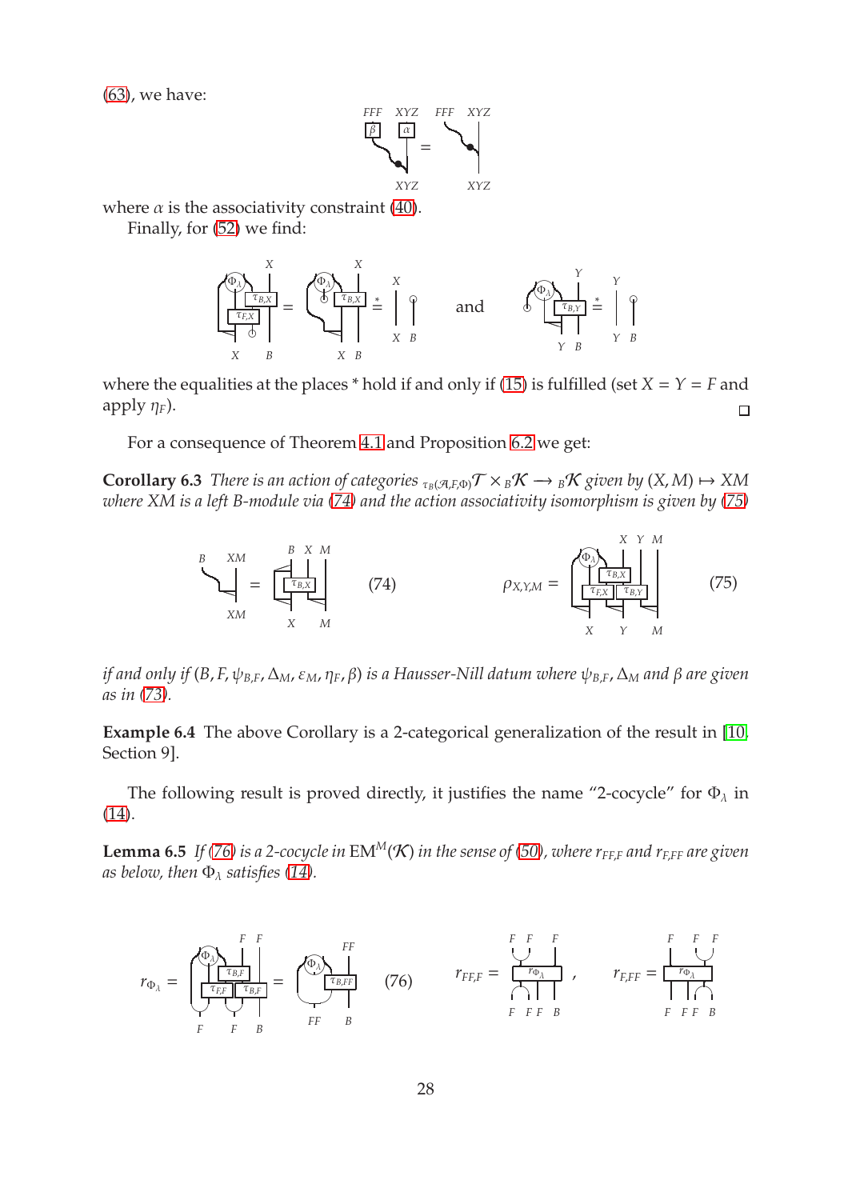(63), we have:

where $\alpha$ is the associativity constraint (40).

Finally, for (52) we find:

and

where the equalities at the places * hold if and only if (15) is fulfilled (set $X = Y = F$ and apply $\eta_F$).

□

For a consequence of Theorem 4.1 and Proposition 6.2 we get:

**Corollary 6.3** *There is an action of categories ${}_{\tau_B(\mathcal{A},F,\Phi)}\mathcal{T} \times {}_B\mathcal{K} \longrightarrow {}_B\mathcal{K}$ given by $(X, M) \mapsto XM$ where $XM$ is a left $B$-module via (74) and the action associativity isomorphism is given by (75)*

$$(74) \qquad\qquad (75)$$

*if and only if $(B, F, \psi_{B,F}, \Delta_M, \varepsilon_M, \eta_F, \beta)$ is a Hausser-Nill datum where $\psi_{B,F}$, $\Delta_M$ and $\beta$ are given as in (73).*

**Example 6.4** The above Corollary is a 2-categorical generalization of the result in [10, Section 9].

The following result is proved directly, it justifies the name "2-cocycle" for $\Phi_\lambda$ in (14).

**Lemma 6.5** *If (76) is a 2-cocycle in $\mathrm{EM}^M(\mathcal{K})$ in the sense of (50), where $r_{FF,F}$ and $r_{F,FF}$ are given as below, then $\Phi_\lambda$ satisfies (14).*

$$r_{\Phi_\lambda} = \qquad = \qquad (76) \qquad r_{FF,F} = \qquad , \qquad r_{F,FF} =$$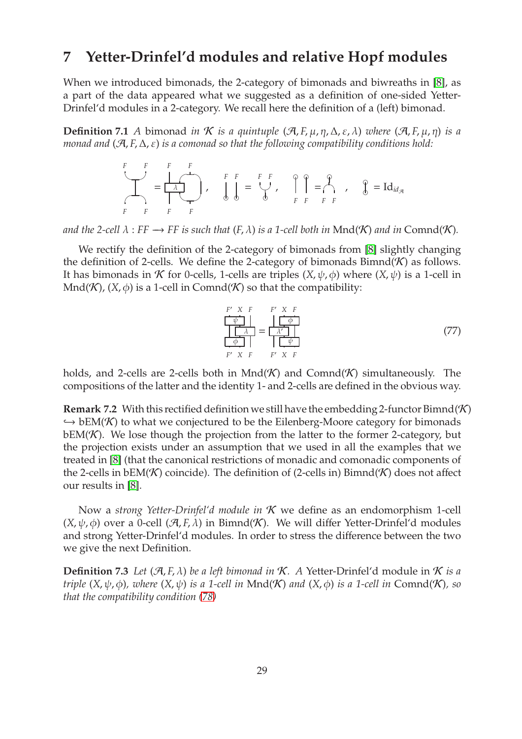# 7 Yetter-Drinfel'd modules and relative Hopf modules

When we introduced bimonads, the 2-category of bimonads and biwreaths in [8], as a part of the data appeared what we suggested as a definition of one-sided Yetter-Drinfel'd modules in a 2-category. We recall here the definition of a (left) bimonad.

**Definition 7.1** *A* bimonad *in $\mathcal{K}$ is a quintuple $(\mathcal{A}, F, \mu, \eta, \Delta, \varepsilon, \lambda)$ where $(\mathcal{A}, F, \mu, \eta)$ is a monad and $(\mathcal{A}, F, \Delta, \varepsilon)$ is a comonad so that the following compatibility conditions hold:*

[String diagrams: four compatibility conditions, the first involving $\lambda$, the last equal to $\mathrm{Id}_{id_{\mathcal{A}}}$]

*and the 2-cell $\lambda : FF \longrightarrow FF$ is such that $(F, \lambda)$ is a 1-cell both in* Mnd$(\mathcal{K})$ *and in* Comnd$(\mathcal{K})$*.*

We rectify the definition of the 2-category of bimonads from [8] slightly changing the definition of 2-cells. We define the 2-category of bimonads Bimnd$(\mathcal{K})$ as follows. It has bimonads in $\mathcal{K}$ for 0-cells, 1-cells are triples $(X, \psi, \phi)$ where $(X, \psi)$ is a 1-cell in Mnd$(\mathcal{K})$, $(X, \phi)$ is a 1-cell in Comnd$(\mathcal{K})$ so that the compatibility:

$$\text{[String diagram: } \psi,\ \lambda,\ \phi \text{ on } F'\,X\,F \;=\; \phi,\ \lambda',\ \psi \text{ on } F'\,X\,F] \tag{77}$$

holds, and 2-cells are 2-cells both in Mnd$(\mathcal{K})$ and Comnd$(\mathcal{K})$ simultaneously. The compositions of the latter and the identity 1- and 2-cells are defined in the obvious way.

**Remark 7.2** With this rectified definition we still have the embedding 2-functor Bimnd$(\mathcal{K})$ $\hookrightarrow$ bEM$(\mathcal{K})$ to what we conjectured to be the Eilenberg-Moore category for bimonads bEM$(\mathcal{K})$. We lose though the projection from the latter to the former 2-category, but the projection exists under an assumption that we used in all the examples that we treated in [8] (that the canonical restrictions of monadic and comonadic components of the 2-cells in bEM$(\mathcal{K})$ coincide). The definition of (2-cells in) Bimnd$(\mathcal{K})$ does not affect our results in [8].

Now a *strong Yetter-Drinfel'd module in $\mathcal{K}$* we define as an endomorphism 1-cell $(X, \psi, \phi)$ over a 0-cell $(\mathcal{A}, F, \lambda)$ in Bimnd$(\mathcal{K})$. We will differ Yetter-Drinfel'd modules and strong Yetter-Drinfel'd modules. In order to stress the difference between the two we give the next Definition.

**Definition 7.3** *Let $(\mathcal{A}, F, \lambda)$ be a left bimonad in $\mathcal{K}$. A* Yetter-Drinfel'd module *in $\mathcal{K}$ is a triple $(X, \psi, \phi)$, where $(X, \psi)$ is a 1-cell in* Mnd$(\mathcal{K})$ *and $(X, \phi)$ is a 1-cell in* Comnd$(\mathcal{K})$*, so that the compatibility condition (78)*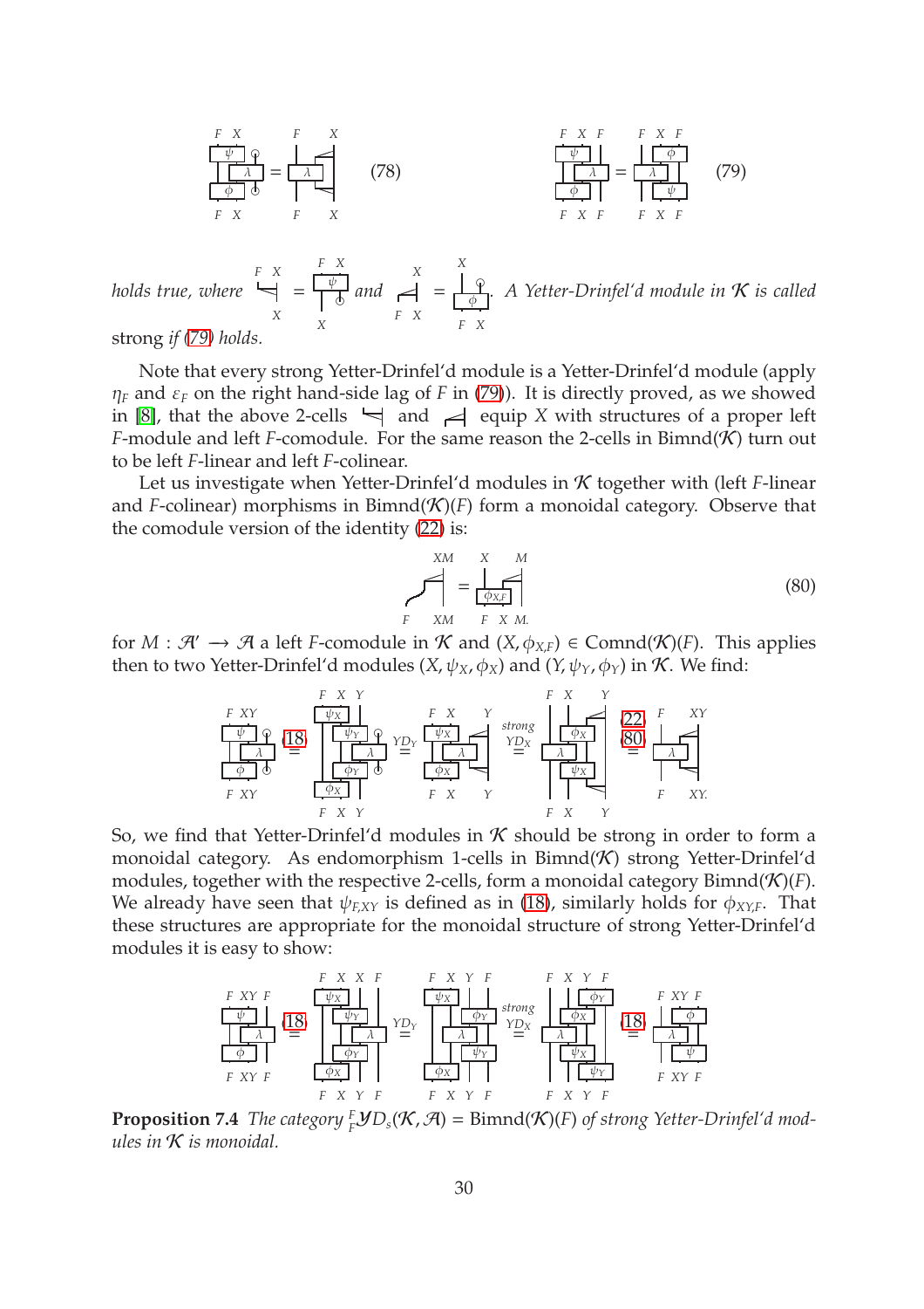(78)

(79)

*holds true, where* [diagram] = [diagram] *and* [diagram] = [diagram]*. A Yetter-Drinfel'd module in* $\mathcal{K}$ *is called* strong *if* (79) *holds.*

Note that every strong Yetter-Drinfel'd module is a Yetter-Drinfel'd module (apply $\eta_F$ and $\varepsilon_F$ on the right hand-side lag of $F$ in (79)). It is directly proved, as we showed in [8], that the above 2-cells [diagram] and [diagram] equip $X$ with structures of a proper left $F$-module and left $F$-comodule. For the same reason the 2-cells in Bimnd$(\mathcal{K})$ turn out to be left $F$-linear and left $F$-colinear.

Let us investigate when Yetter-Drinfel'd modules in $\mathcal{K}$ together with (left $F$-linear and $F$-colinear) morphisms in Bimnd$(\mathcal{K})(F)$ form a monoidal category. Observe that the comodule version of the identity (22) is:

(80)

for $M : \mathcal{A}' \longrightarrow \mathcal{A}$ a left $F$-comodule in $\mathcal{K}$ and $(X, \phi_{X,F}) \in$ Comnd$(\mathcal{K})(F)$. This applies then to two Yetter-Drinfel'd modules $(X, \psi_X, \phi_X)$ and $(Y, \psi_Y, \phi_Y)$ in $\mathcal{K}$. We find:

So, we find that Yetter-Drinfel'd modules in $\mathcal{K}$ should be strong in order to form a monoidal category. As endomorphism 1-cells in Bimnd$(\mathcal{K})$ strong Yetter-Drinfel'd modules, together with the respective 2-cells, form a monoidal category Bimnd$(\mathcal{K})(F)$. We already have seen that $\psi_{F,XY}$ is defined as in (18), similarly holds for $\phi_{XY,F}$. That these structures are appropriate for the monoidal structure of strong Yetter-Drinfel'd modules it is easy to show:

**Proposition 7.4** *The category* ${}^F_F\mathcal{YD}_s(\mathcal{K}, \mathcal{A}) =$ Bimnd$(\mathcal{K})(F)$ *of strong Yetter-Drinfel'd modules in* $\mathcal{K}$ *is monoidal.*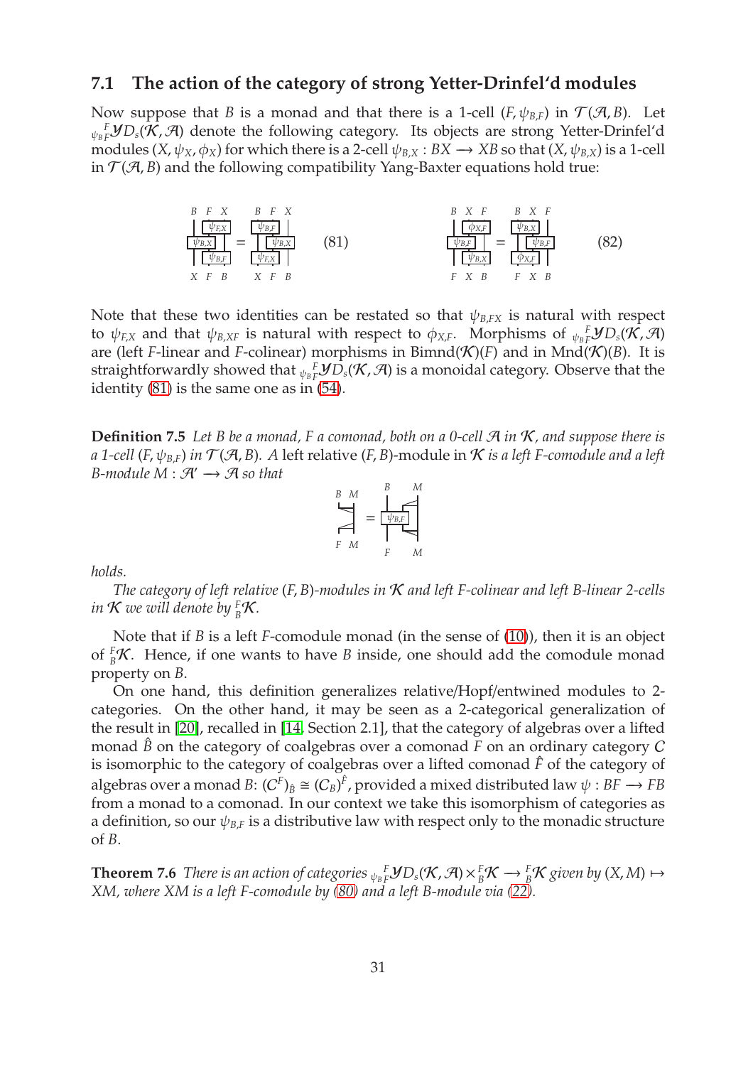### 7.1 The action of the category of strong Yetter-Drinfel'd modules

Now suppose that $B$ is a monad and that there is a 1-cell $(F, \psi_{B,F})$ in $\mathcal{T}(\mathcal{A}, B)$. Let ${}_{\psi_{B,F}}^{\ F}\mathcal{YD}_s(\mathcal{K}, \mathcal{A})$ denote the following category. Its objects are strong Yetter-Drinfel'd modules $(X, \psi_X, \phi_X)$ for which there is a 2-cell $\psi_{B,X} : BX \longrightarrow XB$ so that $(X, \psi_{B,X})$ is a 1-cell in $\mathcal{T}(\mathcal{A}, B)$ and the following compatibility Yang-Baxter equations hold true:

$$(\mathrm{Id}_X \psi_{B,F})(\psi_{B,X} \mathrm{Id}_F)(\mathrm{Id}_B \psi_{F,X}) = (\psi_{F,X} \mathrm{Id}_B)(\mathrm{Id}_F \psi_{B,X})(\psi_{B,F} \mathrm{Id}_X) \qquad (81)$$

$$(\mathrm{Id}_F \psi_{B,X})(\psi_{B,F} \mathrm{Id}_X)(\mathrm{Id}_B \phi_{X,F}) = (\phi_{X,F} \mathrm{Id}_B)(\mathrm{Id}_X \psi_{B,F})(\psi_{B,X} \mathrm{Id}_F) \qquad (82)$$

Note that these two identities can be restated so that $\psi_{B,FX}$ is natural with respect to $\psi_{F,X}$ and that $\psi_{B,XF}$ is natural with respect to $\phi_{X,F}$. Morphisms of ${}_{\psi_{B,F}}^{\ F}\mathcal{YD}_s(\mathcal{K}, \mathcal{A})$ are (left $F$-linear and $F$-colinear) morphisms in $\mathrm{Bimnd}(\mathcal{K})(F)$ and in $\mathrm{Mnd}(\mathcal{K})(B)$. It is straightforwardly showed that ${}_{\psi_{B,F}}^{\ F}\mathcal{YD}_s(\mathcal{K}, \mathcal{A})$ is a monoidal category. Observe that the identity (81) is the same one as in (54).

**Definition 7.5** *Let $B$ be a monad, $F$ a comonad, both on a 0-cell $\mathcal{A}$ in $\mathcal{K}$, and suppose there is a 1-cell $(F, \psi_{B,F})$ in $\mathcal{T}(\mathcal{A}, B)$. A* left relative $(F, B)$-module in $\mathcal{K}$ *is a left $F$-comodule and a left $B$-module $M : \mathcal{A}' \longrightarrow \mathcal{A}$ so that*

$$\lambda_M \circ (\mathrm{Id}_B \mu_M) = (\mathrm{Id}_F \mu_M)(\psi_{B,F} \mathrm{Id}_M)(\mathrm{Id}_B \lambda_M)$$

*holds.*

*The category of left relative $(F, B)$-modules in $\mathcal{K}$ and left $F$-colinear and left $B$-linear 2-cells in $\mathcal{K}$ we will denote by ${}_B^F\mathcal{K}$.*

Note that if $B$ is a left $F$-comodule monad (in the sense of (10)), then it is an object of ${}_B^F\mathcal{K}$. Hence, if one wants to have $B$ inside, one should add the comodule monad property on $B$.

On one hand, this definition generalizes relative/Hopf/entwined modules to 2-categories. On the other hand, it may be seen as a 2-categorical generalization of the result in [20], recalled in [14, Section 2.1], that the category of algebras over a lifted monad $\hat{B}$ on the category of coalgebras over a comonad $F$ on an ordinary category $C$ is isomorphic to the category of coalgebras over a lifted comonad $\hat{F}$ of the category of algebras over a monad $B$: $(C^F)_{\hat{B}} \cong (C_B)^{\hat{F}}$, provided a mixed distributed law $\psi : BF \longrightarrow FB$ from a monad to a comonad. In our context we take this isomorphism of categories as a definition, so our $\psi_{B,F}$ is a distributive law with respect only to the monadic structure of $B$.

**Theorem 7.6** *There is an action of categories ${}_{\psi_{B,F}}^{\ F}\mathcal{YD}_s(\mathcal{K}, \mathcal{A}) \times {}_B^F\mathcal{K} \longrightarrow {}_B^F\mathcal{K}$ given by $(X, M) \mapsto XM$, where $XM$ is a left $F$-comodule by (80) and a left $B$-module via (22).*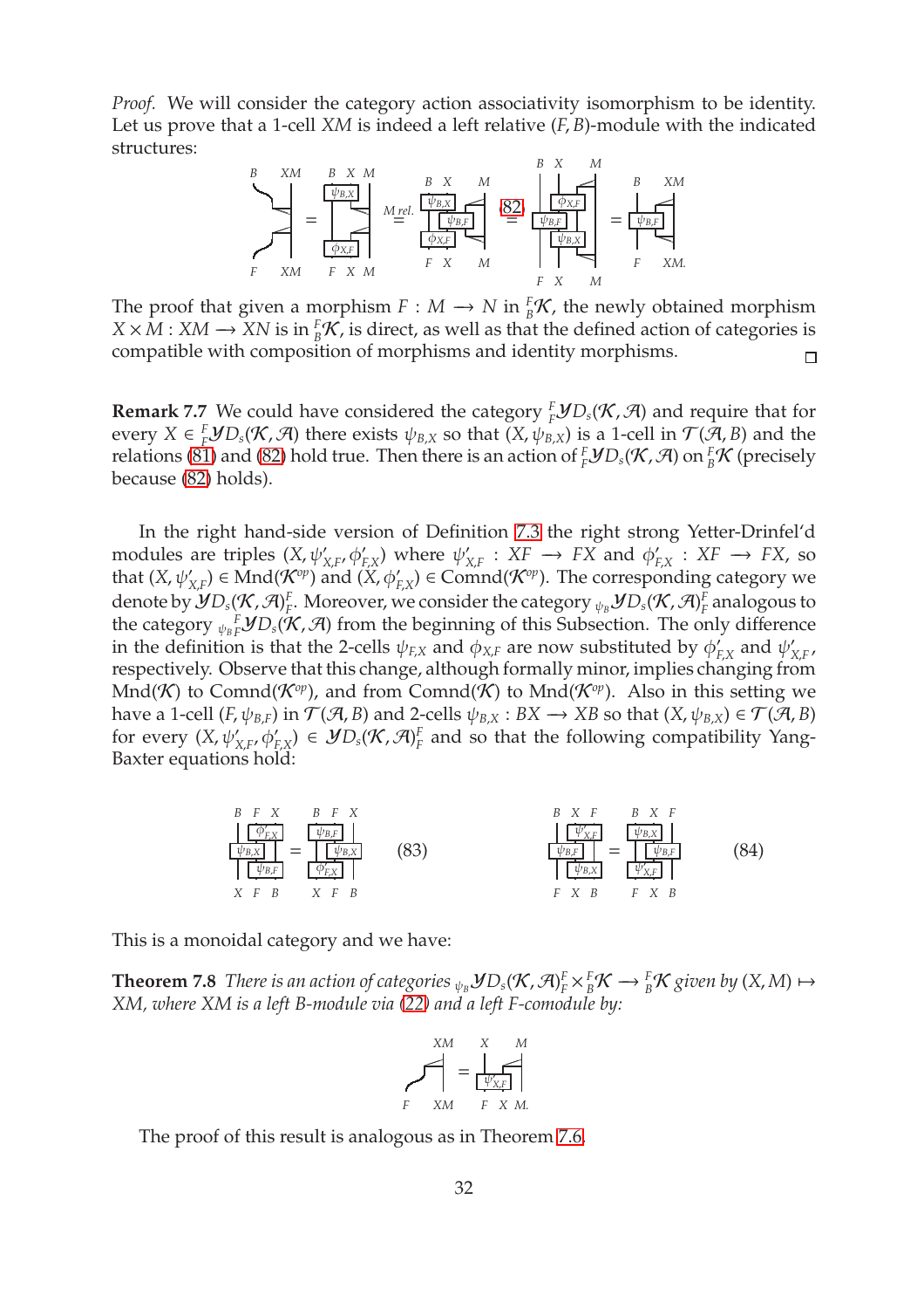*Proof.* We will consider the category action associativity isomorphism to be identity. Let us prove that a 1-cell $XM$ is indeed a left relative $(F, B)$-module with the indicated structures:

$$\text{[string diagram]} \overset{M\,rel.}{=} \text{[string diagram]} \overset{(82)}{=} \text{[string diagram]} = \text{[string diagram]}$$

The proof that given a morphism $F : M \longrightarrow N$ in ${}^F_B\mathcal{K}$, the newly obtained morphism $X \times M : XM \longrightarrow XN$ is in ${}^F_B\mathcal{K}$, is direct, as well as that the defined action of categories is compatible with composition of morphisms and identity morphisms. □

**Remark 7.7** We could have considered the category ${}^F_F\mathcal{YD}_s(\mathcal{K}, \mathcal{A})$ and require that for every $X \in {}^F_F\mathcal{YD}_s(\mathcal{K}, \mathcal{A})$ there exists $\psi_{B,X}$ so that $(X, \psi_{B,X})$ is a 1-cell in $\mathcal{T}(\mathcal{A}, B)$ and the relations (81) and (82) hold true. Then there is an action of ${}^F_F\mathcal{YD}_s(\mathcal{K}, \mathcal{A})$ on ${}^F_B\mathcal{K}$ (precisely because (82) holds).

In the right hand-side version of Definition 7.3 the right strong Yetter-Drinfel'd modules are triples $(X, \psi'_{X,F}, \phi'_{F,X})$ where $\psi'_{X,F} : XF \longrightarrow FX$ and $\phi'_{F,X} : XF \longrightarrow FX$, so that $(X, \psi'_{X,F}) \in \text{Mnd}(\mathcal{K}^{op})$ and $(X, \phi'_{F,X}) \in \text{Comnd}(\mathcal{K}^{op})$. The corresponding category we denote by $\mathcal{YD}_s(\mathcal{K}, \mathcal{A})^F_F$. Moreover, we consider the category ${}_{\psi_B}\mathcal{YD}_s(\mathcal{K}, \mathcal{A})^F_F$ analogous to the category ${}_{\psi_B}{}^F_F\mathcal{YD}_s(\mathcal{K}, \mathcal{A})$ from the beginning of this Subsection. The only difference in the definition is that the 2-cells $\psi_{F,X}$ and $\phi_{X,F}$ are now substituted by $\phi'_{F,X}$ and $\psi'_{X,F}$, respectively. Observe that this change, although formally minor, implies changing from $\text{Mnd}(\mathcal{K})$ to $\text{Comnd}(\mathcal{K}^{op})$, and from $\text{Comnd}(\mathcal{K})$ to $\text{Mnd}(\mathcal{K}^{op})$. Also in this setting we have a 1-cell $(F, \psi_{B,F})$ in $\mathcal{T}(\mathcal{A}, B)$ and 2-cells $\psi_{B,X} : BX \longrightarrow XB$ so that $(X, \psi_{B,X}) \in \mathcal{T}(\mathcal{A}, B)$ for every $(X, \psi'_{X,F}, \phi'_{F,X}) \in \mathcal{YD}_s(\mathcal{K}, \mathcal{A})^F_F$ and so that the following compatibility Yang-Baxter equations hold:

$$\text{[string diagram: } \phi'_{F,X},\ \psi_{B,X},\ \psi_{B,F}\text{]} = \text{[string diagram: } \psi_{B,F},\ \psi_{B,X},\ \phi'_{F,X}\text{]} \qquad (83)$$

$$\text{[string diagram: } \psi'_{X,F},\ \psi_{B,F},\ \psi_{B,X}\text{]} = \text{[string diagram: } \psi_{B,X},\ \psi_{B,F},\ \psi'_{X,F}\text{]} \qquad (84)$$

This is a monoidal category and we have:

**Theorem 7.8** *There is an action of categories* ${}_{\psi_B}\mathcal{YD}_s(\mathcal{K}, \mathcal{A})^F_F \times {}^F_B\mathcal{K} \longrightarrow {}^F_B\mathcal{K}$ *given by* $(X, M) \mapsto XM$*, where* $XM$ *is a left* $B$*-module via (22) and a left* $F$*-comodule by:*

$$\text{[string diagram]} = \text{[string diagram: } \psi'_{X,F}\text{]}$$

The proof of this result is analogous as in Theorem 7.6.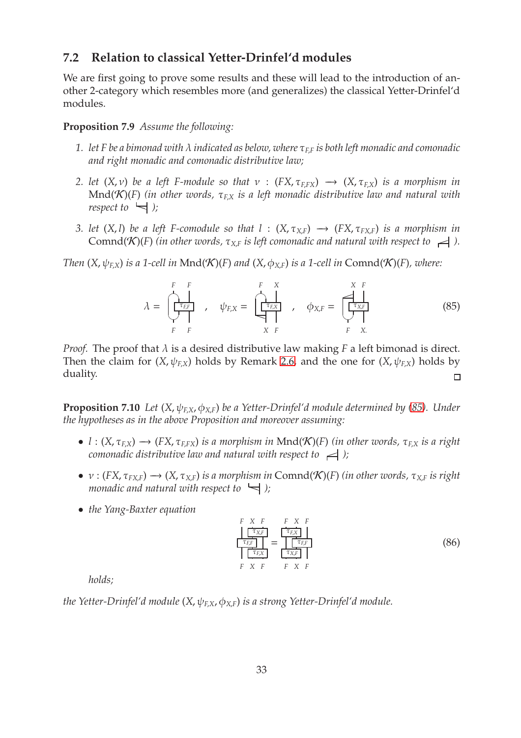## 7.2 Relation to classical Yetter-Drinfel'd modules

We are first going to prove some results and these will lead to the introduction of another 2-category which resembles more (and generalizes) the classical Yetter-Drinfel'd modules.

**Proposition 7.9** *Assume the following:*

1. *let $F$ be a bimonad with $\lambda$ indicated as below, where $\tau_{F,F}$ is both left monadic and comonadic and right monadic and comonadic distributive law;*
2. *let $(X,\nu)$ be a left $F$-module so that $\nu : (FX, \tau_{F,FX}) \longrightarrow (X, \tau_{F,X})$ is a morphism in $\mathrm{Mnd}(\mathcal{K})(F)$ (in other words, $\tau_{F,X}$ is a left monadic distributive law and natural with respect to* [diagram] *);*
3. *let $(X, l)$ be a left $F$-comodule so that $l : (X, \tau_{X,F}) \longrightarrow (FX, \tau_{FX,F})$ is a morphism in $\mathrm{Comnd}(\mathcal{K})(F)$ (in other words, $\tau_{X,F}$ is left comonadic and natural with respect to* [diagram] *).*

*Then $(X, \psi_{F,X})$ is a 1-cell in $\mathrm{Mnd}(\mathcal{K})(F)$ and $(X, \phi_{X,F})$ is a 1-cell in $\mathrm{Comnd}(\mathcal{K})(F)$, where:*

$$\lambda = [\text{diagram with } \tau_{F,F}] \quad , \quad \psi_{F,X} = [\text{diagram with } \tau_{F,X}] \quad , \quad \phi_{X,F} = [\text{diagram with } \tau_{X,F}] \tag{85}$$

*Proof.* The proof that $\lambda$ is a desired distributive law making $F$ a left bimonad is direct. Then the claim for $(X, \psi_{F,X})$ holds by Remark 2.6 and the one for $(X, \psi_{F,X})$ holds by duality. □

**Proposition 7.10** *Let $(X, \psi_{F,X}, \phi_{X,F})$ be a Yetter-Drinfel'd module determined by (85). Under the hypotheses as in the above Proposition and moreover assuming:*

- *$l : (X, \tau_{F,X}) \longrightarrow (FX, \tau_{F,FX})$ is a morphism in $\mathrm{Mnd}(\mathcal{K})(F)$ (in other words, $\tau_{F,X}$ is a right comonadic distributive law and natural with respect to* [diagram] *);*
- *$\nu : (FX, \tau_{FX,F}) \longrightarrow (X, \tau_{X,F})$ is a morphism in $\mathrm{Comnd}(\mathcal{K})(F)$ (in other words, $\tau_{X,F}$ is right monadic and natural with respect to* [diagram] *);*
- *the Yang-Baxter equation*

$$[\text{diagram: } (\tau_{F,F}\otimes F)(F\otimes\tau_{X,F})\ldots] = [\text{diagram}] \tag{86}$$

  *holds;*

*the Yetter-Drinfel'd module $(X, \psi_{F,X}, \phi_{X,F})$ is a strong Yetter-Drinfel'd module.*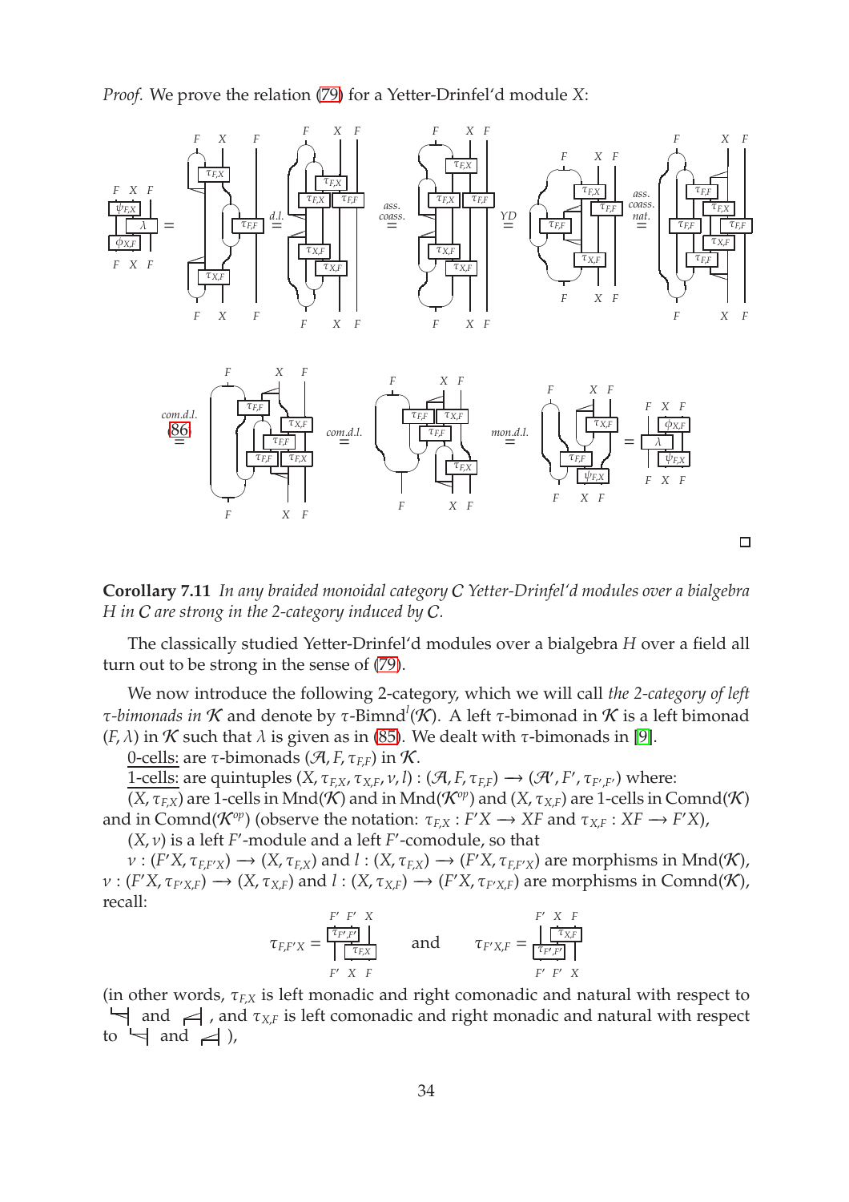*Proof.* We prove the relation (79) for a Yetter-Drinfel'd module $X$:

□

**Corollary 7.11** *In any braided monoidal category $C$ Yetter-Drinfel'd modules over a bialgebra $H$ in $C$ are strong in the 2-category induced by $C$.*

The classically studied Yetter-Drinfel'd modules over a bialgebra $H$ over a field all turn out to be strong in the sense of (79).

We now introduce the following 2-category, which we will call *the 2-category of left $\tau$-bimonads in $\mathcal{K}$* and denote by $\tau\text{-Bimnd}^l(\mathcal{K})$. A left $\tau$-bimonad in $\mathcal{K}$ is a left bimonad $(F, \lambda)$ in $\mathcal{K}$ such that $\lambda$ is given as in (85). We dealt with $\tau$-bimonads in [9].

<u>0-cells:</u> are $\tau$-bimonads $(\mathcal{A}, F, \tau_{F,F})$ in $\mathcal{K}$.

<u>1-cells:</u> are quintuples $(X, \tau_{F,X}, \tau_{X,F}, \nu, l) : (\mathcal{A}, F, \tau_{F,F}) \longrightarrow (\mathcal{A}', F', \tau_{F',F'})$ where:

$(X, \tau_{F,X})$ are 1-cells in $\text{Mnd}(\mathcal{K})$ and in $\text{Mnd}(\mathcal{K}^{op})$ and $(X, \tau_{X,F})$ are 1-cells in $\text{Comnd}(\mathcal{K})$ and in $\text{Comnd}(\mathcal{K}^{op})$ (observe the notation: $\tau_{F,X} : F'X \longrightarrow XF$ and $\tau_{X,F} : XF \longrightarrow F'X$),

$(X, \nu)$ is a left $F'$-module and a left $F'$-comodule, so that

$\nu : (F'X, \tau_{F,F'X}) \longrightarrow (X, \tau_{F,X})$ and $l : (X, \tau_{F,X}) \longrightarrow (F'X, \tau_{F,F'X})$ are morphisms in $\text{Mnd}(\mathcal{K})$, $\nu : (F'X, \tau_{F'X,F}) \longrightarrow (X, \tau_{X,F})$ and $l : (X, \tau_{X,F}) \longrightarrow (F'X, \tau_{F'X,F})$ are morphisms in $\text{Comnd}(\mathcal{K})$, recall:

$$\tau_{F,F'X} = \text{(diagram: } \tau_{F',F'} \text{ then } \tau_{F,X}\text{)} \qquad \text{and} \qquad \tau_{F'X,F} = \text{(diagram: } \tau_{X,F} \text{ then } \tau_{F',F'}\text{)}$$

(in other words, $\tau_{F,X}$ is left monadic and right comonadic and natural with respect to the multiplication and unit, and $\tau_{X,F}$ is left comonadic and right monadic and natural with respect to the multiplication and unit),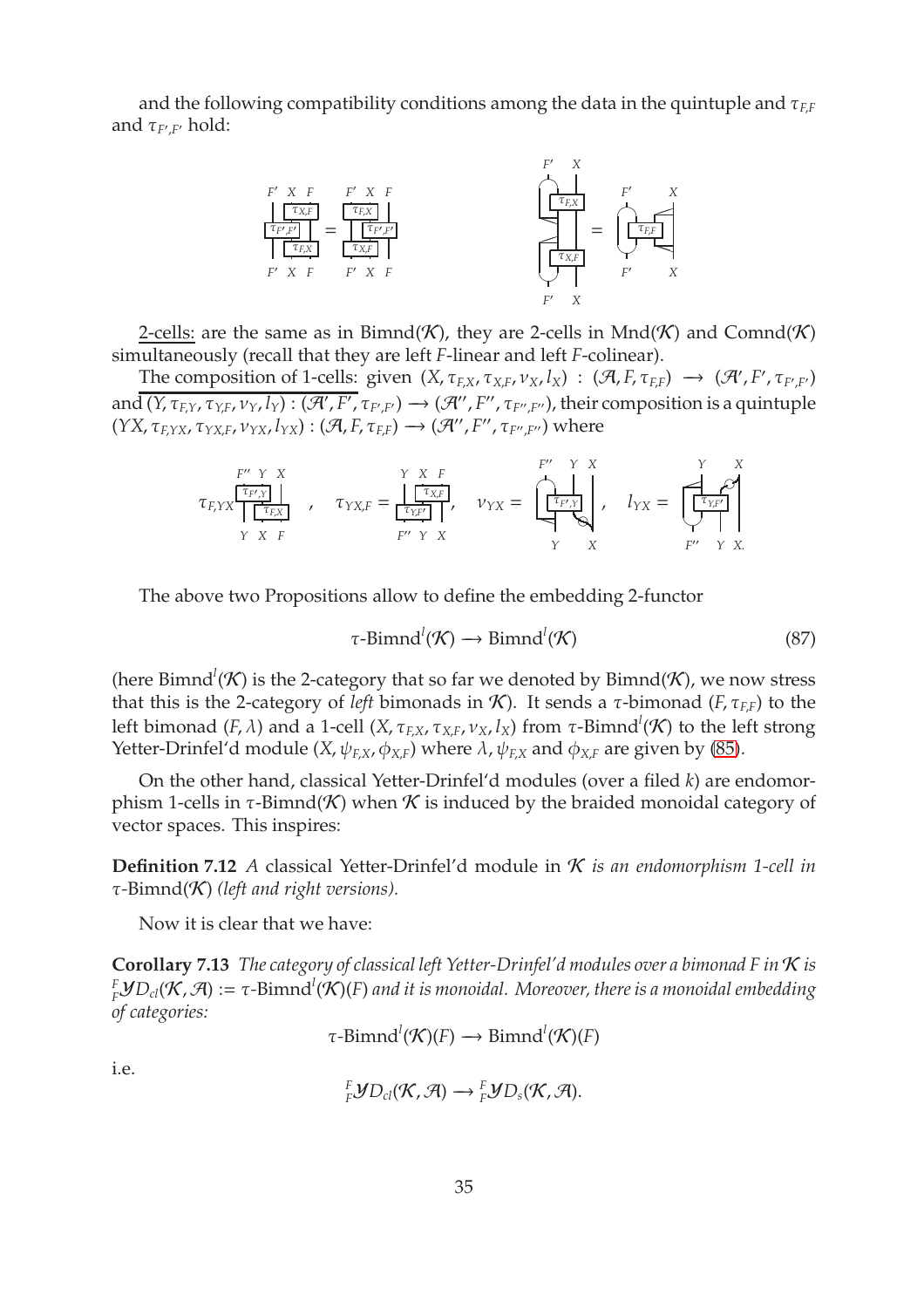and the following compatibility conditions among the data in the quintuple and $\tau_{F,F}$ and $\tau_{F',F'}$ hold:

2-cells: are the same as in $\mathrm{Bimnd}(\mathcal{K})$, they are 2-cells in $\mathrm{Mnd}(\mathcal{K})$ and $\mathrm{Comnd}(\mathcal{K})$ simultaneously (recall that they are left $F$-linear and left $F$-colinear).

The composition of 1-cells: given $(X, \tau_{F,X}, \tau_{X,F}, \nu_X, l_X) : (\mathcal{A}, F, \tau_{F,F}) \longrightarrow (\mathcal{A}', F', \tau_{F',F'})$ and $(Y, \tau_{F,Y}, \tau_{Y,F}, \nu_Y, l_Y) : (\mathcal{A}', F', \tau_{F',F'}) \longrightarrow (\mathcal{A}'', F'', \tau_{F'',F''})$, their composition is a quintuple $(YX, \tau_{F,YX}, \tau_{YX,F}, \nu_{YX}, l_{YX}) : (\mathcal{A}, F, \tau_{F,F}) \longrightarrow (\mathcal{A}'', F'', \tau_{F'',F''})$ where

The above two Propositions allow to define the embedding 2-functor

$$\tau\text{-}\mathrm{Bimnd}^l(\mathcal{K}) \longrightarrow \mathrm{Bimnd}^l(\mathcal{K}) \tag{87}$$

(here $\mathrm{Bimnd}^l(\mathcal{K})$ is the 2-category that so far we denoted by $\mathrm{Bimnd}(\mathcal{K})$, we now stress that this is the 2-category of *left* bimonads in $\mathcal{K}$). It sends a $\tau$-bimonad $(F, \tau_{F,F})$ to the left bimonad $(F, \lambda)$ and a 1-cell $(X, \tau_{F,X}, \tau_{X,F}, \nu_X, l_X)$ from $\tau\text{-}\mathrm{Bimnd}^l(\mathcal{K})$ to the left strong Yetter-Drinfel'd module $(X, \psi_{F,X}, \phi_{X,F})$ where $\lambda, \psi_{F,X}$ and $\phi_{X,F}$ are given by (85).

On the other hand, classical Yetter-Drinfel'd modules (over a filed $k$) are endomorphism 1-cells in $\tau\text{-}\mathrm{Bimnd}(\mathcal{K})$ when $\mathcal{K}$ is induced by the braided monoidal category of vector spaces. This inspires:

**Definition 7.12** *A* classical Yetter-Drinfel'd module in $\mathcal{K}$ *is an endomorphism 1-cell in* $\tau\text{-}\mathrm{Bimnd}(\mathcal{K})$ *(left and right versions).*

Now it is clear that we have:

**Corollary 7.13** *The category of classical left Yetter-Drinfel'd modules over a bimonad $F$ in $\mathcal{K}$ is* ${}^F_F\mathcal{YD}_{cl}(\mathcal{K}, \mathcal{A}) := \tau\text{-}\mathrm{Bimnd}^l(\mathcal{K})(F)$ *and it is monoidal. Moreover, there is a monoidal embedding of categories:*

$$\tau\text{-}\mathrm{Bimnd}^l(\mathcal{K})(F) \longrightarrow \mathrm{Bimnd}^l(\mathcal{K})(F)$$

i.e.

$${}^F_F\mathcal{YD}_{cl}(\mathcal{K}, \mathcal{A}) \longrightarrow {}^F_F\mathcal{YD}_{s}(\mathcal{K}, \mathcal{A}).$$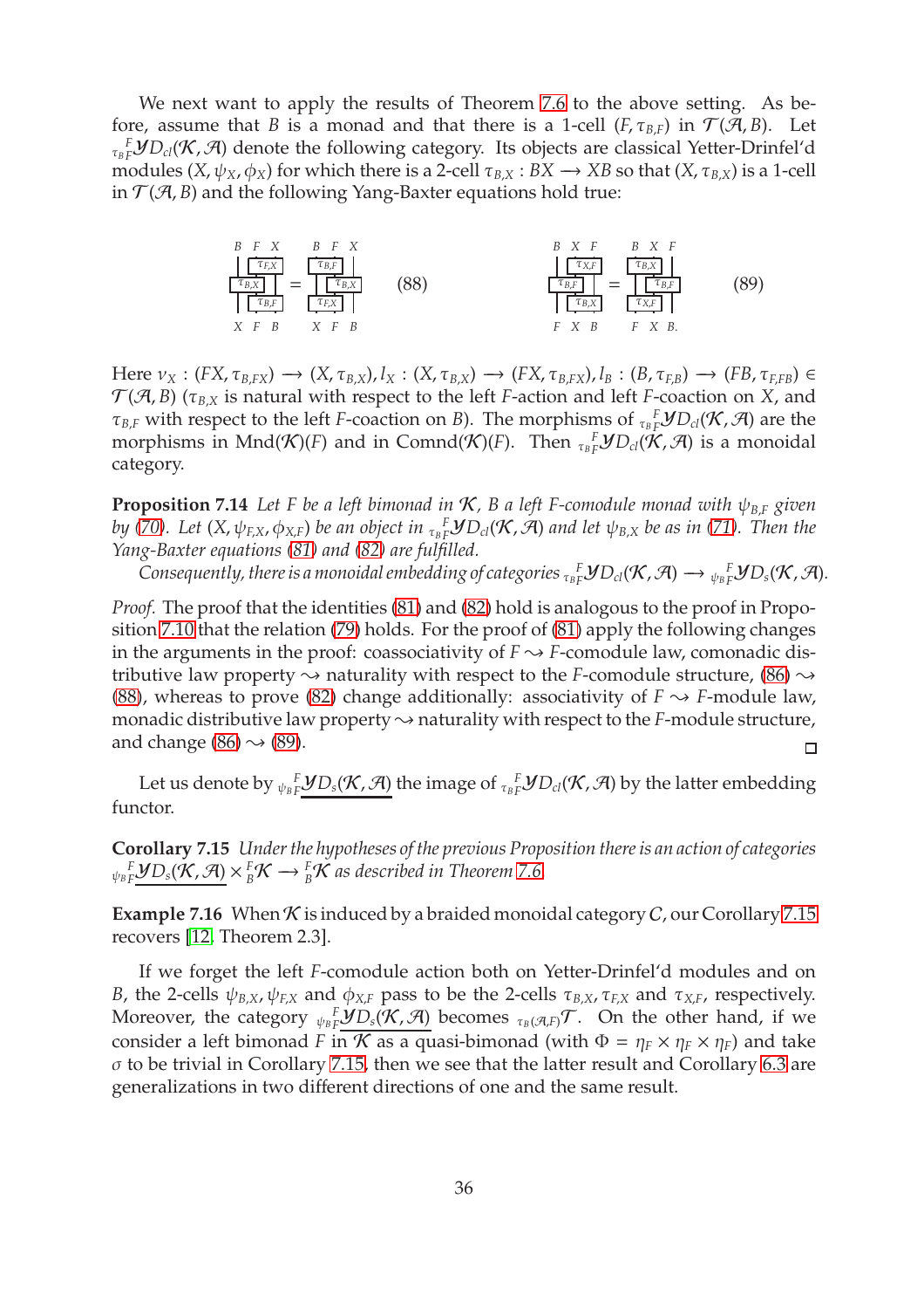We next want to apply the results of Theorem 7.6 to the above setting. As before, assume that $B$ is a monad and that there is a 1-cell $(F, \tau_{B,F})$ in $\mathcal{T}(\mathcal{A}, B)$. Let ${}_{\tau_B}{}^F_F\mathcal{YD}_{cl}(\mathcal{K}, \mathcal{A})$ denote the following category. Its objects are classical Yetter-Drinfel'd modules $(X, \psi_X, \phi_X)$ for which there is a 2-cell $\tau_{B,X} : BX \longrightarrow XB$ so that $(X, \tau_{B,X})$ is a 1-cell in $\mathcal{T}(\mathcal{A}, B)$ and the following Yang-Baxter equations hold true:

$$(X\,\tau_{F,B})(\tau_{B,X}\,B)... \quad \text{string diagrams:} \quad (\tau_{B,X}F)(B\tau_{F,X})\text{-}(\tau_{B,F}X)... $$

$$\left(X\,\tau_{B,F}\right)\left(\tau_{B,X}\,F\right)\left(B\,\tau_{F,X}\right) = \left(\tau_{F,X}\,B\right)\left(F\,\tau_{B,X}\right)\left(\tau_{B,F}\,X\right) \qquad (88)$$

$$\left(F\,\tau_{B,X}\right)\left(\tau_{B,F}\,X\right)\left(B\,\tau_{X,F}\right) = \left(\tau_{X,F}\,B\right)\left(X\,\tau_{B,F}\right)\left(\tau_{B,X}\,F\right) \qquad (89)$$

Here $\nu_X : (FX, \tau_{B,FX}) \longrightarrow (X, \tau_{B,X}), l_X : (X, \tau_{B,X}) \longrightarrow (FX, \tau_{B,FX}), l_B : (B, \tau_{F,B}) \longrightarrow (FB, \tau_{F,FB}) \in \mathcal{T}(\mathcal{A}, B)$ ($\tau_{B,X}$ is natural with respect to the left $F$-action and left $F$-coaction on $X$, and $\tau_{B,F}$ with respect to the left $F$-coaction on $B$). The morphisms of ${}_{\tau_B}{}^F_F\mathcal{YD}_{cl}(\mathcal{K}, \mathcal{A})$ are the morphisms in $\text{Mnd}(\mathcal{K})(F)$ and in $\text{Comnd}(\mathcal{K})(F)$. Then ${}_{\tau_B}{}^F_F\mathcal{YD}_{cl}(\mathcal{K}, \mathcal{A})$ is a monoidal category.

**Proposition 7.14** *Let $F$ be a left bimonad in $\mathcal{K}$, $B$ a left $F$-comodule monad with $\psi_{B,F}$ given by (70). Let $(X, \psi_{F,X}, \phi_{X,F})$ be an object in ${}_{\tau_B}{}^F_F\mathcal{YD}_{cl}(\mathcal{K}, \mathcal{A})$ and let $\psi_{B,X}$ be as in (71). Then the Yang-Baxter equations (81) and (82) are fulfilled.*

*Consequently, there is a monoidal embedding of categories ${}_{\tau_B}{}^F_F\mathcal{YD}_{cl}(\mathcal{K}, \mathcal{A}) \longrightarrow {}_{\psi_B}{}^F_F\mathcal{YD}_s(\mathcal{K}, \mathcal{A})$.*

*Proof.* The proof that the identities (81) and (82) hold is analogous to the proof in Proposition 7.10 that the relation (79) holds. For the proof of (81) apply the following changes in the arguments in the proof: coassociativity of $F \rightsquigarrow F$-comodule law, comonadic distributive law property $\rightsquigarrow$ naturality with respect to the $F$-comodule structure, (86) $\rightsquigarrow$ (88), whereas to prove (82) change additionally: associativity of $F \rightsquigarrow F$-module law, monadic distributive law property $\rightsquigarrow$ naturality with respect to the $F$-module structure, and change (86) $\rightsquigarrow$ (89). □

Let us denote by ${}_{\psi_B}{}^F_F\underline{\mathcal{YD}_s(\mathcal{K}, \mathcal{A})}$ the image of ${}_{\tau_B}{}^F_F\mathcal{YD}_{cl}(\mathcal{K}, \mathcal{A})$ by the latter embedding functor.

**Corollary 7.15** *Under the hypotheses of the previous Proposition there is an action of categories ${}_{\psi_B}{}^F_F\underline{\mathcal{YD}_s(\mathcal{K}, \mathcal{A})} \times {}^F_B\mathcal{K} \longrightarrow {}^F_B\mathcal{K}$ as described in Theorem 7.6.*

**Example 7.16** When $\mathcal{K}$ is induced by a braided monoidal category $C$, our Corollary 7.15 recovers [12, Theorem 2.3].

If we forget the left $F$-comodule action both on Yetter-Drinfel'd modules and on $B$, the 2-cells $\psi_{B,X}, \psi_{F,X}$ and $\phi_{X,F}$ pass to be the 2-cells $\tau_{B,X}, \tau_{F,X}$ and $\tau_{X,F}$, respectively. Moreover, the category ${}_{\psi_B}{}^F_F\underline{\mathcal{YD}_s(\mathcal{K}, \mathcal{A})}$ becomes ${}_{\tau_B(\mathcal{A},F)}\mathcal{T}$. On the other hand, if we consider a left bimonad $F$ in $\mathcal{K}$ as a quasi-bimonad (with $\Phi = \eta_F \times \eta_F \times \eta_F$) and take $\sigma$ to be trivial in Corollary 7.15, then we see that the latter result and Corollary 6.3 are generalizations in two different directions of one and the same result.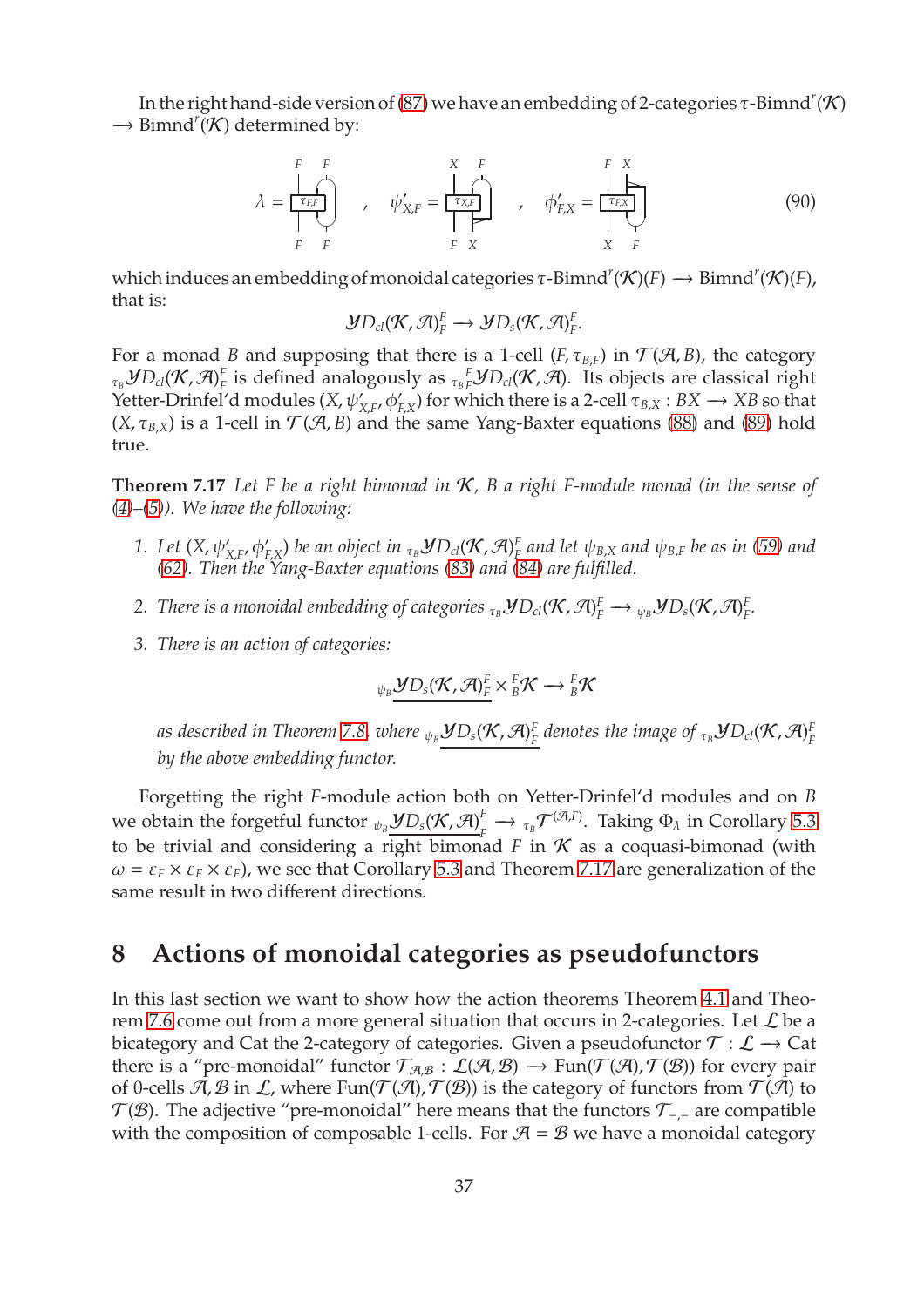In the right hand-side version of (87) we have an embedding of 2-categories $\tau$-Bimnd$^r(\mathcal{K}) \longrightarrow$ Bimnd$^r(\mathcal{K})$ determined by:

$$\lambda = \quad , \quad \psi'_{X,F} = \quad , \quad \phi'_{F,X} = \tag{90}$$

which induces an embedding of monoidal categories $\tau$-Bimnd$^r(\mathcal{K})(F) \longrightarrow$ Bimnd$^r(\mathcal{K})(F)$, that is:

$$\mathcal{YD}_{cl}(\mathcal{K},\mathcal{A})^F_F \longrightarrow \mathcal{YD}_s(\mathcal{K},\mathcal{A})^F_F.$$

For a monad $B$ and supposing that there is a 1-cell $(F, \tau_{B,F})$ in $\mathcal{T}(\mathcal{A}, B)$, the category ${}_{\tau_B}\mathcal{YD}_{cl}(\mathcal{K},\mathcal{A})^F_F$ is defined analogously as ${}_{\tau_B}{}^F_F\mathcal{YD}_{cl}(\mathcal{K},\mathcal{A})$. Its objects are classical right Yetter-Drinfel'd modules $(X, \psi'_{X,F}, \phi'_{F,X})$ for which there is a 2-cell $\tau_{B,X}: BX \longrightarrow XB$ so that $(X, \tau_{B,X})$ is a 1-cell in $\mathcal{T}(\mathcal{A}, B)$ and the same Yang-Baxter equations (88) and (89) hold true.

**Theorem 7.17** *Let $F$ be a right bimonad in $\mathcal{K}$, $B$ a right $F$-module monad (in the sense of (4)–(5)). We have the following:*

1. *Let $(X, \psi'_{X,F}, \phi'_{F,X})$ be an object in ${}_{\tau_B}\mathcal{YD}_{cl}(\mathcal{K},\mathcal{A})^F_F$ and let $\psi_{B,X}$ and $\psi_{B,F}$ be as in (59) and (62). Then the Yang-Baxter equations (83) and (84) are fulfilled.*
2. *There is a monoidal embedding of categories ${}_{\tau_B}\mathcal{YD}_{cl}(\mathcal{K},\mathcal{A})^F_F \longrightarrow {}_{\psi_B}\mathcal{YD}_s(\mathcal{K},\mathcal{A})^F_F$.*
3. *There is an action of categories:*

$${}_{\psi_B}\underline{\mathcal{YD}_s(\mathcal{K},\mathcal{A})^F_F} \times {}^F_B\mathcal{K} \longrightarrow {}^F_B\mathcal{K}$$

*as described in Theorem 7.8, where ${}_{\psi_B}\underline{\mathcal{YD}_s(\mathcal{K},\mathcal{A})^F_F}$ denotes the image of ${}_{\tau_B}\mathcal{YD}_{cl}(\mathcal{K},\mathcal{A})^F_F$ by the above embedding functor.*

Forgetting the right $F$-module action both on Yetter-Drinfel'd modules and on $B$ we obtain the forgetful functor ${}_{\psi_B}\underline{\mathcal{YD}_s(\mathcal{K},\mathcal{A})^F_F} \longrightarrow {}_{\tau_B}\mathcal{T}^{(\mathcal{A},F)}$. Taking $\Phi_\lambda$ in Corollary 5.3 to be trivial and considering a right bimonad $F$ in $\mathcal{K}$ as a coquasi-bimonad (with $\omega = \varepsilon_F \times \varepsilon_F \times \varepsilon_F$), we see that Corollary 5.3 and Theorem 7.17 are generalization of the same result in two different directions.

# 8 Actions of monoidal categories as pseudofunctors

In this last section we want to show how the action theorems Theorem 4.1 and Theorem 7.6 come out from a more general situation that occurs in 2-categories. Let $\mathcal{L}$ be a bicategory and Cat the 2-category of categories. Given a pseudofunctor $\mathcal{T}: \mathcal{L} \longrightarrow$ Cat there is a "pre-monoidal" functor $\mathcal{T}_{\mathcal{A},\mathcal{B}}: \mathcal{L}(\mathcal{A},\mathcal{B}) \longrightarrow \text{Fun}(\mathcal{T}(\mathcal{A}), \mathcal{T}(\mathcal{B}))$ for every pair of 0-cells $\mathcal{A}, \mathcal{B}$ in $\mathcal{L}$, where $\text{Fun}(\mathcal{T}(\mathcal{A}), \mathcal{T}(\mathcal{B}))$ is the category of functors from $\mathcal{T}(\mathcal{A})$ to $\mathcal{T}(\mathcal{B})$. The adjective "pre-monoidal" here means that the functors $\mathcal{T}_{-,-}$ are compatible with the composition of composable 1-cells. For $\mathcal{A} = \mathcal{B}$ we have a monoidal category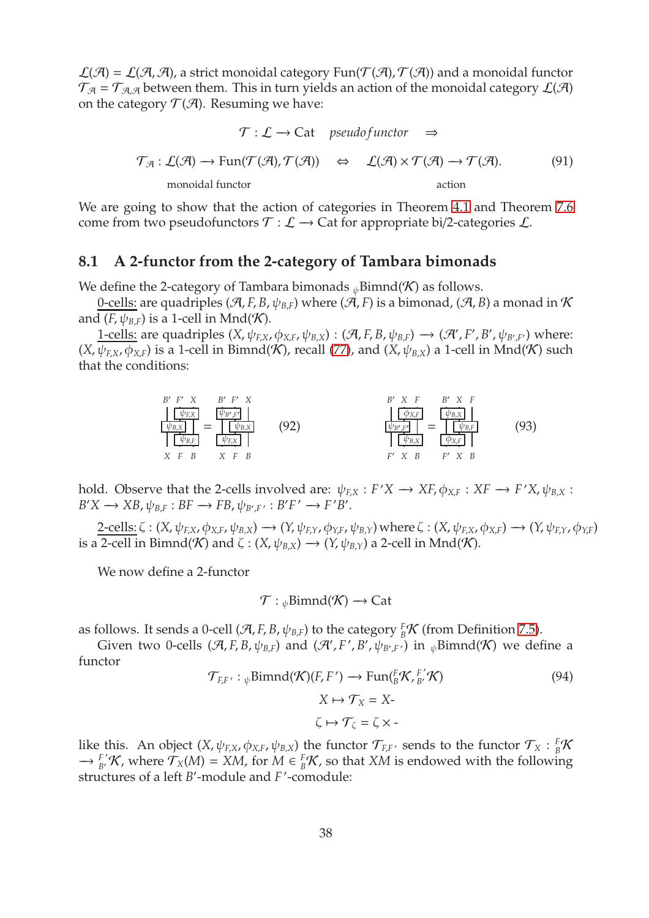$\mathcal{L}(\mathcal{A}) = \mathcal{L}(\mathcal{A}, \mathcal{A})$, a strict monoidal category $\mathrm{Fun}(\mathcal{T}(\mathcal{A}), \mathcal{T}(\mathcal{A}))$ and a monoidal functor $\mathcal{T}_{\mathcal{A}} = \mathcal{T}_{\mathcal{A},\mathcal{A}}$ between them. This in turn yields an action of the monoidal category $\mathcal{L}(\mathcal{A})$ on the category $\mathcal{T}(\mathcal{A})$. Resuming we have:

$$\mathcal{T} : \mathcal{L} \longrightarrow \mathrm{Cat} \quad pseudofunctor \quad \Rightarrow$$

$$\underset{\text{monoidal functor}}{\mathcal{T}_{\mathcal{A}} : \mathcal{L}(\mathcal{A}) \longrightarrow \mathrm{Fun}(\mathcal{T}(\mathcal{A}), \mathcal{T}(\mathcal{A}))} \quad \Leftrightarrow \quad \underset{\text{action}}{\mathcal{L}(\mathcal{A}) \times \mathcal{T}(\mathcal{A}) \longrightarrow \mathcal{T}(\mathcal{A}).} \tag{91}$$

We are going to show that the action of categories in Theorem 4.1 and Theorem 7.6 come from two pseudofunctors $\mathcal{T} : \mathcal{L} \longrightarrow \mathrm{Cat}$ for appropriate bi/2-categories $\mathcal{L}$.

## 8.1 A 2-functor from the 2-category of Tambara bimonads

We define the 2-category of Tambara bimonads ${}_{\psi}\mathrm{Bimnd}(\mathcal{K})$ as follows.

0-cells: are quadriples $(\mathcal{A}, F, B, \psi_{B,F})$ where $(\mathcal{A}, F)$ is a bimonad, $(\mathcal{A}, B)$ a monad in $\mathcal{K}$ and $(F, \psi_{B,F})$ is a 1-cell in $\mathrm{Mnd}(\mathcal{K})$.

1-cells: are quadriples $(X, \psi_{F,X}, \phi_{X,F}, \psi_{B,X}) : (\mathcal{A}, F, B, \psi_{B,F}) \longrightarrow (\mathcal{A}', F', B', \psi_{B',F'})$ where: $(X, \psi_{F,X}, \phi_{X,F})$ is a 1-cell in $\mathrm{Bimnd}(\mathcal{K})$, recall (77), and $(X, \psi_{B,X})$ a 1-cell in $\mathrm{Mnd}(\mathcal{K})$ such that the conditions:

$$(92) \qquad\qquad (93)$$

hold. Observe that the 2-cells involved are: $\psi_{F,X} : F'X \longrightarrow XF, \phi_{X,F} : XF \longrightarrow F'X, \psi_{B,X} : B'X \longrightarrow XB, \psi_{B,F} : BF \longrightarrow FB, \psi_{B',F'} : B'F' \longrightarrow F'B'$.

2-cells: $\zeta : (X, \psi_{F,X}, \phi_{X,F}, \psi_{B,X}) \longrightarrow (Y, \psi_{F,Y}, \phi_{Y,F}, \psi_{B,Y})$ where $\zeta : (X, \psi_{F,X}, \phi_{X,F}) \longrightarrow (Y, \psi_{F,Y}, \phi_{Y,F})$ is a 2-cell in $\mathrm{Bimnd}(\mathcal{K})$ and $\zeta : (X, \psi_{B,X}) \longrightarrow (Y, \psi_{B,Y})$ a 2-cell in $\mathrm{Mnd}(\mathcal{K})$.

We now define a 2-functor

$$\mathcal{T} : {}_{\psi}\mathrm{Bimnd}(\mathcal{K}) \longrightarrow \mathrm{Cat}$$

as follows. It sends a 0-cell $(\mathcal{A}, F, B, \psi_{B,F})$ to the category ${}^{F}_{B}\mathcal{K}$ (from Definition 7.5).

Given two 0-cells $(\mathcal{A}, F, B, \psi_{B,F})$ and $(\mathcal{A}', F', B', \psi_{B',F'})$ in ${}_{\psi}\mathrm{Bimnd}(\mathcal{K})$ we define a functor

$$\mathcal{T}_{F,F'} : {}_{\psi}\mathrm{Bimnd}(\mathcal{K})(F, F') \longrightarrow \mathrm{Fun}({}^{F}_{B}\mathcal{K}, {}^{F'}_{B'}\mathcal{K}) \tag{94}$$

$$X \mapsto \mathcal{T}_X = X\text{-}$$

$$\zeta \mapsto \mathcal{T}_{\zeta} = \zeta \times \text{-}$$

like this. An object $(X, \psi_{F,X}, \phi_{X,F}, \psi_{B,X})$ the functor $\mathcal{T}_{F,F'}$ sends to the functor $\mathcal{T}_X : {}^{F}_{B}\mathcal{K} \longrightarrow {}^{F'}_{B'}\mathcal{K}$, where $\mathcal{T}_X(M) = XM$, for $M \in {}^{F}_{B}\mathcal{K}$, so that $XM$ is endowed with the following structures of a left $B'$-module and $F'$-comodule: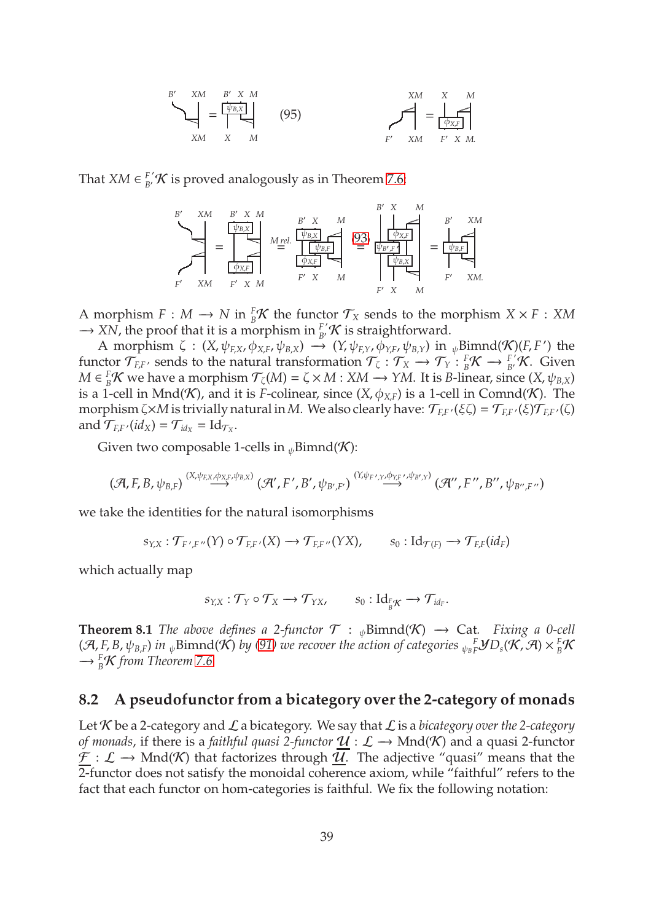That $XM \in {}^{F'}_{B'}\mathcal{K}$ is proved analogously as in Theorem 7.6:

A morphism $F : M \longrightarrow N$ in ${}^{F}_{B}\mathcal{K}$ the functor $\mathcal{T}_X$ sends to the morphism $X \times F : XM \longrightarrow XN$, the proof that it is a morphism in ${}^{F'}_{B'}\mathcal{K}$ is straightforward.

A morphism $\zeta : (X, \psi_{F,X}, \phi_{X,F}, \psi_{B,X}) \longrightarrow (Y, \psi_{F,Y}, \phi_{Y,F}, \psi_{B,Y})$ in ${}_{\psi}\text{Bimnd}(\mathcal{K})(F, F')$ the functor $\mathcal{T}_{F,F'}$ sends to the natural transformation $\mathcal{T}_\zeta : \mathcal{T}_X \longrightarrow \mathcal{T}_Y : {}^{F}_{B}\mathcal{K} \longrightarrow {}^{F'}_{B'}\mathcal{K}$. Given $M \in {}^{F}_{B}\mathcal{K}$ we have a morphism $\mathcal{T}_\zeta(M) = \zeta \times M : XM \longrightarrow YM$. It is $B$-linear, since $(X, \psi_{B,X})$ is a 1-cell in $\text{Mnd}(\mathcal{K})$, and it is $F$-colinear, since $(X, \phi_{X,F})$ is a 1-cell in $\text{Comnd}(\mathcal{K})$. The morphism $\zeta \times M$ is trivially natural in $M$. We also clearly have: $\mathcal{T}_{F,F'}(\xi\zeta) = \mathcal{T}_{F,F'}(\xi)\mathcal{T}_{F,F'}(\zeta)$ and $\mathcal{T}_{F,F'}(id_X) = \mathcal{T}_{id_X} = \text{Id}_{\mathcal{T}_X}$.

Given two composable 1-cells in ${}_{\psi}\text{Bimnd}(\mathcal{K})$:

$$(\mathcal{A}, F, B, \psi_{B,F}) \stackrel{(X, \psi_{F,X}, \phi_{X,F}, \psi_{B,X})}{\longrightarrow} (\mathcal{A}', F', B', \psi_{B',F'}) \stackrel{(Y, \psi_{F',Y}, \phi_{Y,F'}, \psi_{B',Y})}{\longrightarrow} (\mathcal{A}'', F'', B'', \psi_{B'',F''})$$

we take the identities for the natural isomorphisms

$$s_{Y,X} : \mathcal{T}_{F',F''}(Y) \circ \mathcal{T}_{F,F'}(X) \longrightarrow \mathcal{T}_{F,F''}(YX), \qquad s_0 : \text{Id}_{\mathcal{T}(F)} \longrightarrow \mathcal{T}_{F,F}(id_F)$$

which actually map

$$s_{Y,X} : \mathcal{T}_Y \circ \mathcal{T}_X \longrightarrow \mathcal{T}_{YX}, \qquad s_0 : \text{Id}_{{}^{F}_{B}\mathcal{K}} \longrightarrow \mathcal{T}_{id_F}.$$

**Theorem 8.1** *The above defines a 2-functor $\mathcal{T} : {}_{\psi}\text{Bimnd}(\mathcal{K}) \longrightarrow \text{Cat}$. Fixing a 0-cell $(\mathcal{A}, F, B, \psi_{B,F})$ in ${}_{\psi}\text{Bimnd}(\mathcal{K})$ by (91) we recover the action of categories ${}_{\psi_{BF}}{}^{F}\mathcal{YD}_s(\mathcal{K}, \mathcal{A}) \times {}^{F}_{B}\mathcal{K} \longrightarrow {}^{F}_{B}\mathcal{K}$ from Theorem 7.6.*

## 8.2 A pseudofunctor from a bicategory over the 2-category of monads

Let $\mathcal{K}$ be a 2-category and $\mathcal{L}$ a bicategory. We say that $\mathcal{L}$ is a *bicategory over the 2-category of monads*, if there is a *faithful quasi 2-functor* $\underline{\mathcal{U}} : \mathcal{L} \longrightarrow \text{Mnd}(\mathcal{K})$ and a quasi 2-functor $\underline{\mathcal{F}} : \mathcal{L} \longrightarrow \text{Mnd}(\mathcal{K})$ that factorizes through $\underline{\mathcal{U}}$. The adjective "quasi" means that the 2-functor does not satisfy the monoidal coherence axiom, while "faithful" refers to the fact that each functor on hom-categories is faithful. We fix the following notation: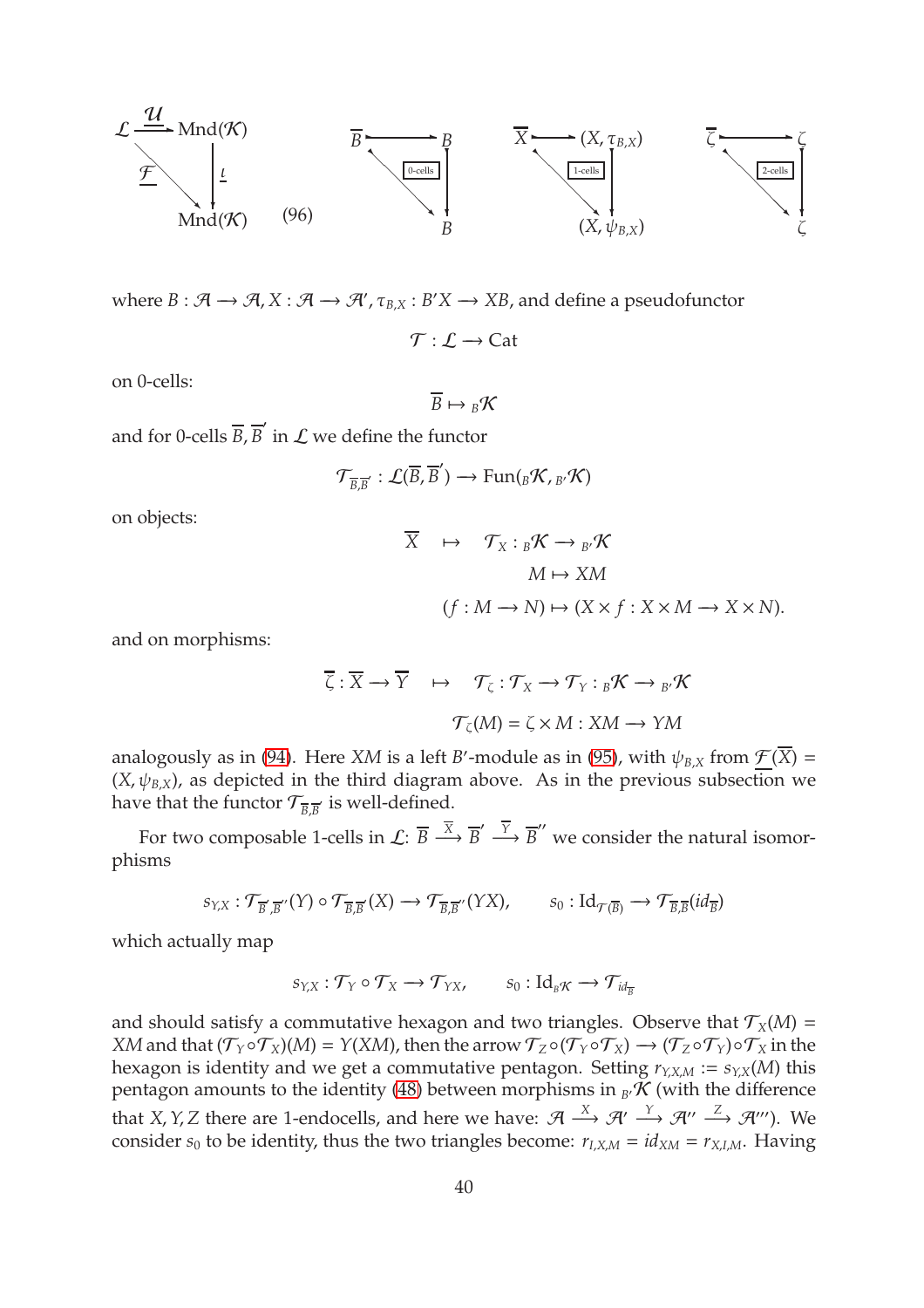$$
\begin{array}{ccc}
\mathcal{L} & \xrightarrow{\underline{\mathcal{U}}} & \mathrm{Mnd}(\mathcal{K}) \\
& \underline{\mathcal{F}} \searrow & \downarrow \underline{\iota} \\
& & \mathrm{Mnd}(\mathcal{K})
\end{array}
\qquad (96) \qquad
\begin{array}{ccc}
\overline{B} & \longmapsto & B \\
& \searrow \boxed{\text{0-cells}} & \downarrow \\
& & B
\end{array}
\qquad
\begin{array}{ccc}
\overline{X} & \longmapsto & (X, \tau_{B,X}) \\
& \searrow \boxed{\text{1-cells}} & \downarrow \\
& & (X, \psi_{B,X})
\end{array}
\qquad
\begin{array}{ccc}
\overline{\zeta} & \longmapsto & \zeta \\
& \searrow \boxed{\text{2-cells}} & \downarrow \\
& & \zeta
\end{array}
$$

where $B : \mathcal{A} \longrightarrow \mathcal{A}, X : \mathcal{A} \longrightarrow \mathcal{A}', \tau_{B,X} : B'X \longrightarrow XB$, and define a pseudofunctor

$$\mathcal{T} : \mathcal{L} \longrightarrow \mathrm{Cat}$$

on 0-cells:

$$\overline{B} \mapsto {}_B\mathcal{K}$$

and for 0-cells $\overline{B}, \overline{B}'$ in $\mathcal{L}$ we define the functor

$$\mathcal{T}_{\overline{B},\overline{B}'} : \mathcal{L}(\overline{B}, \overline{B}') \longrightarrow \mathrm{Fun}({}_B\mathcal{K}, {}_{B'}\mathcal{K})$$

on objects:

$$
\begin{aligned}
\overline{X} \quad \mapsto \quad & \mathcal{T}_X : {}_B\mathcal{K} \longrightarrow {}_{B'}\mathcal{K} \\
& M \mapsto XM \\
& (f : M \longrightarrow N) \mapsto (X \times f : X \times M \longrightarrow X \times N).
\end{aligned}
$$

and on morphisms:

$$
\begin{aligned}
\overline{\zeta} : \overline{X} \longrightarrow \overline{Y} \quad \mapsto \quad & \mathcal{T}_\zeta : \mathcal{T}_X \longrightarrow \mathcal{T}_Y : {}_B\mathcal{K} \longrightarrow {}_{B'}\mathcal{K} \\
& \mathcal{T}_\zeta(M) = \zeta \times M : XM \longrightarrow YM
\end{aligned}
$$

analogously as in (94). Here $XM$ is a left $B'$-module as in (95), with $\psi_{B,X}$ from $\underline{\mathcal{F}}(\overline{X}) = (X, \psi_{B,X})$, as depicted in the third diagram above. As in the previous subsection we have that the functor $\mathcal{T}_{\overline{B},\overline{B}'}$ is well-defined.

For two composable 1-cells in $\mathcal{L}$: $\overline{B} \xrightarrow{\overline{X}} \overline{B}' \xrightarrow{\overline{Y}} \overline{B}''$ we consider the natural isomorphisms

$$s_{Y,X} : \mathcal{T}_{\overline{B}',\overline{B}''}(Y) \circ \mathcal{T}_{\overline{B},\overline{B}'}(X) \longrightarrow \mathcal{T}_{\overline{B},\overline{B}''}(YX), \qquad s_0 : \mathrm{Id}_{\mathcal{T}(\overline{B})} \longrightarrow \mathcal{T}_{\overline{B},\overline{B}}(id_{\overline{B}})$$

which actually map

$$s_{Y,X} : \mathcal{T}_Y \circ \mathcal{T}_X \longrightarrow \mathcal{T}_{YX}, \qquad s_0 : \mathrm{Id}_{{}_B\mathcal{K}} \longrightarrow \mathcal{T}_{id_{\overline{B}}}$$

and should satisfy a commutative hexagon and two triangles. Observe that $\mathcal{T}_X(M) = XM$ and that $(\mathcal{T}_Y \circ \mathcal{T}_X)(M) = Y(XM)$, then the arrow $\mathcal{T}_Z \circ (\mathcal{T}_Y \circ \mathcal{T}_X) \longrightarrow (\mathcal{T}_Z \circ \mathcal{T}_Y) \circ \mathcal{T}_X$ in the hexagon is identity and we get a commutative pentagon. Setting $r_{Y,X,M} := s_{Y,X}(M)$ this pentagon amounts to the identity (48) between morphisms in ${}_{B'}\mathcal{K}$ (with the difference that $X, Y, Z$ there are 1-endocells, and here we have: $\mathcal{A} \xrightarrow{X} \mathcal{A}' \xrightarrow{Y} \mathcal{A}'' \xrightarrow{Z} \mathcal{A}'''$). We consider $s_0$ to be identity, thus the two triangles become: $r_{I,X,M} = id_{XM} = r_{X,I,M}$. Having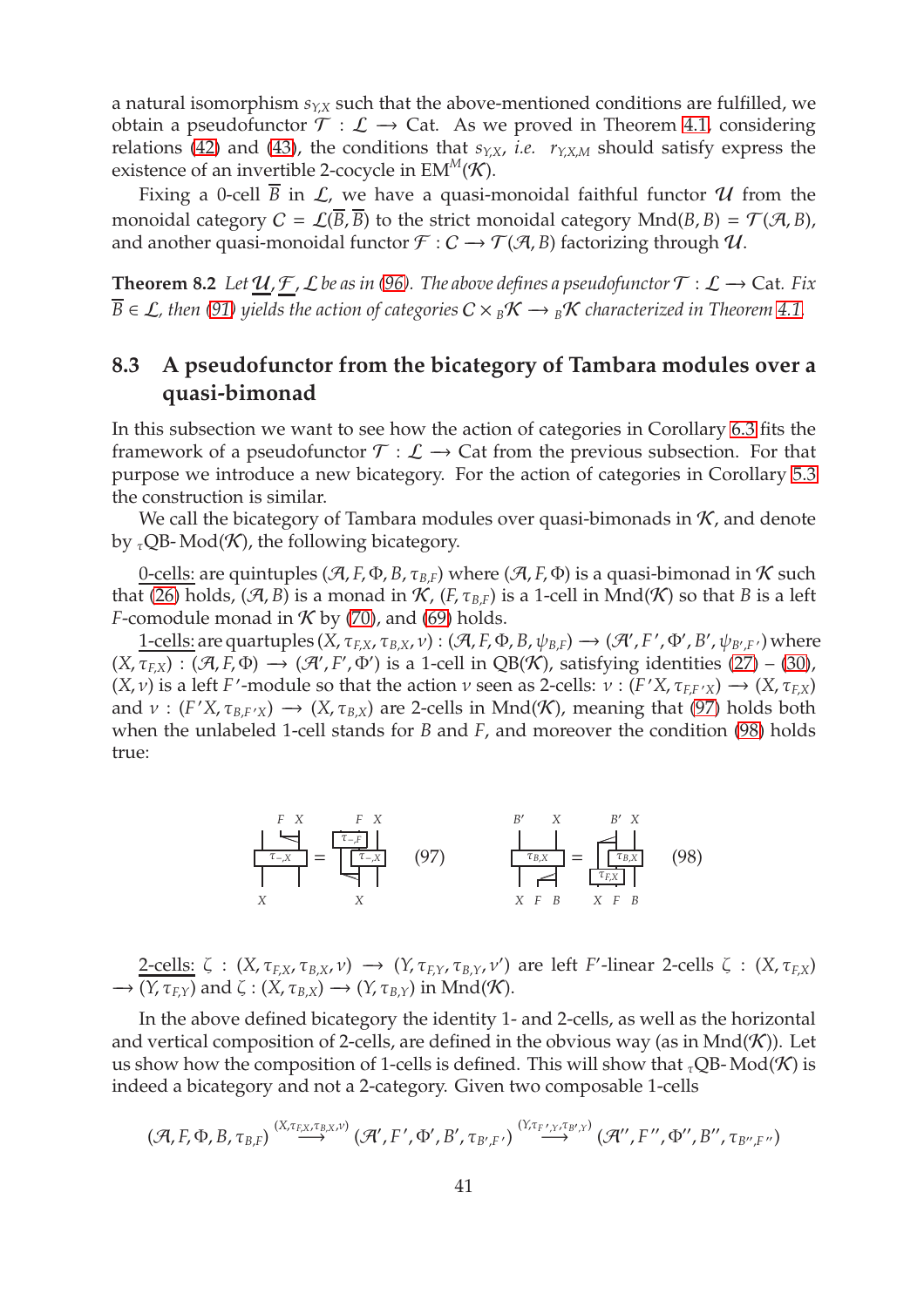a natural isomorphism $s_{Y,X}$ such that the above-mentioned conditions are fulfilled, we obtain a pseudofunctor $\mathcal{T} : \mathcal{L} \longrightarrow \text{Cat}$. As we proved in Theorem 4.1, considering relations (42) and (43), the conditions that $s_{Y,X}$, *i.e.* $r_{Y,X,M}$ should satisfy express the existence of an invertible 2-cocycle in $\text{EM}^M(\mathcal{K})$.

Fixing a 0-cell $\overline{B}$ in $\mathcal{L}$, we have a quasi-monoidal faithful functor $\mathcal{U}$ from the monoidal category $C = \mathcal{L}(\overline{B}, \overline{B})$ to the strict monoidal category $\text{Mnd}(B, B) = \mathcal{T}(\mathcal{A}, B)$, and another quasi-monoidal functor $\mathcal{F} : C \longrightarrow \mathcal{T}(\mathcal{A}, B)$ factorizing through $\mathcal{U}$.

**Theorem 8.2** *Let $\underline{\mathcal{U}}, \underline{\mathcal{F}}, \mathcal{L}$ be as in (96). The above defines a pseudofunctor $\mathcal{T} : \mathcal{L} \longrightarrow \text{Cat}$. Fix $\overline{B} \in \mathcal{L}$, then (91) yields the action of categories $C \times {}_B\mathcal{K} \longrightarrow {}_B\mathcal{K}$ characterized in Theorem 4.1.*

### 8.3 A pseudofunctor from the bicategory of Tambara modules over a quasi-bimonad

In this subsection we want to see how the action of categories in Corollary 6.3 fits the framework of a pseudofunctor $\mathcal{T} : \mathcal{L} \longrightarrow \text{Cat}$ from the previous subsection. For that purpose we introduce a new bicategory. For the action of categories in Corollary 5.3 the construction is similar.

We call the bicategory of Tambara modules over quasi-bimonads in $\mathcal{K}$, and denote by ${}_{\tau}\text{QB-Mod}(\mathcal{K})$, the following bicategory.

<u>0-cells:</u> are quintuples $(\mathcal{A}, F, \Phi, B, \tau_{B,F})$ where $(\mathcal{A}, F, \Phi)$ is a quasi-bimonad in $\mathcal{K}$ such that (26) holds, $(\mathcal{A}, B)$ is a monad in $\mathcal{K}$, $(F, \tau_{B,F})$ is a 1-cell in $\text{Mnd}(\mathcal{K})$ so that $B$ is a left $F$-comodule monad in $\mathcal{K}$ by (70), and (69) holds.

<u>1-cells:</u> are quartuples $(X, \tau_{F,X}, \tau_{B,X}, \nu) : (\mathcal{A}, F, \Phi, B, \psi_{B,F}) \longrightarrow (\mathcal{A}', F', \Phi', B', \psi_{B',F'})$ where $(X, \tau_{F,X}) : (\mathcal{A}, F, \Phi) \longrightarrow (\mathcal{A}', F', \Phi')$ is a 1-cell in $\text{QB}(\mathcal{K})$, satisfying identities (27) – (30), $(X, \nu)$ is a left $F'$-module so that the action $\nu$ seen as 2-cells: $\nu : (F'X, \tau_{F,F'X}) \longrightarrow (X, \tau_{F,X})$ and $\nu : (F'X, \tau_{B,F'X}) \longrightarrow (X, \tau_{B,X})$ are 2-cells in $\text{Mnd}(\mathcal{K})$, meaning that (97) holds both when the unlabeled 1-cell stands for $B$ and $F$, and moreover the condition (98) holds true:

(97)

(98)

<u>2-cells:</u> $\zeta : (X, \tau_{F,X}, \tau_{B,X}, \nu) \longrightarrow (Y, \tau_{F,Y}, \tau_{B,Y}, \nu')$ are left $F'$-linear 2-cells $\zeta : (X, \tau_{F,X}) \longrightarrow (Y, \tau_{F,Y})$ and $\zeta : (X, \tau_{B,X}) \longrightarrow (Y, \tau_{B,Y})$ in $\text{Mnd}(\mathcal{K})$.

In the above defined bicategory the identity 1- and 2-cells, as well as the horizontal and vertical composition of 2-cells, are defined in the obvious way (as in $\text{Mnd}(\mathcal{K})$). Let us show how the composition of 1-cells is defined. This will show that ${}_{\tau}\text{QB-Mod}(\mathcal{K})$ is indeed a bicategory and not a 2-category. Given two composable 1-cells

$$(\mathcal{A}, F, \Phi, B, \tau_{B,F}) \stackrel{(X,\tau_{F,X},\tau_{B,X},\nu)}{\longrightarrow} (\mathcal{A}', F', \Phi', B', \tau_{B',F'}) \stackrel{(Y,\tau_{F',Y},\tau_{B',Y})}{\longrightarrow} (\mathcal{A}'', F'', \Phi'', B'', \tau_{B'',F''})$$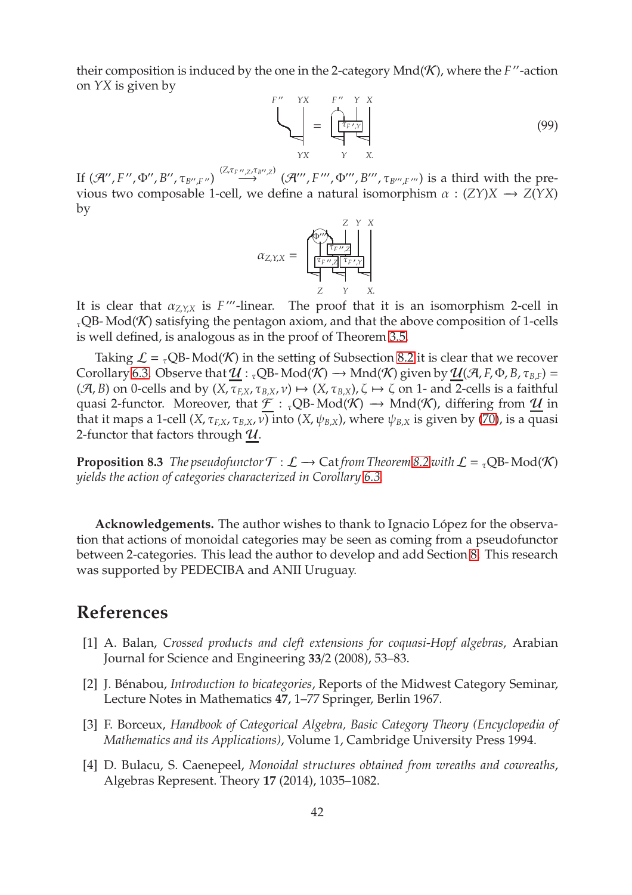their composition is induced by the one in the 2-category $\mathrm{Mnd}(\mathcal{K})$, where the $F''$-action on $YX$ is given by

$$\text{[string diagram: } F''\text{-action on } YX \text{]} = \text{[string diagram with } \tau_{F',Y} \text{, inputs } F'' \; Y \; X \text{, outputs } Y \; X.] \tag{99}$$

If $(\mathcal{A}'', F'', \Phi'', B'', \tau_{B'',F''}) \stackrel{(Z,\tau_{F'',Z},\tau_{B'',Z})}{\longrightarrow} (\mathcal{A}''', F''', \Phi''', B''', \tau_{B''',F'''})$ is a third with the previous two composable 1-cell, we define a natural isomorphism $\alpha : (ZY)X \longrightarrow Z(YX)$ by

$$\alpha_{Z,Y,X} = \text{[string diagram with } \Phi''' \text{, } \tau_{F'',Z} \text{, } \tau_{F'',Z} \text{, } \tau_{F',Y} \text{; inputs } Z \; Y \; X \text{, outputs } Z \; Y \; X.]$$

It is clear that $\alpha_{Z,Y,X}$ is $F'''$-linear. The proof that it is an isomorphism 2-cell in ${}_{\tau}\mathrm{QB}\text{-}\mathrm{Mod}(\mathcal{K})$ satisfying the pentagon axiom, and that the above composition of 1-cells is well defined, is analogous as in the proof of Theorem 3.5.

Taking $\mathcal{L} = {}_{\tau}\mathrm{QB}\text{-}\mathrm{Mod}(\mathcal{K})$ in the setting of Subsection 8.2 it is clear that we recover Corollary 6.3. Observe that $\underline{\mathcal{U}} : {}_{\tau}\mathrm{QB}\text{-}\mathrm{Mod}(\mathcal{K}) \longrightarrow \mathrm{Mnd}(\mathcal{K})$ given by $\underline{\mathcal{U}}(\mathcal{A}, F, \Phi, B, \tau_{B,F}) = (\mathcal{A}, B)$ on 0-cells and by $(X, \tau_{F,X}, \tau_{B,X}, \nu) \mapsto (X, \tau_{B,X}), \zeta \mapsto \zeta$ on 1- and 2-cells is a faithful quasi 2-functor. Moreover, that $\underline{\mathcal{F}} : {}_{\tau}\mathrm{QB}\text{-}\mathrm{Mod}(\mathcal{K}) \longrightarrow \mathrm{Mnd}(\mathcal{K})$, differing from $\underline{\mathcal{U}}$ in that it maps a 1-cell $(X, \tau_{F,X}, \tau_{B,X}, \nu)$ into $(X, \psi_{B,X})$, where $\psi_{B,X}$ is given by (70), is a quasi 2-functor that factors through $\underline{\mathcal{U}}$.

**Proposition 8.3** *The pseudofunctor $\mathcal{T} : \mathcal{L} \longrightarrow \mathrm{Cat}$ from Theorem 8.2 with $\mathcal{L} = {}_{\tau}\mathrm{QB}\text{-}\mathrm{Mod}(\mathcal{K})$ yields the action of categories characterized in Corollary 6.3.*

**Acknowledgements.** The author wishes to thank to Ignacio López for the observation that actions of monoidal categories may be seen as coming from a pseudofunctor between 2-categories. This lead the author to develop and add Section 8. This research was supported by PEDECIBA and ANII Uruguay.

## References

[1] A. Balan, *Crossed products and cleft extensions for coquasi-Hopf algebras*, Arabian Journal for Science and Engineering **33**/2 (2008), 53–83.

[2] J. Bénabou, *Introduction to bicategories*, Reports of the Midwest Category Seminar, Lecture Notes in Mathematics **47**, 1–77 Springer, Berlin 1967.

[3] F. Borceux, *Handbook of Categorical Algebra, Basic Category Theory (Encyclopedia of Mathematics and its Applications)*, Volume 1, Cambridge University Press 1994.

[4] D. Bulacu, S. Caenepeel, *Monoidal structures obtained from wreaths and cowreaths*, Algebras Represent. Theory **17** (2014), 1035–1082.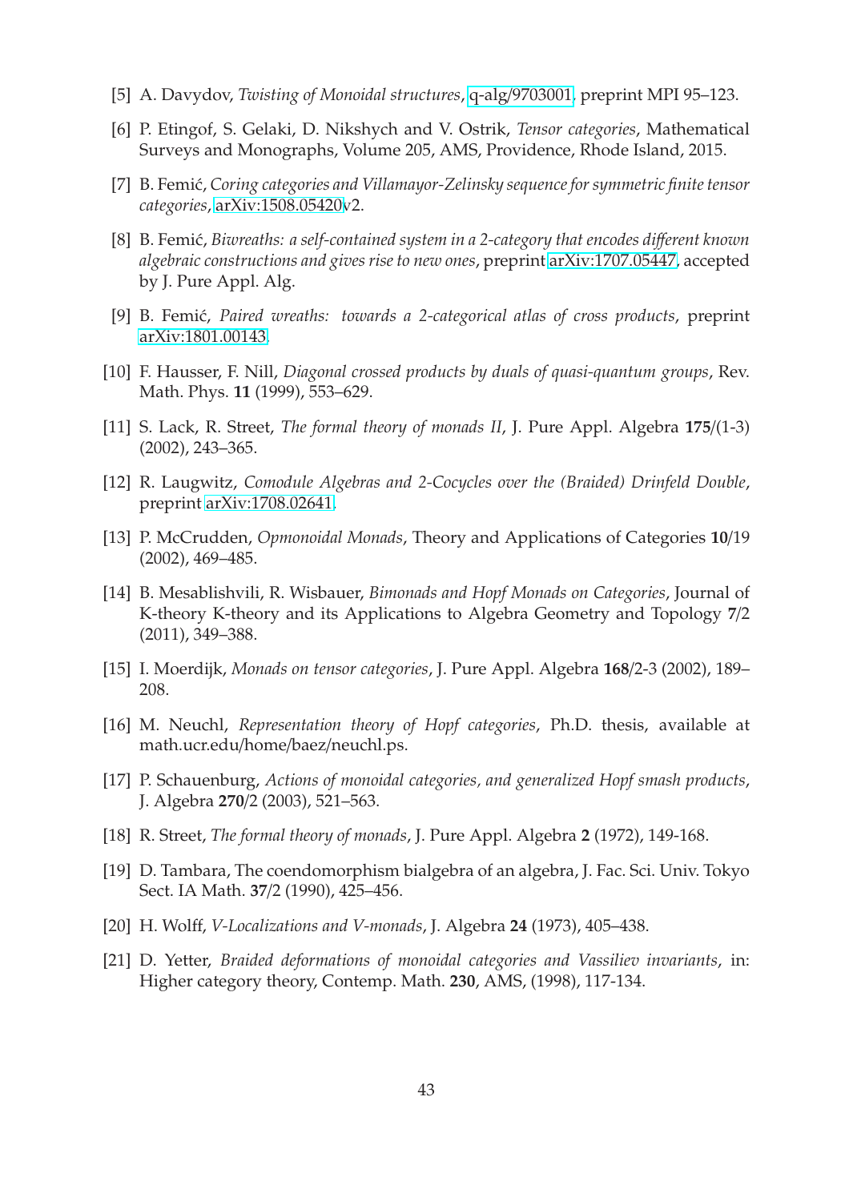[5] A. Davydov, *Twisting of Monoidal structures*, q-alg/9703001, preprint MPI 95–123.

[6] P. Etingof, S. Gelaki, D. Nikshych and V. Ostrik, *Tensor categories*, Mathematical Surveys and Monographs, Volume 205, AMS, Providence, Rhode Island, 2015.

[7] B. Femić, *Coring categories and Villamayor-Zelinsky sequence for symmetric finite tensor categories*, arXiv:1508.05420v2.

[8] B. Femić, *Biwreaths: a self-contained system in a 2-category that encodes different known algebraic constructions and gives rise to new ones*, preprint arXiv:1707.05447, accepted by J. Pure Appl. Alg.

[9] B. Femić, *Paired wreaths: towards a 2-categorical atlas of cross products*, preprint arXiv:1801.00143.

[10] F. Hausser, F. Nill, *Diagonal crossed products by duals of quasi-quantum groups*, Rev. Math. Phys. **11** (1999), 553–629.

[11] S. Lack, R. Street, *The formal theory of monads II*, J. Pure Appl. Algebra **175**/(1-3) (2002), 243–365.

[12] R. Laugwitz, *Comodule Algebras and 2-Cocycles over the (Braided) Drinfeld Double*, preprint arXiv:1708.02641.

[13] P. McCrudden, *Opmonoidal Monads*, Theory and Applications of Categories **10**/19 (2002), 469–485.

[14] B. Mesablishvili, R. Wisbauer, *Bimonads and Hopf Monads on Categories*, Journal of K-theory K-theory and its Applications to Algebra Geometry and Topology **7**/2 (2011), 349–388.

[15] I. Moerdijk, *Monads on tensor categories*, J. Pure Appl. Algebra **168**/2-3 (2002), 189–208.

[16] M. Neuchl, *Representation theory of Hopf categories*, Ph.D. thesis, available at math.ucr.edu/home/baez/neuchl.ps.

[17] P. Schauenburg, *Actions of monoidal categories, and generalized Hopf smash products*, J. Algebra **270**/2 (2003), 521–563.

[18] R. Street, *The formal theory of monads*, J. Pure Appl. Algebra **2** (1972), 149-168.

[19] D. Tambara, The coendomorphism bialgebra of an algebra, J. Fac. Sci. Univ. Tokyo Sect. IA Math. **37**/2 (1990), 425–456.

[20] H. Wolff, *V-Localizations and V-monads*, J. Algebra **24** (1973), 405–438.

[21] D. Yetter, *Braided deformations of monoidal categories and Vassiliev invariants*, in: Higher category theory, Contemp. Math. **230**, AMS, (1998), 117-134.